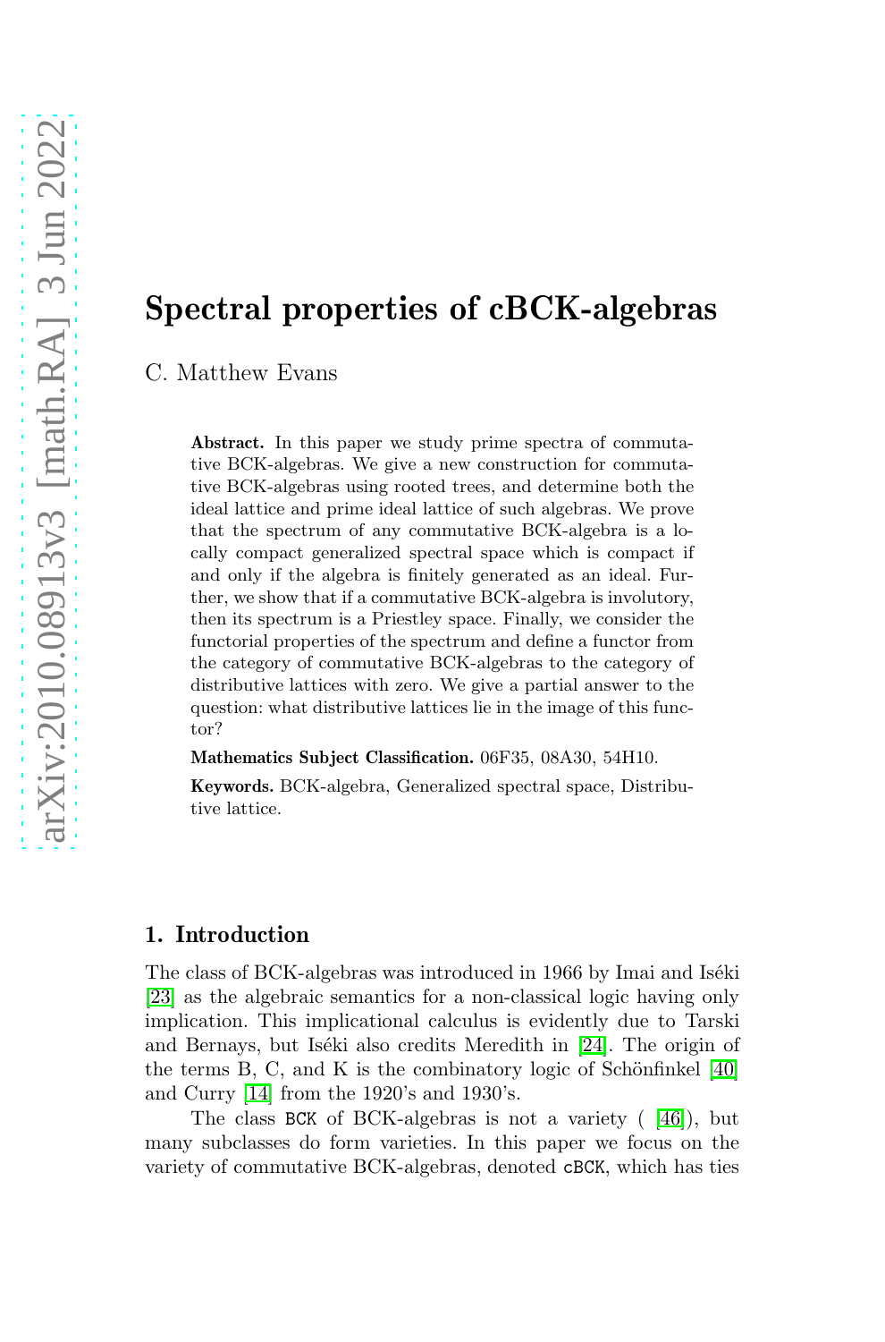# Spectral properties of cBCK-algebras

C. Matthew Evans

**Abstract.** In this paper we study prime spectra of commutative BCK-algebras. We give a new construction for commutative BCK-algebras using rooted trees, and determine both the ideal lattice and prime ideal lattice of such algebras. We prove that the spectrum of any commutative BCK-algebra is a locally compact generalized spectral space which is compact if and only if the algebra is finitely generated as an ideal. Further, we show that if a commutative BCK-algebra is involutory, then its spectrum is a Priestley space. Finally, we consider the functorial properties of the spectrum and define a functor from the category of commutative BCK-algebras to the category of distributive lattices with zero. We give a partial answer to the question: what distributive lattices lie in the image of this functor?

**Mathematics Subject Classification.** 06F35, 08A30, 54H10.

**Keywords.** BCK-algebra, Generalized spectral space, Distributive lattice.

## 1. Introduction

The class of BCK-algebras was introduced in 1966 by Imai and Iséki [23] as the algebraic semantics for a non-classical logic having only implication. This implicational calculus is evidently due to Tarski and Bernays, but Iséki also credits Meredith in [24]. The origin of the terms B, C, and K is the combinatory logic of Schönfinkel [40] and Curry [14] from the 1920's and 1930's.

The class BCK of BCK-algebras is not a variety ( [46]), but many subclasses do form varieties. In this paper we focus on the variety of commutative BCK-algebras, denoted cBCK, which has ties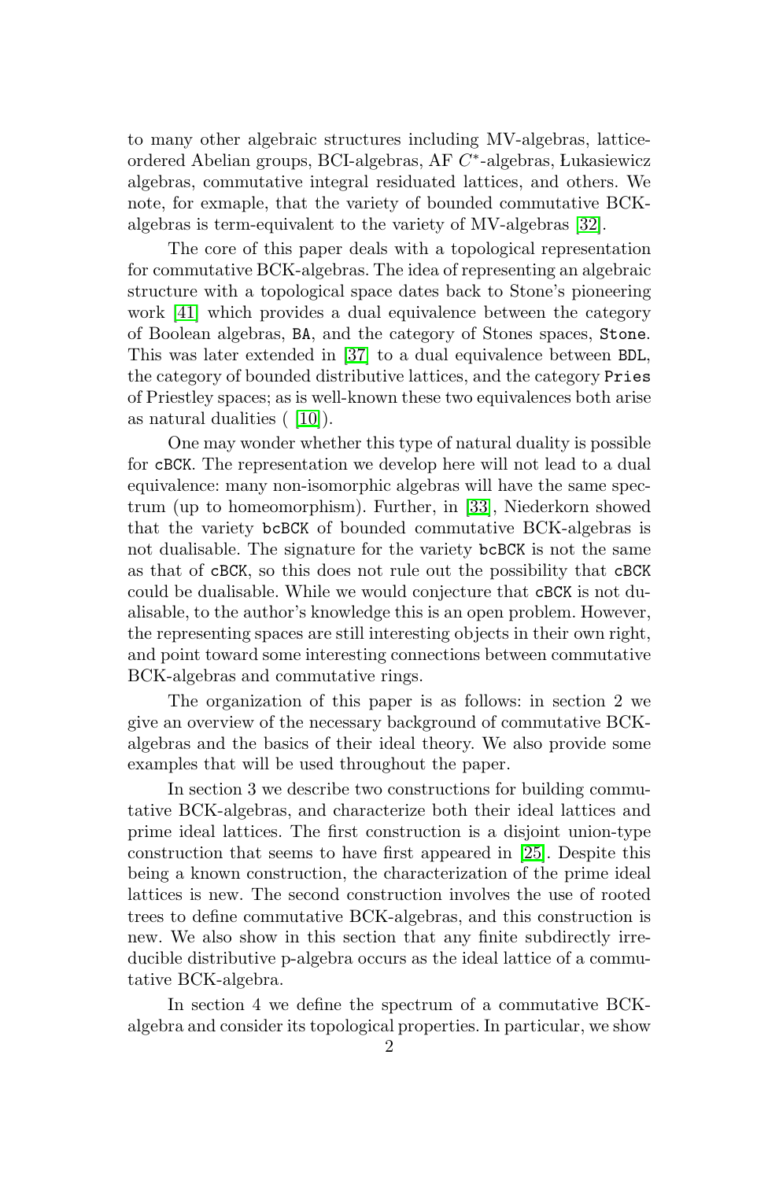to many other algebraic structures including MV-algebras, lattice-ordered Abelian groups, BCI-algebras, AF $C^*$-algebras, Łukasiewicz algebras, commutative integral residuated lattices, and others. We note, for exmaple, that the variety of bounded commutative BCK-algebras is term-equivalent to the variety of MV-algebras [32].

The core of this paper deals with a topological representation for commutative BCK-algebras. The idea of representing an algebraic structure with a topological space dates back to Stone's pioneering work [41] which provides a dual equivalence between the category of Boolean algebras, `BA`, and the category of Stones spaces, `Stone`. This was later extended in [37] to a dual equivalence between `BDL`, the category of bounded distributive lattices, and the category `Pries` of Priestley spaces; as is well-known these two equivalences both arise as natural dualities ( [10]).

One may wonder whether this type of natural duality is possible for `cBCK`. The representation we develop here will not lead to a dual equivalence: many non-isomorphic algebras will have the same spectrum (up to homeomorphism). Further, in [33], Niederkorn showed that the variety `bcBCK` of bounded commutative BCK-algebras is not dualisable. The signature for the variety `bcBCK` is not the same as that of `cBCK`, so this does not rule out the possibility that `cBCK` could be dualisable. While we would conjecture that `cBCK` is not dualisable, to the author's knowledge this is an open problem. However, the representing spaces are still interesting objects in their own right, and point toward some interesting connections between commutative BCK-algebras and commutative rings.

The organization of this paper is as follows: in section 2 we give an overview of the necessary background of commutative BCK-algebras and the basics of their ideal theory. We also provide some examples that will be used throughout the paper.

In section 3 we describe two constructions for building commutative BCK-algebras, and characterize both their ideal lattices and prime ideal lattices. The first construction is a disjoint union-type construction that seems to have first appeared in [25]. Despite this being a known construction, the characterization of the prime ideal lattices is new. The second construction involves the use of rooted trees to define commutative BCK-algebras, and this construction is new. We also show in this section that any finite subdirectly irreducible distributive p-algebra occurs as the ideal lattice of a commutative BCK-algebra.

In section 4 we define the spectrum of a commutative BCK-algebra and consider its topological properties. In particular, we show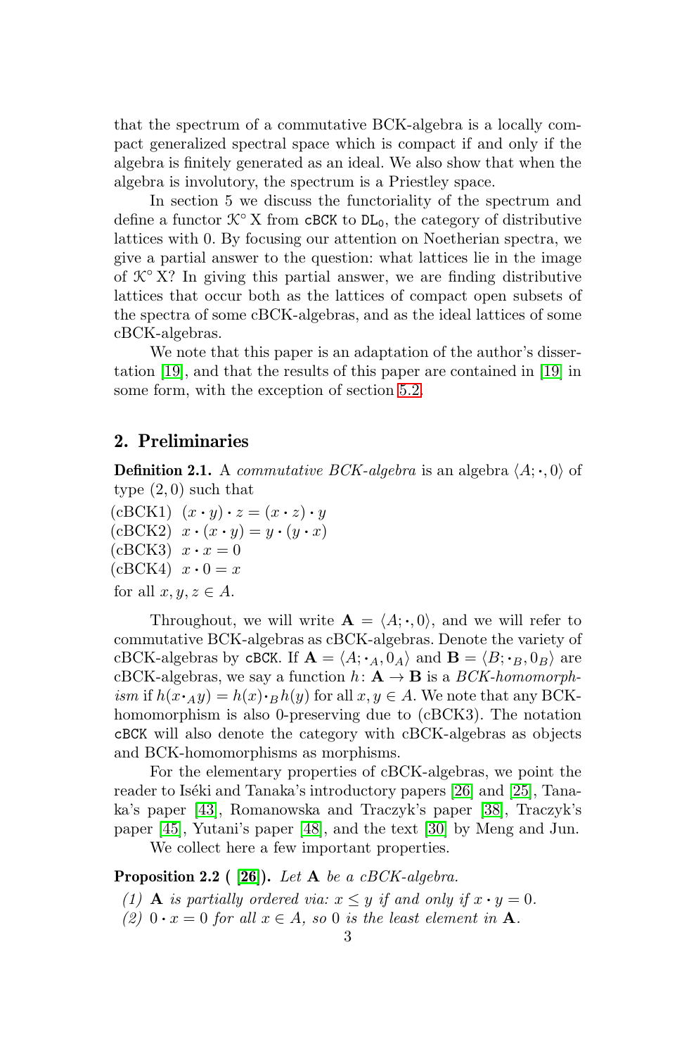that the spectrum of a commutative BCK-algebra is a locally compact generalized spectral space which is compact if and only if the algebra is finitely generated as an ideal. We also show that when the algebra is involutory, the spectrum is a Priestley space.

In section 5 we discuss the functoriality of the spectrum and define a functor $\mathcal{K}^\circ\,\mathrm{X}$ from `cBCK` to $\mathtt{DL_0}$, the category of distributive lattices with 0. By focusing our attention on Noetherian spectra, we give a partial answer to the question: what lattices lie in the image of $\mathcal{K}^\circ\,\mathrm{X}$? In giving this partial answer, we are finding distributive lattices that occur both as the lattices of compact open subsets of the spectra of some cBCK-algebras, and as the ideal lattices of some cBCK-algebras.

We note that this paper is an adaptation of the author's dissertation [19], and that the results of this paper are contained in [19] in some form, with the exception of section 5.2.

## 2. Preliminaries

**Definition 2.1.** A *commutative BCK-algebra* is an algebra $\langle A; \cdot, 0\rangle$ of type $(2, 0)$ such that

(cBCK1) $(x \cdot y) \cdot z = (x \cdot z) \cdot y$
(cBCK2) $x \cdot (x \cdot y) = y \cdot (y \cdot x)$
(cBCK3) $x \cdot x = 0$
(cBCK4) $x \cdot 0 = x$

for all $x, y, z \in A$.

Throughout, we will write $\mathbf{A} = \langle A; \cdot, 0\rangle$, and we will refer to commutative BCK-algebras as cBCK-algebras. Denote the variety of cBCK-algebras by `cBCK`. If $\mathbf{A} = \langle A; \cdot_A, 0_A\rangle$ and $\mathbf{B} = \langle B; \cdot_B, 0_B\rangle$ are cBCK-algebras, we say a function $h\colon \mathbf{A} \to \mathbf{B}$ is a *BCK-homomorphism* if $h(x \cdot_A y) = h(x) \cdot_B h(y)$ for all $x, y \in A$. We note that any BCK-homomorphism is also 0-preserving due to (cBCK3). The notation `cBCK` will also denote the category with cBCK-algebras as objects and BCK-homomorphisms as morphisms.

For the elementary properties of cBCK-algebras, we point the reader to Iséki and Tanaka's introductory papers [26] and [25], Tanaka's paper [43], Romanowska and Traczyk's paper [38], Traczyk's paper [45], Yutani's paper [48], and the text [30] by Meng and Jun.

We collect here a few important properties.

**Proposition 2.2** ( **[26]**)**.** *Let* $\mathbf{A}$ *be a cBCK-algebra.*

*(1)* $\mathbf{A}$ *is partially ordered via:* $x \leq y$ *if and only if* $x \cdot y = 0$*.*
*(2)* $0 \cdot x = 0$ *for all* $x \in A$*, so* $0$ *is the least element in* $\mathbf{A}$*.*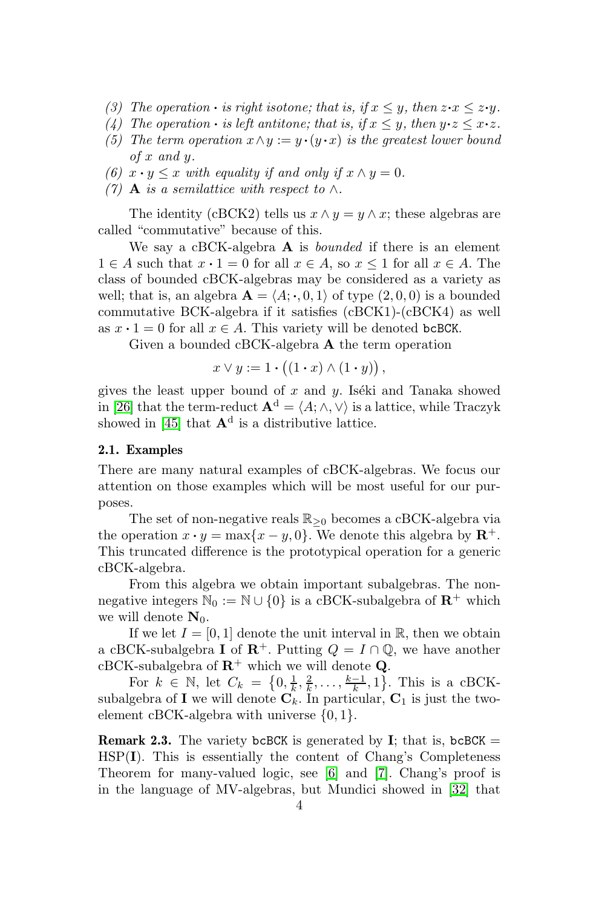*(3) The operation $\cdot$ is right isotone; that is, if $x \leq y$, then $z \cdot x \leq z \cdot y$.*

*(4) The operation $\cdot$ is left antitone; that is, if $x \leq y$, then $y \cdot z \leq x \cdot z$.*

*(5) The term operation $x \wedge y := y \cdot (y \cdot x)$ is the greatest lower bound of $x$ and $y$.*

*(6) $x \cdot y \leq x$ with equality if and only if $x \wedge y = 0$.*

*(7) $\mathbf{A}$ is a semilattice with respect to $\wedge$.*

The identity (cBCK2) tells us $x \wedge y = y \wedge x$; these algebras are called "commutative" because of this.

We say a cBCK-algebra $\mathbf{A}$ is *bounded* if there is an element $1 \in A$ such that $x \cdot 1 = 0$ for all $x \in A$, so $x \leq 1$ for all $x \in A$. The class of bounded cBCK-algebras may be considered as a variety as well; that is, an algebra $\mathbf{A} = \langle A; \cdot, 0, 1 \rangle$ of type $(2, 0, 0)$ is a bounded commutative BCK-algebra if it satisfies (cBCK1)-(cBCK4) as well as $x \cdot 1 = 0$ for all $x \in A$. This variety will be denoted bcBCK.

Given a bounded cBCK-algebra $\mathbf{A}$ the term operation

$$x \vee y := 1 \cdot \big((1 \cdot x) \wedge (1 \cdot y)\big),$$

gives the least upper bound of $x$ and $y$. Iséki and Tanaka showed in [26] that the term-reduct $\mathbf{A}^{\mathrm{d}} = \langle A; \wedge, \vee \rangle$ is a lattice, while Traczyk showed in [45] that $\mathbf{A}^{\mathrm{d}}$ is a distributive lattice.

### 2.1. Examples

There are many natural examples of cBCK-algebras. We focus our attention on those examples which will be most useful for our purposes.

The set of non-negative reals $\mathbb{R}_{\geq 0}$ becomes a cBCK-algebra via the operation $x \cdot y = \max\{x - y, 0\}$. We denote this algebra by $\mathbf{R}^+$. This truncated difference is the prototypical operation for a generic cBCK-algebra.

From this algebra we obtain important subalgebras. The non-negative integers $\mathbb{N}_0 := \mathbb{N} \cup \{0\}$ is a cBCK-subalgebra of $\mathbf{R}^+$ which we will denote $\mathbf{N}_0$.

If we let $I = [0, 1]$ denote the unit interval in $\mathbb{R}$, then we obtain a cBCK-subalgebra $\mathbf{I}$ of $\mathbf{R}^+$. Putting $Q = I \cap \mathbb{Q}$, we have another cBCK-subalgebra of $\mathbf{R}^+$ which we will denote $\mathbf{Q}$.

For $k \in \mathbb{N}$, let $C_k = \left\{0, \frac{1}{k}, \frac{2}{k}, \ldots, \frac{k-1}{k}, 1\right\}$. This is a cBCK-subalgebra of $\mathbf{I}$ we will denote $\mathbf{C}_k$. In particular, $\mathbf{C}_1$ is just the two-element cBCK-algebra with universe $\{0, 1\}$.

**Remark 2.3.** The variety bcBCK is generated by $\mathbf{I}$; that is, bcBCK $=$ HSP($\mathbf{I}$). This is essentially the content of Chang's Completeness Theorem for many-valued logic, see [6] and [7]. Chang's proof is in the language of MV-algebras, but Mundici showed in [32] that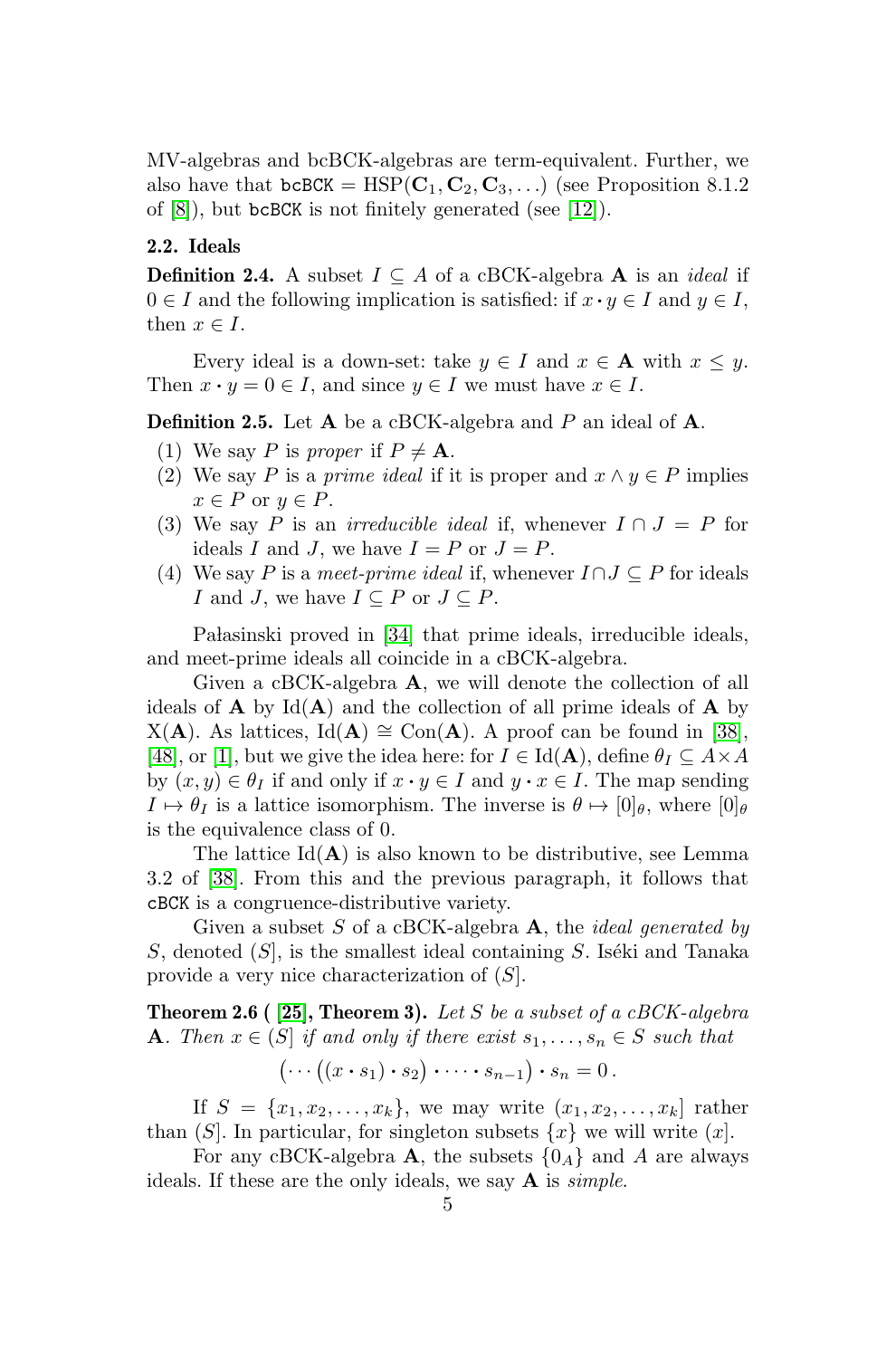MV-algebras and bcBCK-algebras are term-equivalent. Further, we also have that $\mathtt{bcBCK} = \mathrm{HSP}(\mathbf{C}_1, \mathbf{C}_2, \mathbf{C}_3, \ldots)$ (see Proposition 8.1.2 of [8]), but bcBCK is not finitely generated (see [12]).

### 2.2. Ideals

**Definition 2.4.** A subset $I \subseteq A$ of a cBCK-algebra $\mathbf{A}$ is an *ideal* if $0 \in I$ and the following implication is satisfied: if $x \cdot y \in I$ and $y \in I$, then $x \in I$.

Every ideal is a down-set: take $y \in I$ and $x \in \mathbf{A}$ with $x \leq y$. Then $x \cdot y = 0 \in I$, and since $y \in I$ we must have $x \in I$.

**Definition 2.5.** Let $\mathbf{A}$ be a cBCK-algebra and $P$ an ideal of $\mathbf{A}$.

1. We say $P$ is *proper* if $P \neq \mathbf{A}$.
2. We say $P$ is a *prime ideal* if it is proper and $x \wedge y \in P$ implies $x \in P$ or $y \in P$.
3. We say $P$ is an *irreducible ideal* if, whenever $I \cap J = P$ for ideals $I$ and $J$, we have $I = P$ or $J = P$.
4. We say $P$ is a *meet-prime ideal* if, whenever $I \cap J \subseteq P$ for ideals $I$ and $J$, we have $I \subseteq P$ or $J \subseteq P$.

Pałasinski proved in [34] that prime ideals, irreducible ideals, and meet-prime ideals all coincide in a cBCK-algebra.

Given a cBCK-algebra $\mathbf{A}$, we will denote the collection of all ideals of $\mathbf{A}$ by $\mathrm{Id}(\mathbf{A})$ and the collection of all prime ideals of $\mathbf{A}$ by $\mathrm{X}(\mathbf{A})$. As lattices, $\mathrm{Id}(\mathbf{A}) \cong \mathrm{Con}(\mathbf{A})$. A proof can be found in [38], [48], or [1], but we give the idea here: for $I \in \mathrm{Id}(\mathbf{A})$, define $\theta_I \subseteq A \times A$ by $(x, y) \in \theta_I$ if and only if $x \cdot y \in I$ and $y \cdot x \in I$. The map sending $I \mapsto \theta_I$ is a lattice isomorphism. The inverse is $\theta \mapsto [0]_\theta$, where $[0]_\theta$ is the equivalence class of 0.

The lattice $\mathrm{Id}(\mathbf{A})$ is also known to be distributive, see Lemma 3.2 of [38]. From this and the previous paragraph, it follows that cBCK is a congruence-distributive variety.

Given a subset $S$ of a cBCK-algebra $\mathbf{A}$, the *ideal generated by* $S$, denoted $(S]$, is the smallest ideal containing $S$. Iséki and Tanaka provide a very nice characterization of $(S]$.

**Theorem 2.6 ( [25], Theorem 3).** *Let $S$ be a subset of a cBCK-algebra $\mathbf{A}$. Then $x \in (S]$ if and only if there exist $s_1, \ldots, s_n \in S$ such that*

$$\left(\cdots\left((x \cdot s_1) \cdot s_2\right) \cdot \cdots \cdot s_{n-1}\right) \cdot s_n = 0\,.$$

If $S = \{x_1, x_2, \ldots, x_k\}$, we may write $(x_1, x_2, \ldots, x_k]$ rather than $(S]$. In particular, for singleton subsets $\{x\}$ we will write $(x]$.

For any cBCK-algebra $\mathbf{A}$, the subsets $\{0_A\}$ and $A$ are always ideals. If these are the only ideals, we say $\mathbf{A}$ is *simple*.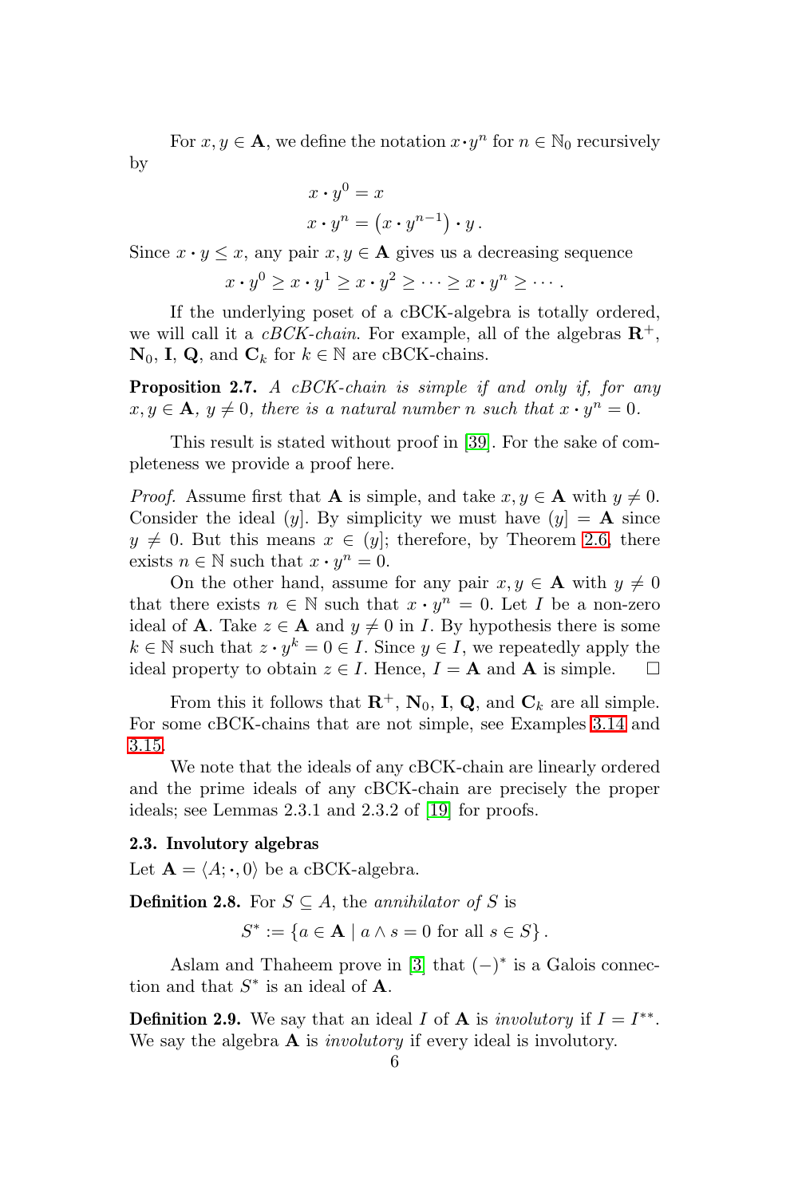For $x, y \in \mathbf{A}$, we define the notation $x \cdot y^n$ for $n \in \mathbb{N}_0$ recursively by

$$x \cdot y^0 = x$$
$$x \cdot y^n = \left(x \cdot y^{n-1}\right) \cdot y\,.$$

Since $x \cdot y \leq x$, any pair $x, y \in \mathbf{A}$ gives us a decreasing sequence

$$x \cdot y^0 \geq x \cdot y^1 \geq x \cdot y^2 \geq \cdots \geq x \cdot y^n \geq \cdots.$$

If the underlying poset of a cBCK-algebra is totally ordered, we will call it a *cBCK-chain*. For example, all of the algebras $\mathbf{R}^+$, $\mathbf{N}_0$, $\mathbf{I}$, $\mathbf{Q}$, and $\mathbf{C}_k$ for $k \in \mathbb{N}$ are cBCK-chains.

**Proposition 2.7.** *A cBCK-chain is simple if and only if, for any $x, y \in \mathbf{A}$, $y \neq 0$, there is a natural number $n$ such that $x \cdot y^n = 0$.*

This result is stated without proof in [39]. For the sake of completeness we provide a proof here.

*Proof.* Assume first that $\mathbf{A}$ is simple, and take $x, y \in \mathbf{A}$ with $y \neq 0$. Consider the ideal $(y]$. By simplicity we must have $(y] = \mathbf{A}$ since $y \neq 0$. But this means $x \in (y]$; therefore, by Theorem 2.6, there exists $n \in \mathbb{N}$ such that $x \cdot y^n = 0$.

On the other hand, assume for any pair $x, y \in \mathbf{A}$ with $y \neq 0$ that there exists $n \in \mathbb{N}$ such that $x \cdot y^n = 0$. Let $I$ be a non-zero ideal of $\mathbf{A}$. Take $z \in \mathbf{A}$ and $y \neq 0$ in $I$. By hypothesis there is some $k \in \mathbb{N}$ such that $z \cdot y^k = 0 \in I$. Since $y \in I$, we repeatedly apply the ideal property to obtain $z \in I$. Hence, $I = \mathbf{A}$ and $\mathbf{A}$ is simple. $\square$

From this it follows that $\mathbf{R}^+$, $\mathbf{N}_0$, $\mathbf{I}$, $\mathbf{Q}$, and $\mathbf{C}_k$ are all simple. For some cBCK-chains that are not simple, see Examples 3.14 and 3.15.

We note that the ideals of any cBCK-chain are linearly ordered and the prime ideals of any cBCK-chain are precisely the proper ideals; see Lemmas 2.3.1 and 2.3.2 of [19] for proofs.

### 2.3. Involutory algebras

Let $\mathbf{A} = \langle A; \cdot, 0\rangle$ be a cBCK-algebra.

**Definition 2.8.** For $S \subseteq A$, the *annihilator of $S$* is

$$S^* := \{a \in \mathbf{A} \mid a \wedge s = 0 \text{ for all } s \in S\}\,.$$

Aslam and Thaheem prove in [3] that $(-)^*$ is a Galois connection and that $S^*$ is an ideal of $\mathbf{A}$.

**Definition 2.9.** We say that an ideal $I$ of $\mathbf{A}$ is *involutory* if $I = I^{**}$. We say the algebra $\mathbf{A}$ is *involutory* if every ideal is involutory.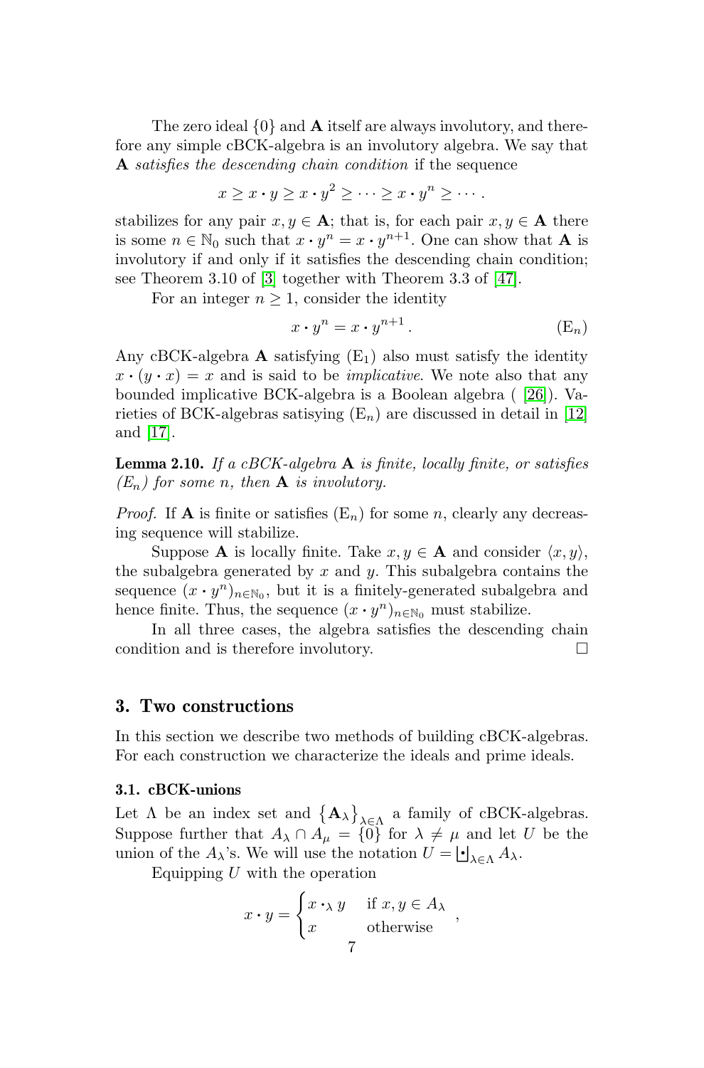The zero ideal $\{0\}$ and $\mathbf{A}$ itself are always involutory, and therefore any simple cBCK-algebra is an involutory algebra. We say that $\mathbf{A}$ *satisfies the descending chain condition* if the sequence

$$x \geq x \cdot y \geq x \cdot y^2 \geq \cdots \geq x \cdot y^n \geq \cdots.$$

stabilizes for any pair $x, y \in \mathbf{A}$; that is, for each pair $x, y \in \mathbf{A}$ there is some $n \in \mathbb{N}_0$ such that $x \cdot y^n = x \cdot y^{n+1}$. One can show that $\mathbf{A}$ is involutory if and only if it satisfies the descending chain condition; see Theorem 3.10 of [3] together with Theorem 3.3 of [47].

For an integer $n \geq 1$, consider the identity

$$x \cdot y^n = x \cdot y^{n+1}. \tag{E$_n$}$$

Any cBCK-algebra $\mathbf{A}$ satisfying ($\mathrm{E}_1$) also must satisfy the identity $x \cdot (y \cdot x) = x$ and is said to be *implicative*. We note also that any bounded implicative BCK-algebra is a Boolean algebra ( [26]). Varieties of BCK-algebras satisying ($\mathrm{E}_n$) are discussed in detail in [12] and [17].

**Lemma 2.10.** *If a cBCK-algebra $\mathbf{A}$ is finite, locally finite, or satisfies ($\mathrm{E}_n$) for some $n$, then $\mathbf{A}$ is involutory.*

*Proof.* If $\mathbf{A}$ is finite or satisfies ($\mathrm{E}_n$) for some $n$, clearly any decreasing sequence will stabilize.

Suppose $\mathbf{A}$ is locally finite. Take $x, y \in \mathbf{A}$ and consider $\langle x, y \rangle$, the subalgebra generated by $x$ and $y$. This subalgebra contains the sequence $(x \cdot y^n)_{n \in \mathbb{N}_0}$, but it is a finitely-generated subalgebra and hence finite. Thus, the sequence $(x \cdot y^n)_{n \in \mathbb{N}_0}$ must stabilize.

In all three cases, the algebra satisfies the descending chain condition and is therefore involutory. □

## 3. Two constructions

In this section we describe two methods of building cBCK-algebras. For each construction we characterize the ideals and prime ideals.

### 3.1. cBCK-unions

Let $\Lambda$ be an index set and $\{\mathbf{A}_\lambda\}_{\lambda \in \Lambda}$ a family of cBCK-algebras. Suppose further that $A_\lambda \cap A_\mu = \{0\}$ for $\lambda \neq \mu$ and let $U$ be the union of the $A_\lambda$'s. We will use the notation $U = \biguplus_{\lambda \in \Lambda} A_\lambda$.

Equipping $U$ with the operation

$$x \cdot y = \begin{cases} x \cdot_\lambda y & \text{if } x, y \in A_\lambda \\ x & \text{otherwise} \end{cases},$$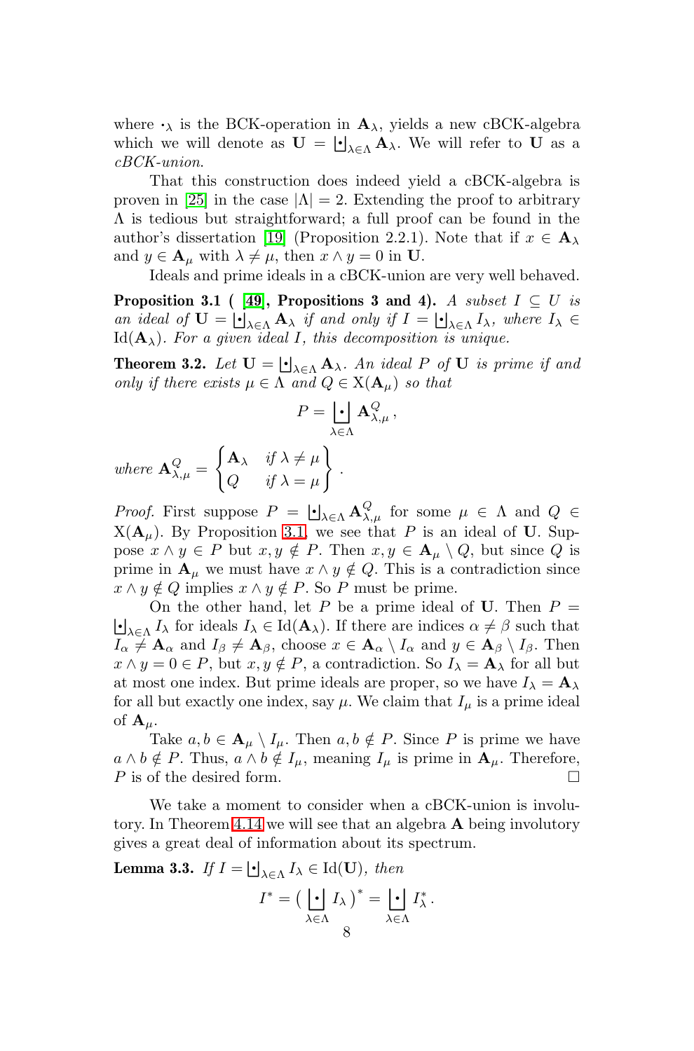where $\cdot_\lambda$ is the BCK-operation in $\mathbf{A}_\lambda$, yields a new cBCK-algebra which we will denote as $\mathbf{U} = \biguplus_{\lambda\in\Lambda} \mathbf{A}_\lambda$. We will refer to $\mathbf{U}$ as a *cBCK-union*.

That this construction does indeed yield a cBCK-algebra is proven in [25] in the case $|\Lambda| = 2$. Extending the proof to arbitrary $\Lambda$ is tedious but straightforward; a full proof can be found in the author's dissertation [19] (Proposition 2.2.1). Note that if $x \in \mathbf{A}_\lambda$ and $y \in \mathbf{A}_\mu$ with $\lambda \neq \mu$, then $x \wedge y = 0$ in $\mathbf{U}$.

Ideals and prime ideals in a cBCK-union are very well behaved.

**Proposition 3.1 ( [49], Propositions 3 and 4).** *A subset $I \subseteq U$ is an ideal of $\mathbf{U} = \biguplus_{\lambda\in\Lambda} \mathbf{A}_\lambda$ if and only if $I = \biguplus_{\lambda\in\Lambda} I_\lambda$, where $I_\lambda \in \mathrm{Id}(\mathbf{A}_\lambda)$. For a given ideal $I$, this decomposition is unique.*

**Theorem 3.2.** *Let $\mathbf{U} = \biguplus_{\lambda\in\Lambda} \mathbf{A}_\lambda$. An ideal $P$ of $\mathbf{U}$ is prime if and only if there exists $\mu \in \Lambda$ and $Q \in \mathrm{X}(\mathbf{A}_\mu)$ so that*

$$P = \biguplus_{\lambda\in\Lambda} \mathbf{A}^Q_{\lambda,\mu}\,,$$

*where* $\mathbf{A}^Q_{\lambda,\mu} = \begin{Bmatrix} \mathbf{A}_\lambda & \text{if } \lambda \neq \mu \\ Q & \text{if } \lambda = \mu \end{Bmatrix}$.

*Proof.* First suppose $P = \biguplus_{\lambda\in\Lambda} \mathbf{A}^Q_{\lambda,\mu}$ for some $\mu \in \Lambda$ and $Q \in \mathrm{X}(\mathbf{A}_\mu)$. By Proposition 3.1, we see that $P$ is an ideal of $\mathbf{U}$. Suppose $x \wedge y \in P$ but $x, y \notin P$. Then $x, y \in \mathbf{A}_\mu \setminus Q$, but since $Q$ is prime in $\mathbf{A}_\mu$ we must have $x \wedge y \notin Q$. This is a contradiction since $x \wedge y \notin Q$ implies $x \wedge y \notin P$. So $P$ must be prime.

On the other hand, let $P$ be a prime ideal of $\mathbf{U}$. Then $P = \biguplus_{\lambda\in\Lambda} I_\lambda$ for ideals $I_\lambda \in \mathrm{Id}(\mathbf{A}_\lambda)$. If there are indices $\alpha \neq \beta$ such that $I_\alpha \neq \mathbf{A}_\alpha$ and $I_\beta \neq \mathbf{A}_\beta$, choose $x \in \mathbf{A}_\alpha \setminus I_\alpha$ and $y \in \mathbf{A}_\beta \setminus I_\beta$. Then $x \wedge y = 0 \in P$, but $x, y \notin P$, a contradiction. So $I_\lambda = \mathbf{A}_\lambda$ for all but at most one index. But prime ideals are proper, so we have $I_\lambda = \mathbf{A}_\lambda$ for all but exactly one index, say $\mu$. We claim that $I_\mu$ is a prime ideal of $\mathbf{A}_\mu$.

Take $a, b \in \mathbf{A}_\mu \setminus I_\mu$. Then $a, b \notin P$. Since $P$ is prime we have $a \wedge b \notin P$. Thus, $a \wedge b \notin I_\mu$, meaning $I_\mu$ is prime in $\mathbf{A}_\mu$. Therefore, $P$ is of the desired form. □

We take a moment to consider when a cBCK-union is involutory. In Theorem 4.14 we will see that an algebra $\mathbf{A}$ being involutory gives a great deal of information about its spectrum.

**Lemma 3.3.** *If $I = \biguplus_{\lambda\in\Lambda} I_\lambda \in \mathrm{Id}(\mathbf{U})$, then*

$$I^* = \Big(\biguplus_{\lambda\in\Lambda} I_\lambda\Big)^* = \biguplus_{\lambda\in\Lambda} I^*_\lambda\,.$$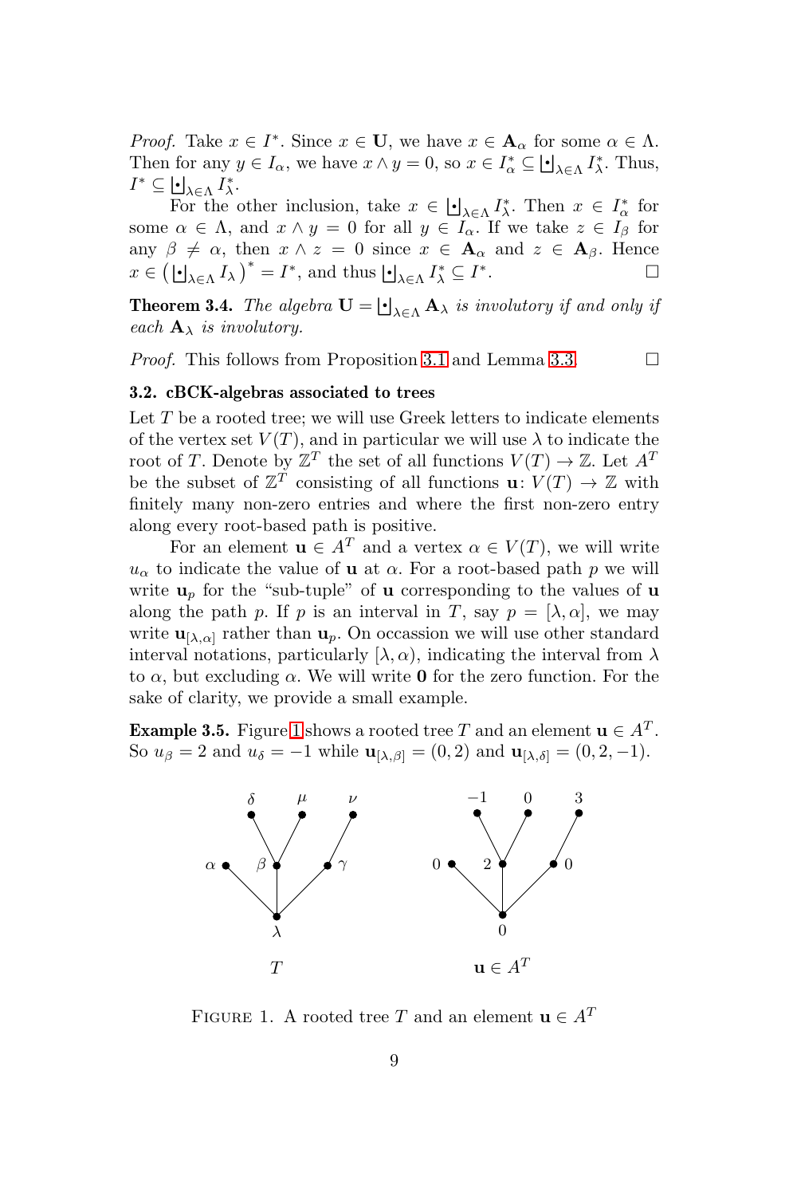*Proof.* Take $x \in I^*$. Since $x \in \mathbf{U}$, we have $x \in \mathbf{A}_\alpha$ for some $\alpha \in \Lambda$. Then for any $y \in I_\alpha$, we have $x \wedge y = 0$, so $x \in I_\alpha^* \subseteq \biguplus_{\lambda\in\Lambda} I_\lambda^*$. Thus, $I^* \subseteq \biguplus_{\lambda\in\Lambda} I_\lambda^*$.

For the other inclusion, take $x \in \biguplus_{\lambda\in\Lambda} I_\lambda^*$. Then $x \in I_\alpha^*$ for some $\alpha \in \Lambda$, and $x \wedge y = 0$ for all $y \in I_\alpha$. If we take $z \in I_\beta$ for any $\beta \neq \alpha$, then $x \wedge z = 0$ since $x \in \mathbf{A}_\alpha$ and $z \in \mathbf{A}_\beta$. Hence $x \in \left(\biguplus_{\lambda\in\Lambda} I_\lambda\right)^* = I^*$, and thus $\biguplus_{\lambda\in\Lambda} I_\lambda^* \subseteq I^*$. □

**Theorem 3.4.** *The algebra $\mathbf{U} = \biguplus_{\lambda\in\Lambda} \mathbf{A}_\lambda$ is involutory if and only if each $\mathbf{A}_\lambda$ is involutory.*

*Proof.* This follows from Proposition 3.1 and Lemma 3.3. □

### 3.2. cBCK-algebras associated to trees

Let $T$ be a rooted tree; we will use Greek letters to indicate elements of the vertex set $V(T)$, and in particular we will use $\lambda$ to indicate the root of $T$. Denote by $\mathbb{Z}^T$ the set of all functions $V(T) \to \mathbb{Z}$. Let $A^T$ be the subset of $\mathbb{Z}^T$ consisting of all functions $\mathbf{u}\colon V(T) \to \mathbb{Z}$ with finitely many non-zero entries and where the first non-zero entry along every root-based path is positive.

For an element $\mathbf{u} \in A^T$ and a vertex $\alpha \in V(T)$, we will write $u_\alpha$ to indicate the value of $\mathbf{u}$ at $\alpha$. For a root-based path $p$ we will write $\mathbf{u}_p$ for the "sub-tuple" of $\mathbf{u}$ corresponding to the values of $\mathbf{u}$ along the path $p$. If $p$ is an interval in $T$, say $p = [\lambda, \alpha]$, we may write $\mathbf{u}_{[\lambda,\alpha]}$ rather than $\mathbf{u}_p$. On occassion we will use other standard interval notations, particularly $[\lambda, \alpha)$, indicating the interval from $\lambda$ to $\alpha$, but excluding $\alpha$. We will write $\mathbf{0}$ for the zero function. For the sake of clarity, we provide a small example.

**Example 3.5.** Figure 1 shows a rooted tree $T$ and an element $\mathbf{u} \in A^T$. So $u_\beta = 2$ and $u_\delta = -1$ while $\mathbf{u}_{[\lambda,\beta]} = (0, 2)$ and $\mathbf{u}_{[\lambda,\delta]} = (0, 2, -1)$.

Figure 1. A rooted tree $T$ and an element $\mathbf{u} \in A^T$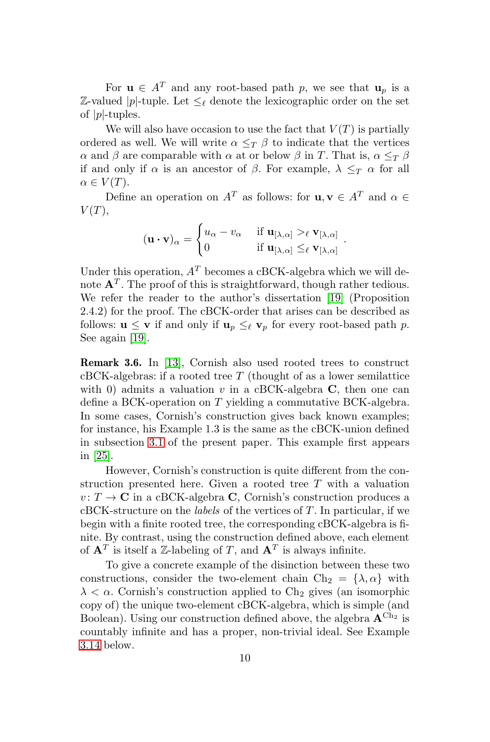For $\mathbf{u} \in A^T$ and any root-based path $p$, we see that $\mathbf{u}_p$ is a $\mathbb{Z}$-valued $|p|$-tuple. Let $\leq_\ell$ denote the lexicographic order on the set of $|p|$-tuples.

We will also have occasion to use the fact that $V(T)$ is partially ordered as well. We will write $\alpha \leq_T \beta$ to indicate that the vertices $\alpha$ and $\beta$ are comparable with $\alpha$ at or below $\beta$ in $T$. That is, $\alpha \leq_T \beta$ if and only if $\alpha$ is an ancestor of $\beta$. For example, $\lambda \leq_T \alpha$ for all $\alpha \in V(T)$.

Define an operation on $A^T$ as follows: for $\mathbf{u}, \mathbf{v} \in A^T$ and $\alpha \in V(T)$,

$$(\mathbf{u} \cdot \mathbf{v})_\alpha = \begin{cases} u_\alpha - v_\alpha & \text{if } \mathbf{u}_{[\lambda,\alpha]} >_\ell \mathbf{v}_{[\lambda,\alpha]} \\ 0 & \text{if } \mathbf{u}_{[\lambda,\alpha]} \leq_\ell \mathbf{v}_{[\lambda,\alpha]} \end{cases}.$$

Under this operation, $A^T$ becomes a cBCK-algebra which we will denote $\mathbf{A}^T$. The proof of this is straightforward, though rather tedious. We refer the reader to the author's dissertation [19] (Proposition 2.4.2) for the proof. The cBCK-order that arises can be described as follows: $\mathbf{u} \leq \mathbf{v}$ if and only if $\mathbf{u}_p \leq_\ell \mathbf{v}_p$ for every root-based path $p$. See again [19].

**Remark 3.6.** In [13], Cornish also used rooted trees to construct cBCK-algebras: if a rooted tree $T$ (thought of as a lower semilattice with 0) admits a valuation $v$ in a cBCK-algebra $\mathbf{C}$, then one can define a BCK-operation on $T$ yielding a commutative BCK-algebra. In some cases, Cornish's construction gives back known examples; for instance, his Example 1.3 is the same as the cBCK-union defined in subsection 3.1 of the present paper. This example first appears in [25].

However, Cornish's construction is quite different from the construction presented here. Given a rooted tree $T$ with a valuation $v\colon T \to \mathbf{C}$ in a cBCK-algebra $\mathbf{C}$, Cornish's construction produces a cBCK-structure on the *labels* of the vertices of $T$. In particular, if we begin with a finite rooted tree, the corresponding cBCK-algebra is finite. By contrast, using the construction defined above, each element of $\mathbf{A}^T$ is itself a $\mathbb{Z}$-labeling of $T$, and $\mathbf{A}^T$ is always infinite.

To give a concrete example of the disinction between these two constructions, consider the two-element chain $\mathrm{Ch}_2 = \{\lambda, \alpha\}$ with $\lambda < \alpha$. Cornish's construction applied to $\mathrm{Ch}_2$ gives (an isomorphic copy of) the unique two-element cBCK-algebra, which is simple (and Boolean). Using our construction defined above, the algebra $\mathbf{A}^{\mathrm{Ch}_2}$ is countably infinite and has a proper, non-trivial ideal. See Example 3.14 below.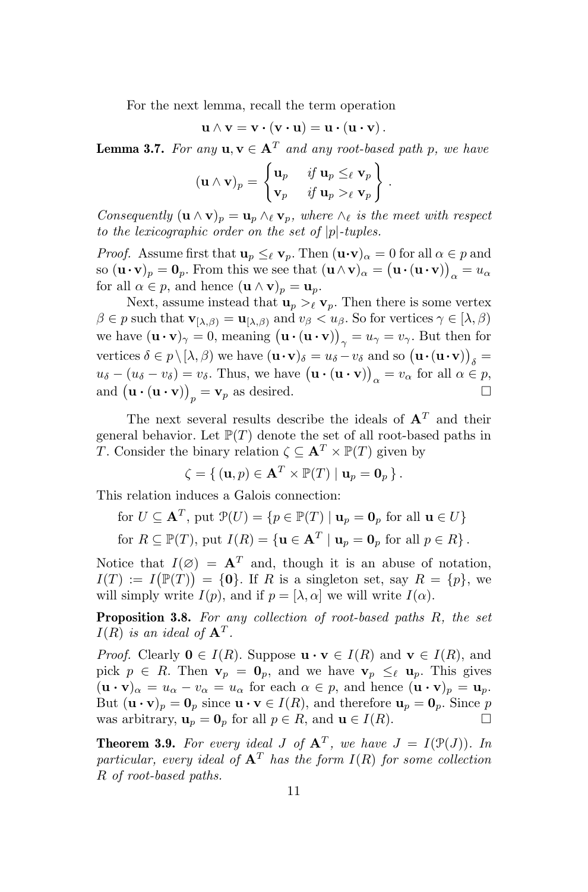For the next lemma, recall the term operation

$$\mathbf{u} \wedge \mathbf{v} = \mathbf{v} \cdot (\mathbf{v} \cdot \mathbf{u}) = \mathbf{u} \cdot (\mathbf{u} \cdot \mathbf{v}).$$

**Lemma 3.7.** *For any $\mathbf{u}, \mathbf{v} \in \mathbf{A}^T$ and any root-based path $p$, we have*

$$(\mathbf{u} \wedge \mathbf{v})_p = \begin{Bmatrix} \mathbf{u}_p & \text{if } \mathbf{u}_p \leq_\ell \mathbf{v}_p \\ \mathbf{v}_p & \text{if } \mathbf{u}_p >_\ell \mathbf{v}_p \end{Bmatrix}.$$

*Consequently $(\mathbf{u} \wedge \mathbf{v})_p = \mathbf{u}_p \wedge_\ell \mathbf{v}_p$, where $\wedge_\ell$ is the meet with respect to the lexicographic order on the set of $|p|$-tuples.*

*Proof.* Assume first that $\mathbf{u}_p \leq_\ell \mathbf{v}_p$. Then $(\mathbf{u} \cdot \mathbf{v})_\alpha = 0$ for all $\alpha \in p$ and so $(\mathbf{u} \cdot \mathbf{v})_p = \mathbf{0}_p$. From this we see that $(\mathbf{u} \wedge \mathbf{v})_\alpha = \big(\mathbf{u} \cdot (\mathbf{u} \cdot \mathbf{v})\big)_\alpha = u_\alpha$ for all $\alpha \in p$, and hence $(\mathbf{u} \wedge \mathbf{v})_p = \mathbf{u}_p$.

Next, assume instead that $\mathbf{u}_p >_\ell \mathbf{v}_p$. Then there is some vertex $\beta \in p$ such that $\mathbf{v}_{[\lambda,\beta)} = \mathbf{u}_{[\lambda,\beta)}$ and $v_\beta < u_\beta$. So for vertices $\gamma \in [\lambda, \beta)$ we have $(\mathbf{u} \cdot \mathbf{v})_\gamma = 0$, meaning $\big(\mathbf{u} \cdot (\mathbf{u} \cdot \mathbf{v})\big)_\gamma = u_\gamma = v_\gamma$. But then for vertices $\delta \in p \setminus [\lambda, \beta)$ we have $(\mathbf{u} \cdot \mathbf{v})_\delta = u_\delta - v_\delta$ and so $\big(\mathbf{u} \cdot (\mathbf{u} \cdot \mathbf{v})\big)_\delta = u_\delta - (u_\delta - v_\delta) = v_\delta$. Thus, we have $\big(\mathbf{u} \cdot (\mathbf{u} \cdot \mathbf{v})\big)_\alpha = v_\alpha$ for all $\alpha \in p$, and $\big(\mathbf{u} \cdot (\mathbf{u} \cdot \mathbf{v})\big)_p = \mathbf{v}_p$ as desired. $\square$

The next several results describe the ideals of $\mathbf{A}^T$ and their general behavior. Let $\mathbb{P}(T)$ denote the set of all root-based paths in $T$. Consider the binary relation $\zeta \subseteq \mathbf{A}^T \times \mathbb{P}(T)$ given by

$$\zeta = \{\, (\mathbf{u}, p) \in \mathbf{A}^T \times \mathbb{P}(T) \mid \mathbf{u}_p = \mathbf{0}_p \,\}.$$

This relation induces a Galois connection:

for $U \subseteq \mathbf{A}^T$, put $\mathcal{P}(U) = \{p \in \mathbb{P}(T) \mid \mathbf{u}_p = \mathbf{0}_p \text{ for all } \mathbf{u} \in U\}$

for $R \subseteq \mathbb{P}(T)$, put $I(R) = \{\mathbf{u} \in \mathbf{A}^T \mid \mathbf{u}_p = \mathbf{0}_p \text{ for all } p \in R\}$.

Notice that $I(\varnothing) = \mathbf{A}^T$ and, though it is an abuse of notation, $I(T) := I\big(\mathbb{P}(T)\big) = \{\mathbf{0}\}$. If $R$ is a singleton set, say $R = \{p\}$, we will simply write $I(p)$, and if $p = [\lambda, \alpha]$ we will write $I(\alpha)$.

**Proposition 3.8.** *For any collection of root-based paths $R$, the set $I(R)$ is an ideal of $\mathbf{A}^T$.*

*Proof.* Clearly $\mathbf{0} \in I(R)$. Suppose $\mathbf{u} \cdot \mathbf{v} \in I(R)$ and $\mathbf{v} \in I(R)$, and pick $p \in R$. Then $\mathbf{v}_p = \mathbf{0}_p$, and we have $\mathbf{v}_p \leq_\ell \mathbf{u}_p$. This gives $(\mathbf{u} \cdot \mathbf{v})_\alpha = u_\alpha - v_\alpha = u_\alpha$ for each $\alpha \in p$, and hence $(\mathbf{u} \cdot \mathbf{v})_p = \mathbf{u}_p$. But $(\mathbf{u} \cdot \mathbf{v})_p = \mathbf{0}_p$ since $\mathbf{u} \cdot \mathbf{v} \in I(R)$, and therefore $\mathbf{u}_p = \mathbf{0}_p$. Since $p$ was arbitrary, $\mathbf{u}_p = \mathbf{0}_p$ for all $p \in R$, and $\mathbf{u} \in I(R)$. $\square$

**Theorem 3.9.** *For every ideal $J$ of $\mathbf{A}^T$, we have $J = I(\mathcal{P}(J))$. In particular, every ideal of $\mathbf{A}^T$ has the form $I(R)$ for some collection $R$ of root-based paths.*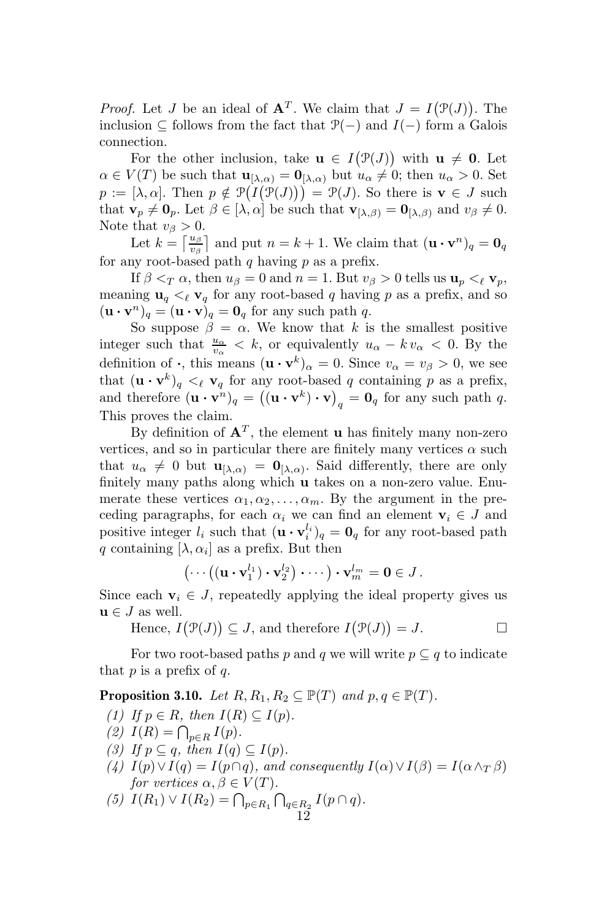*Proof.* Let $J$ be an ideal of $\mathbf{A}^T$. We claim that $J = I\big(\mathcal{P}(J)\big)$. The inclusion $\subseteq$ follows from the fact that $\mathcal{P}(-)$ and $I(-)$ form a Galois connection.

For the other inclusion, take $\mathbf{u} \in I\big(\mathcal{P}(J)\big)$ with $\mathbf{u} \neq \mathbf{0}$. Let $\alpha \in V(T)$ be such that $\mathbf{u}_{[\lambda,\alpha)} = \mathbf{0}_{[\lambda,\alpha)}$ but $u_\alpha \neq 0$; then $u_\alpha > 0$. Set $p := [\lambda, \alpha]$. Then $p \notin \mathcal{P}\big(I\big(\mathcal{P}(J)\big)\big) = \mathcal{P}(J)$. So there is $\mathbf{v} \in J$ such that $\mathbf{v}_p \neq \mathbf{0}_p$. Let $\beta \in [\lambda, \alpha]$ be such that $\mathbf{v}_{[\lambda,\beta)} = \mathbf{0}_{[\lambda,\beta)}$ and $v_\beta \neq 0$. Note that $v_\beta > 0$.

Let $k = \left\lceil \frac{u_\beta}{v_\beta} \right\rceil$ and put $n = k+1$. We claim that $(\mathbf{u} \cdot \mathbf{v}^n)_q = \mathbf{0}_q$ for any root-based path $q$ having $p$ as a prefix.

If $\beta <_T \alpha$, then $u_\beta = 0$ and $n = 1$. But $v_\beta > 0$ tells us $\mathbf{u}_p <_\ell \mathbf{v}_p$, meaning $\mathbf{u}_q <_\ell \mathbf{v}_q$ for any root-based $q$ having $p$ as a prefix, and so $(\mathbf{u} \cdot \mathbf{v}^n)_q = (\mathbf{u} \cdot \mathbf{v})_q = \mathbf{0}_q$ for any such path $q$.

So suppose $\beta = \alpha$. We know that $k$ is the smallest positive integer such that $\frac{u_\alpha}{v_\alpha} < k$, or equivalently $u_\alpha - k\, v_\alpha < 0$. By the definition of $\cdot$, this means $(\mathbf{u} \cdot \mathbf{v}^k)_\alpha = 0$. Since $v_\alpha = v_\beta > 0$, we see that $(\mathbf{u} \cdot \mathbf{v}^k)_q <_\ell \mathbf{v}_q$ for any root-based $q$ containing $p$ as a prefix, and therefore $(\mathbf{u} \cdot \mathbf{v}^n)_q = \big((\mathbf{u} \cdot \mathbf{v}^k) \cdot \mathbf{v}\big)_q = \mathbf{0}_q$ for any such path $q$. This proves the claim.

By definition of $\mathbf{A}^T$, the element $\mathbf{u}$ has finitely many non-zero vertices, and so in particular there are finitely many vertices $\alpha$ such that $u_\alpha \neq 0$ but $\mathbf{u}_{[\lambda,\alpha)} = \mathbf{0}_{[\lambda,\alpha)}$. Said differently, there are only finitely many paths along which $\mathbf{u}$ takes on a non-zero value. Enumerate these vertices $\alpha_1, \alpha_2, \ldots, \alpha_m$. By the argument in the preceding paragraphs, for each $\alpha_i$ we can find an element $\mathbf{v}_i \in J$ and positive integer $l_i$ such that $(\mathbf{u} \cdot \mathbf{v}_i^{l_i})_q = \mathbf{0}_q$ for any root-based path $q$ containing $[\lambda, \alpha_i]$ as a prefix. But then

$$\big(\cdots\big((\mathbf{u} \cdot \mathbf{v}_1^{l_1}) \cdot \mathbf{v}_2^{l_2}\big) \cdot \cdots\big) \cdot \mathbf{v}_m^{l_m} = \mathbf{0} \in J\,.$$

Since each $\mathbf{v}_i \in J$, repeatedly applying the ideal property gives us $\mathbf{u} \in J$ as well.

Hence, $I\big(\mathcal{P}(J)\big) \subseteq J$, and therefore $I\big(\mathcal{P}(J)\big) = J$. $\square$

For two root-based paths $p$ and $q$ we will write $p \subseteq q$ to indicate that $p$ is a prefix of $q$.

**Proposition 3.10.** *Let $R, R_1, R_2 \subseteq \mathbb{P}(T)$ and $p, q \in \mathbb{P}(T)$.*

1. *If $p \in R$, then $I(R) \subseteq I(p)$.*
2. *$I(R) = \bigcap_{p \in R} I(p)$.*
3. *If $p \subseteq q$, then $I(q) \subseteq I(p)$.*
4. *$I(p) \vee I(q) = I(p \cap q)$, and consequently $I(\alpha) \vee I(\beta) = I(\alpha \wedge_T \beta)$ for vertices $\alpha, \beta \in V(T)$.*
5. *$I(R_1) \vee I(R_2) = \bigcap_{p \in R_1} \bigcap_{q \in R_2} I(p \cap q)$.*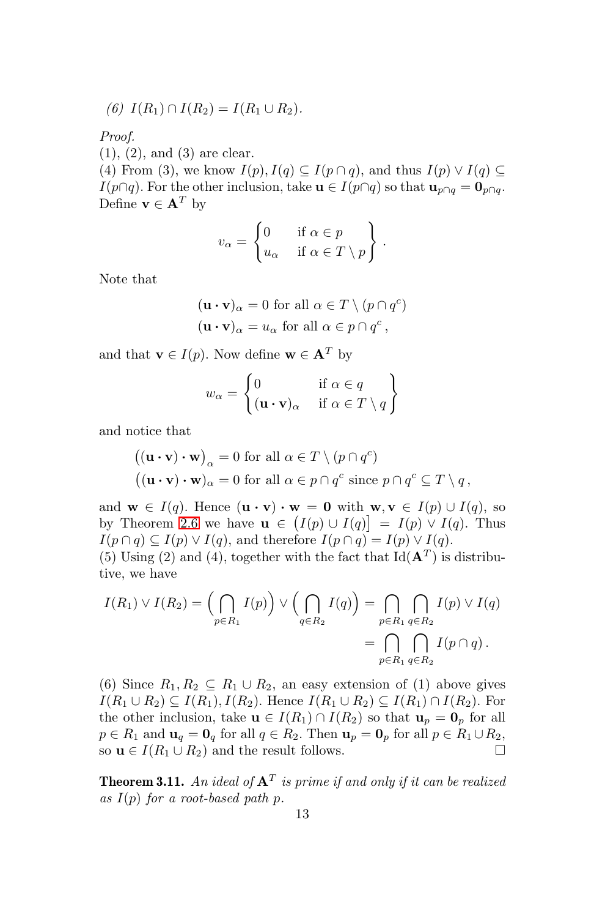*(6)* $I(R_1) \cap I(R_2) = I(R_1 \cup R_2)$.

*Proof.*
(1), (2), and (3) are clear.
(4) From (3), we know $I(p), I(q) \subseteq I(p \cap q)$, and thus $I(p) \vee I(q) \subseteq I(p \cap q)$. For the other inclusion, take $\mathbf{u} \in I(p \cap q)$ so that $\mathbf{u}_{p\cap q} = \mathbf{0}_{p\cap q}$. Define $\mathbf{v} \in \mathbf{A}^T$ by

$$v_\alpha = \begin{Bmatrix} 0 & \text{if } \alpha \in p \\ u_\alpha & \text{if } \alpha \in T \setminus p \end{Bmatrix}.$$

Note that

$$(\mathbf{u} \cdot \mathbf{v})_\alpha = 0 \text{ for all } \alpha \in T \setminus (p \cap q^c)$$
$$(\mathbf{u} \cdot \mathbf{v})_\alpha = u_\alpha \text{ for all } \alpha \in p \cap q^c\,,$$

and that $\mathbf{v} \in I(p)$. Now define $\mathbf{w} \in \mathbf{A}^T$ by

$$w_\alpha = \begin{Bmatrix} 0 & \text{if } \alpha \in q \\ (\mathbf{u} \cdot \mathbf{v})_\alpha & \text{if } \alpha \in T \setminus q \end{Bmatrix}$$

and notice that

$$\big((\mathbf{u} \cdot \mathbf{v}) \cdot \mathbf{w}\big)_\alpha = 0 \text{ for all } \alpha \in T \setminus (p \cap q^c)$$
$$\big((\mathbf{u} \cdot \mathbf{v}) \cdot \mathbf{w}\big)_\alpha = 0 \text{ for all } \alpha \in p \cap q^c \text{ since } p \cap q^c \subseteq T \setminus q\,,$$

and $\mathbf{w} \in I(q)$. Hence $(\mathbf{u} \cdot \mathbf{v}) \cdot \mathbf{w} = \mathbf{0}$ with $\mathbf{w}, \mathbf{v} \in I(p) \cup I(q)$, so by Theorem 2.6 we have $\mathbf{u} \in \big(I(p) \cup I(q)\big] = I(p) \vee I(q)$. Thus $I(p \cap q) \subseteq I(p) \vee I(q)$, and therefore $I(p \cap q) = I(p) \vee I(q)$.
(5) Using (2) and (4), together with the fact that $\mathrm{Id}(\mathbf{A}^T)$ is distributive, we have

$$I(R_1) \vee I(R_2) = \Big(\bigcap_{p \in R_1} I(p)\Big) \vee \Big(\bigcap_{q \in R_2} I(q)\Big) = \bigcap_{p \in R_1} \bigcap_{q \in R_2} I(p) \vee I(q)$$
$$= \bigcap_{p \in R_1} \bigcap_{q \in R_2} I(p \cap q)\,.$$

(6) Since $R_1, R_2 \subseteq R_1 \cup R_2$, an easy extension of (1) above gives $I(R_1 \cup R_2) \subseteq I(R_1), I(R_2)$. Hence $I(R_1 \cup R_2) \subseteq I(R_1) \cap I(R_2)$. For the other inclusion, take $\mathbf{u} \in I(R_1) \cap I(R_2)$ so that $\mathbf{u}_p = \mathbf{0}_p$ for all $p \in R_1$ and $\mathbf{u}_q = \mathbf{0}_q$ for all $q \in R_2$. Then $\mathbf{u}_p = \mathbf{0}_p$ for all $p \in R_1 \cup R_2$, so $\mathbf{u} \in I(R_1 \cup R_2)$ and the result follows. □

**Theorem 3.11.** *An ideal of $\mathbf{A}^T$ is prime if and only if it can be realized as $I(p)$ for a root-based path $p$.*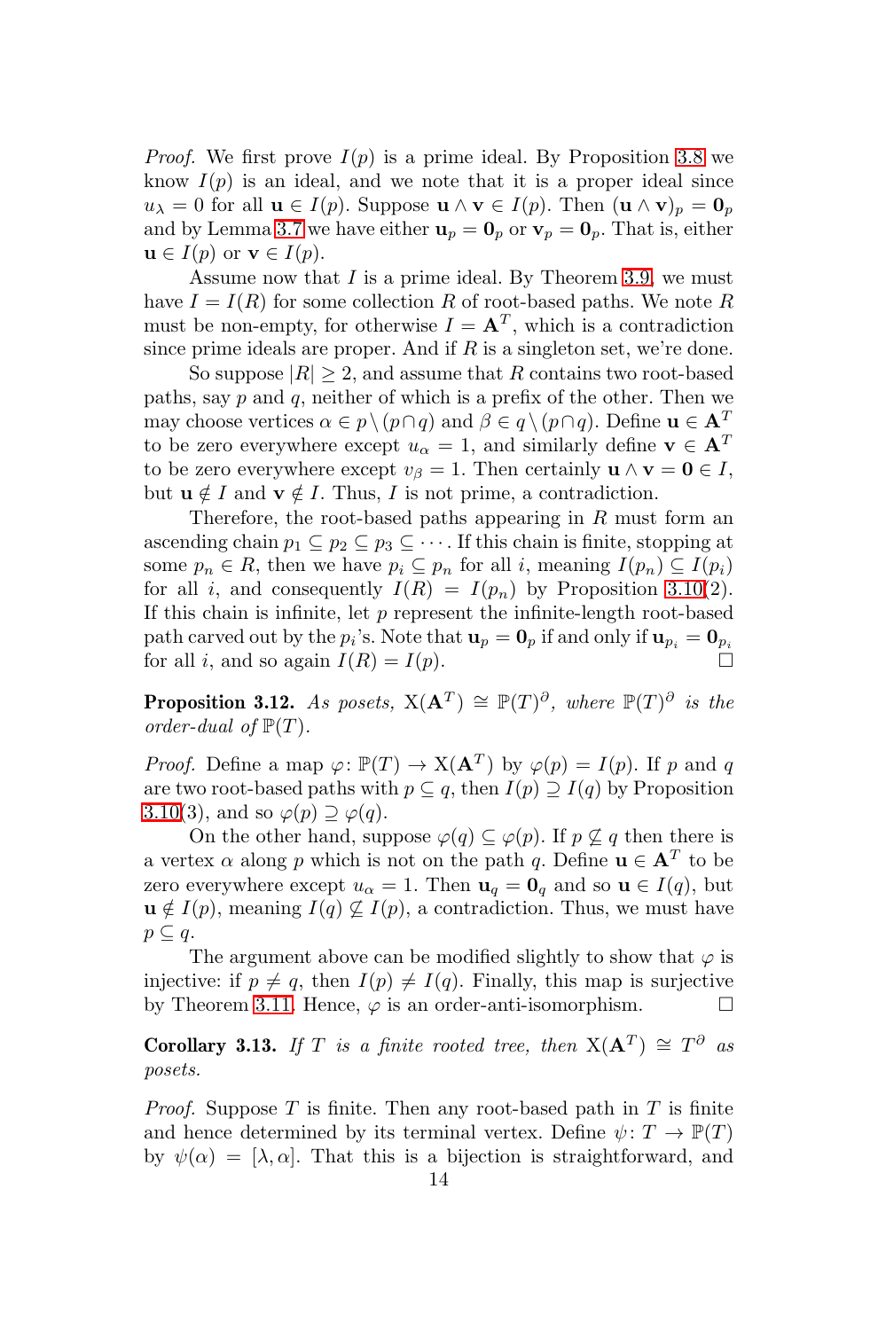*Proof.* We first prove $I(p)$ is a prime ideal. By Proposition 3.8 we know $I(p)$ is an ideal, and we note that it is a proper ideal since $u_\lambda = 0$ for all $\mathbf{u} \in I(p)$. Suppose $\mathbf{u} \wedge \mathbf{v} \in I(p)$. Then $(\mathbf{u} \wedge \mathbf{v})_p = \mathbf{0}_p$ and by Lemma 3.7 we have either $\mathbf{u}_p = \mathbf{0}_p$ or $\mathbf{v}_p = \mathbf{0}_p$. That is, either $\mathbf{u} \in I(p)$ or $\mathbf{v} \in I(p)$.

Assume now that $I$ is a prime ideal. By Theorem 3.9, we must have $I = I(R)$ for some collection $R$ of root-based paths. We note $R$ must be non-empty, for otherwise $I = \mathbf{A}^T$, which is a contradiction since prime ideals are proper. And if $R$ is a singleton set, we're done.

So suppose $|R| \geq 2$, and assume that $R$ contains two root-based paths, say $p$ and $q$, neither of which is a prefix of the other. Then we may choose vertices $\alpha \in p \setminus (p \cap q)$ and $\beta \in q \setminus (p \cap q)$. Define $\mathbf{u} \in \mathbf{A}^T$ to be zero everywhere except $u_\alpha = 1$, and similarly define $\mathbf{v} \in \mathbf{A}^T$ to be zero everywhere except $v_\beta = 1$. Then certainly $\mathbf{u} \wedge \mathbf{v} = \mathbf{0} \in I$, but $\mathbf{u} \notin I$ and $\mathbf{v} \notin I$. Thus, $I$ is not prime, a contradiction.

Therefore, the root-based paths appearing in $R$ must form an ascending chain $p_1 \subseteq p_2 \subseteq p_3 \subseteq \cdots$. If this chain is finite, stopping at some $p_n \in R$, then we have $p_i \subseteq p_n$ for all $i$, meaning $I(p_n) \subseteq I(p_i)$ for all $i$, and consequently $I(R) = I(p_n)$ by Proposition 3.10(2). If this chain is infinite, let $p$ represent the infinite-length root-based path carved out by the $p_i$'s. Note that $\mathbf{u}_p = \mathbf{0}_p$ if and only if $\mathbf{u}_{p_i} = \mathbf{0}_{p_i}$ for all $i$, and so again $I(R) = I(p)$. □

**Proposition 3.12.** *As posets, $\mathrm{X}(\mathbf{A}^T) \cong \mathbb{P}(T)^\partial$, where $\mathbb{P}(T)^\partial$ is the order-dual of $\mathbb{P}(T)$.*

*Proof.* Define a map $\varphi \colon \mathbb{P}(T) \to \mathrm{X}(\mathbf{A}^T)$ by $\varphi(p) = I(p)$. If $p$ and $q$ are two root-based paths with $p \subseteq q$, then $I(p) \supseteq I(q)$ by Proposition 3.10(3), and so $\varphi(p) \supseteq \varphi(q)$.

On the other hand, suppose $\varphi(q) \subseteq \varphi(p)$. If $p \not\subseteq q$ then there is a vertex $\alpha$ along $p$ which is not on the path $q$. Define $\mathbf{u} \in \mathbf{A}^T$ to be zero everywhere except $u_\alpha = 1$. Then $\mathbf{u}_q = \mathbf{0}_q$ and so $\mathbf{u} \in I(q)$, but $\mathbf{u} \notin I(p)$, meaning $I(q) \not\subseteq I(p)$, a contradiction. Thus, we must have $p \subseteq q$.

The argument above can be modified slightly to show that $\varphi$ is injective: if $p \neq q$, then $I(p) \neq I(q)$. Finally, this map is surjective by Theorem 3.11. Hence, $\varphi$ is an order-anti-isomorphism. □

**Corollary 3.13.** *If $T$ is a finite rooted tree, then $\mathrm{X}(\mathbf{A}^T) \cong T^\partial$ as posets.*

*Proof.* Suppose $T$ is finite. Then any root-based path in $T$ is finite and hence determined by its terminal vertex. Define $\psi \colon T \to \mathbb{P}(T)$ by $\psi(\alpha) = [\lambda, \alpha]$. That this is a bijection is straightforward, and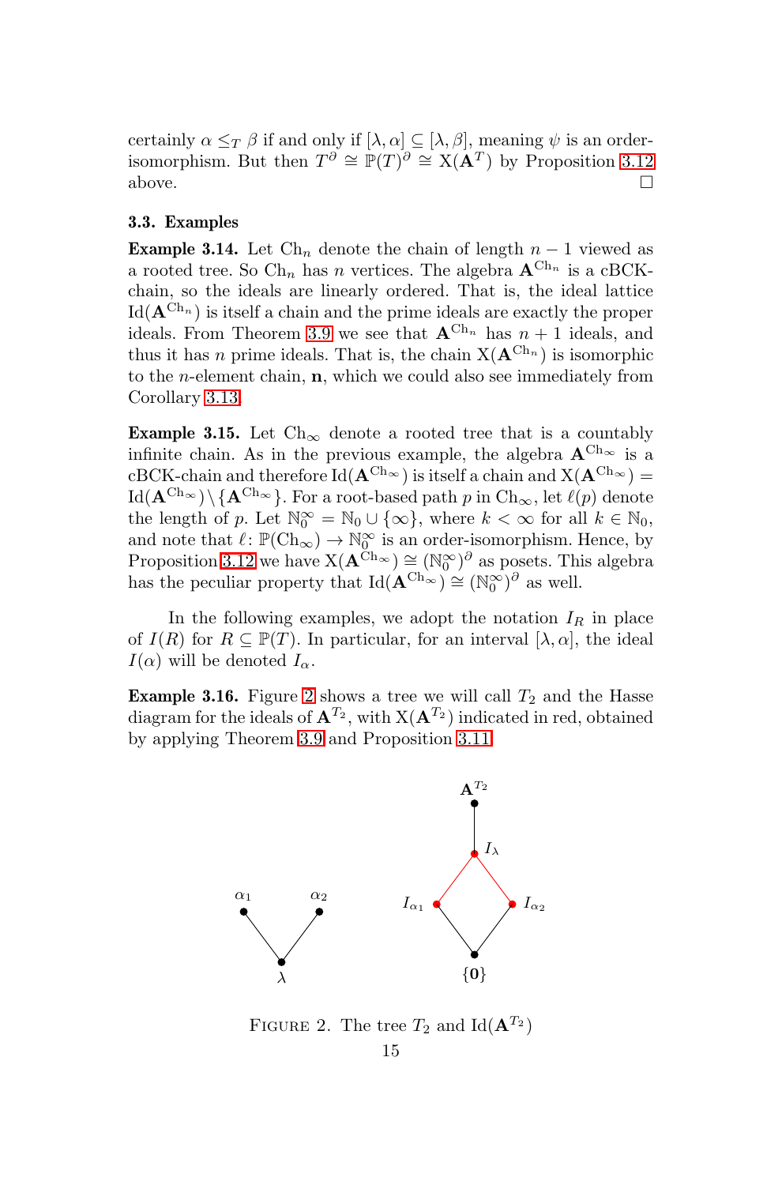certainly $\alpha \leq_T \beta$ if and only if $[\lambda, \alpha] \subseteq [\lambda, \beta]$, meaning $\psi$ is an order-isomorphism. But then $T^\partial \cong \mathbb{P}(T)^\partial \cong \mathrm{X}(\mathbf{A}^T)$ by Proposition 3.12 above. $\square$

### 3.3. Examples

**Example 3.14.** Let $\mathrm{Ch}_n$ denote the chain of length $n-1$ viewed as a rooted tree. So $\mathrm{Ch}_n$ has $n$ vertices. The algebra $\mathbf{A}^{\mathrm{Ch}_n}$ is a cBCK-chain, so the ideals are linearly ordered. That is, the ideal lattice $\mathrm{Id}(\mathbf{A}^{\mathrm{Ch}_n})$ is itself a chain and the prime ideals are exactly the proper ideals. From Theorem 3.9 we see that $\mathbf{A}^{\mathrm{Ch}_n}$ has $n+1$ ideals, and thus it has $n$ prime ideals. That is, the chain $\mathrm{X}(\mathbf{A}^{\mathrm{Ch}_n})$ is isomorphic to the $n$-element chain, $\mathbf{n}$, which we could also see immediately from Corollary 3.13.

**Example 3.15.** Let $\mathrm{Ch}_\infty$ denote a rooted tree that is a countably infinite chain. As in the previous example, the algebra $\mathbf{A}^{\mathrm{Ch}_\infty}$ is a cBCK-chain and therefore $\mathrm{Id}(\mathbf{A}^{\mathrm{Ch}_\infty})$ is itself a chain and $\mathrm{X}(\mathbf{A}^{\mathrm{Ch}_\infty}) = \mathrm{Id}(\mathbf{A}^{\mathrm{Ch}_\infty}) \setminus \{\mathbf{A}^{\mathrm{Ch}_\infty}\}$. For a root-based path $p$ in $\mathrm{Ch}_\infty$, let $\ell(p)$ denote the length of $p$. Let $\mathbb{N}_0^\infty = \mathbb{N}_0 \cup \{\infty\}$, where $k < \infty$ for all $k \in \mathbb{N}_0$, and note that $\ell\colon \mathbb{P}(\mathrm{Ch}_\infty) \to \mathbb{N}_0^\infty$ is an order-isomorphism. Hence, by Proposition 3.12 we have $\mathrm{X}(\mathbf{A}^{\mathrm{Ch}_\infty}) \cong (\mathbb{N}_0^\infty)^\partial$ as posets. This algebra has the peculiar property that $\mathrm{Id}(\mathbf{A}^{\mathrm{Ch}_\infty}) \cong (\mathbb{N}_0^\infty)^\partial$ as well.

In the following examples, we adopt the notation $I_R$ in place of $I(R)$ for $R \subseteq \mathbb{P}(T)$. In particular, for an interval $[\lambda, \alpha]$, the ideal $I(\alpha)$ will be denoted $I_\alpha$.

**Example 3.16.** Figure 2 shows a tree we will call $T_2$ and the Hasse diagram for the ideals of $\mathbf{A}^{T_2}$, with $\mathrm{X}(\mathbf{A}^{T_2})$ indicated in red, obtained by applying Theorem 3.9 and Proposition 3.11.

FIGURE 2. The tree $T_2$ and $\mathrm{Id}(\mathbf{A}^{T_2})$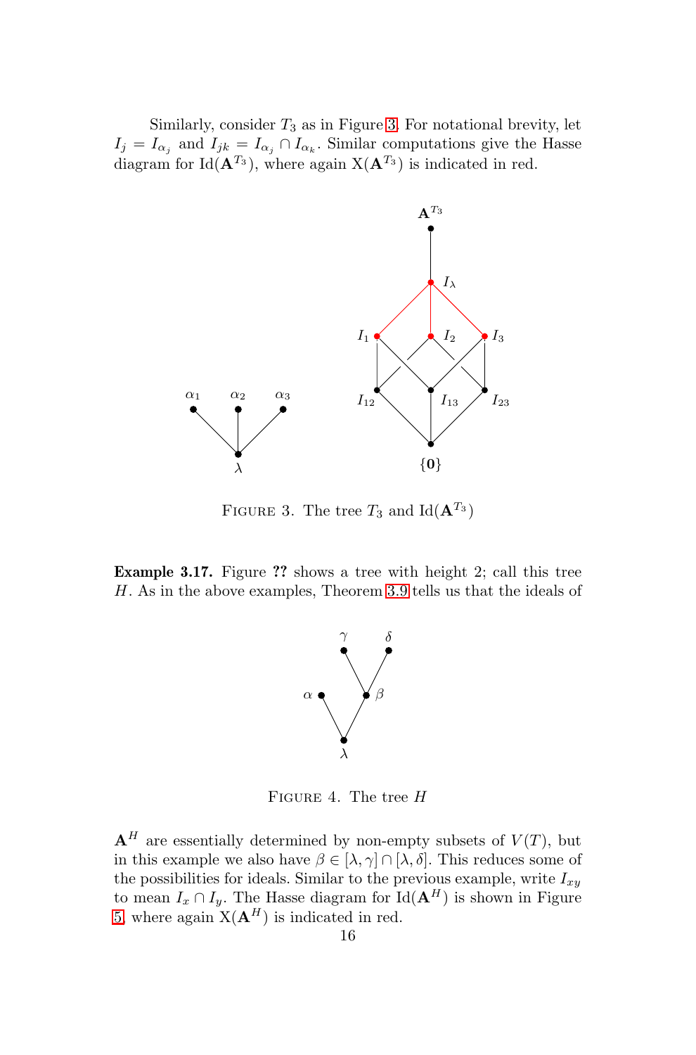Similarly, consider $T_3$ as in Figure 3. For notational brevity, let $I_j = I_{\alpha_j}$ and $I_{jk} = I_{\alpha_j} \cap I_{\alpha_k}$. Similar computations give the Hasse diagram for $\mathrm{Id}(\mathbf{A}^{T_3})$, where again $\mathrm{X}(\mathbf{A}^{T_3})$ is indicated in red.

FIGURE 3. The tree $T_3$ and $\mathrm{Id}(\mathbf{A}^{T_3})$

**Example 3.17.** Figure **??** shows a tree with height 2; call this tree $H$. As in the above examples, Theorem 3.9 tells us that the ideals of

FIGURE 4. The tree $H$

$\mathbf{A}^H$ are essentially determined by non-empty subsets of $V(T)$, but in this example we also have $\beta \in [\lambda, \gamma] \cap [\lambda, \delta]$. This reduces some of the possibilities for ideals. Similar to the previous example, write $I_{xy}$ to mean $I_x \cap I_y$. The Hasse diagram for $\mathrm{Id}(\mathbf{A}^H)$ is shown in Figure 5, where again $\mathrm{X}(\mathbf{A}^H)$ is indicated in red.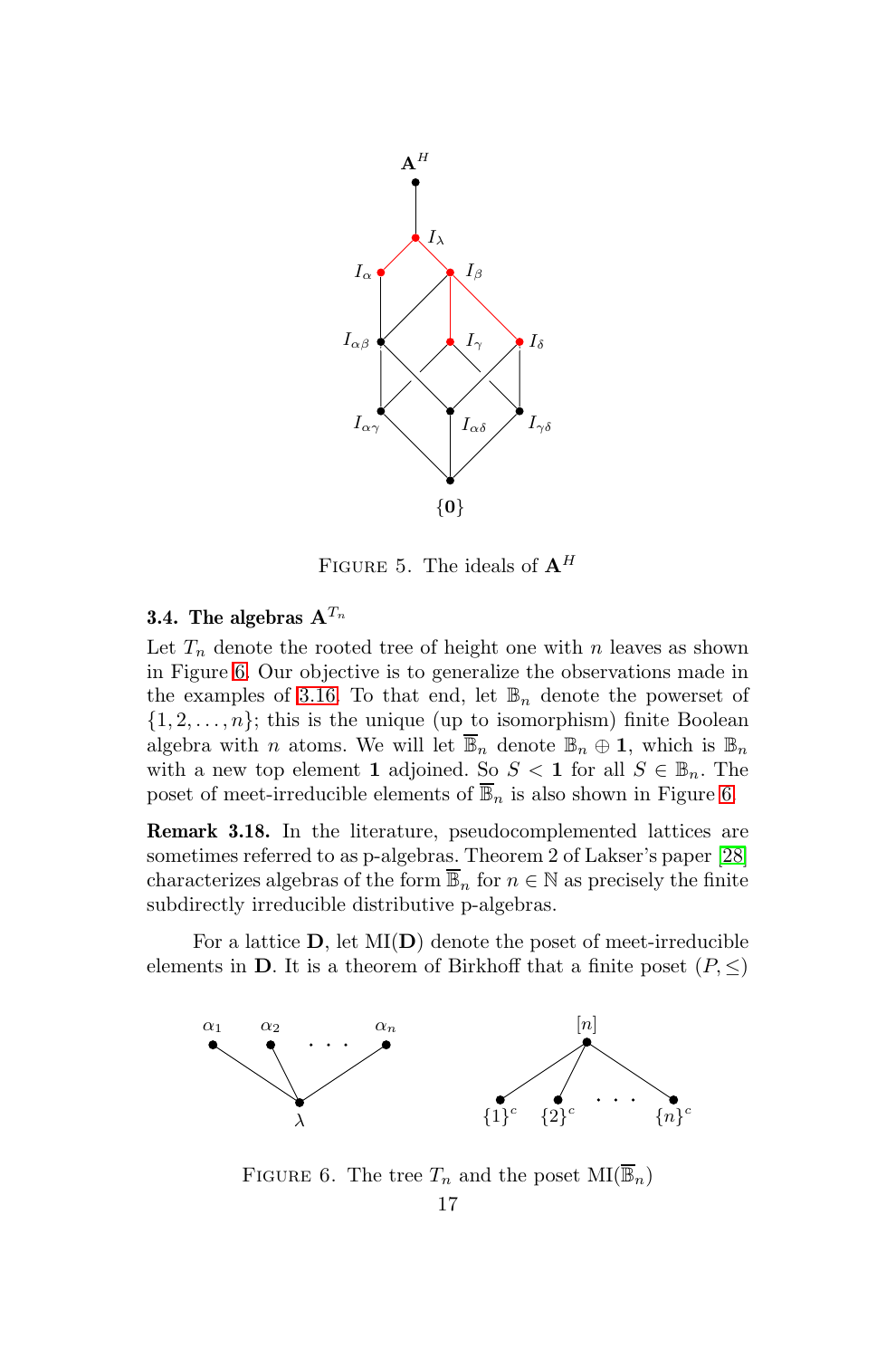FIGURE 5. The ideals of $\mathbf{A}^H$

### 3.4. The algebras $\mathbf{A}^{T_n}$

Let $T_n$ denote the rooted tree of height one with $n$ leaves as shown in Figure 6. Our objective is to generalize the observations made in the examples of 3.16. To that end, let $\mathbb{B}_n$ denote the powerset of $\{1, 2, \ldots, n\}$; this is the unique (up to isomorphism) finite Boolean algebra with $n$ atoms. We will let $\overline{\mathbb{B}}_n$ denote $\mathbb{B}_n \oplus \mathbf{1}$, which is $\mathbb{B}_n$ with a new top element $\mathbf{1}$ adjoined. So $S < \mathbf{1}$ for all $S \in \mathbb{B}_n$. The poset of meet-irreducible elements of $\overline{\mathbb{B}}_n$ is also shown in Figure 6.

**Remark 3.18.** In the literature, pseudocomplemented lattices are sometimes referred to as p-algebras. Theorem 2 of Lakser's paper [28] characterizes algebras of the form $\overline{\mathbb{B}}_n$ for $n \in \mathbb{N}$ as precisely the finite subdirectly irreducible distributive p-algebras.

For a lattice $\mathbf{D}$, let $\mathrm{MI}(\mathbf{D})$ denote the poset of meet-irreducible elements in $\mathbf{D}$. It is a theorem of Birkhoff that a finite poset $(P, \leq)$

FIGURE 6. The tree $T_n$ and the poset $\mathrm{MI}(\overline{\mathbb{B}}_n)$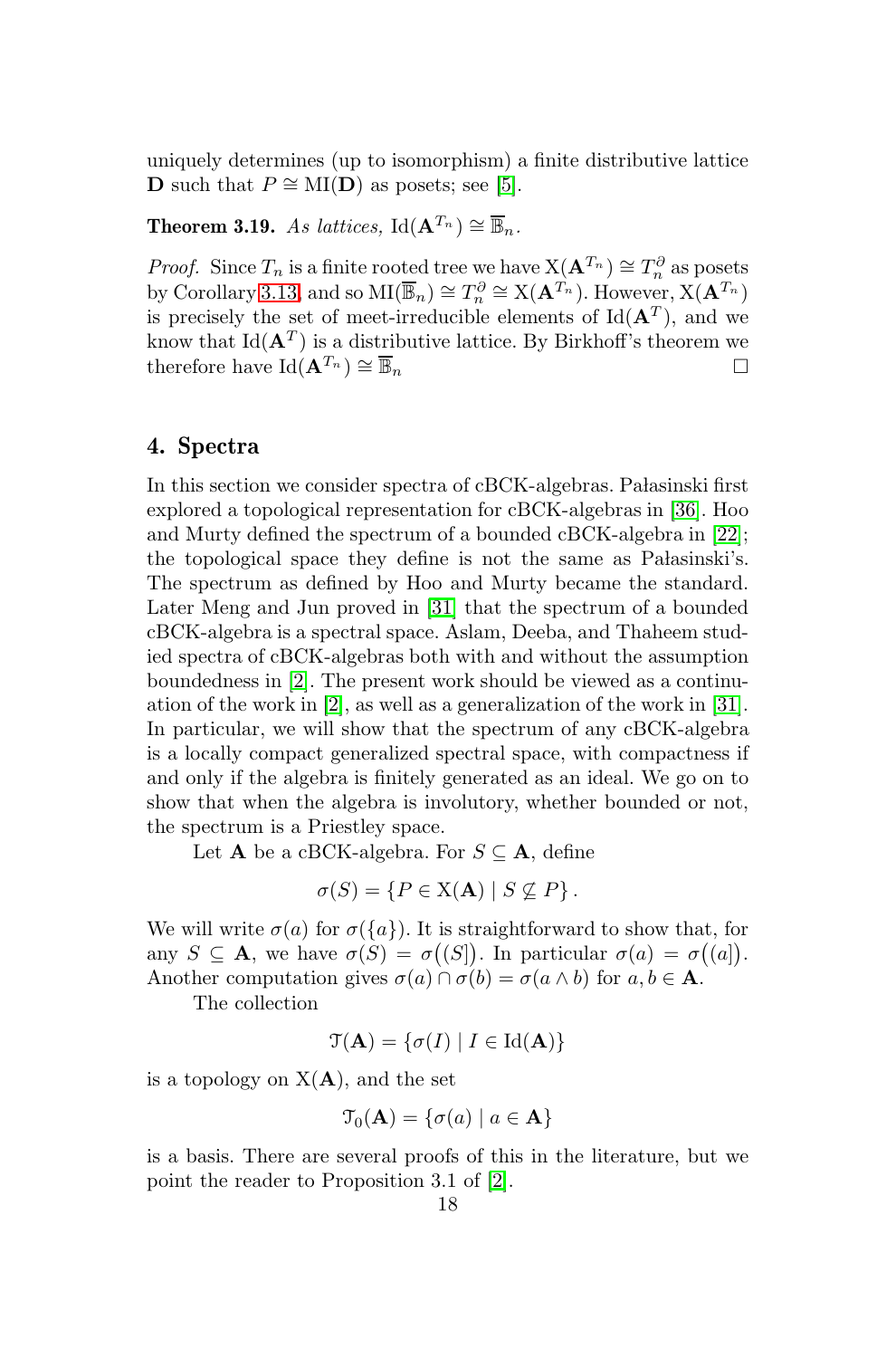uniquely determines (up to isomorphism) a finite distributive lattice $\mathbf{D}$ such that $P \cong \mathrm{MI}(\mathbf{D})$ as posets; see [5].

**Theorem 3.19.** *As lattices,* $\mathrm{Id}(\mathbf{A}^{T_n}) \cong \overline{\mathbb{B}}_n$.

*Proof.* Since $T_n$ is a finite rooted tree we have $\mathrm{X}(\mathbf{A}^{T_n}) \cong T_n^{\partial}$ as posets by Corollary 3.13, and so $\mathrm{MI}(\overline{\mathbb{B}}_n) \cong T_n^{\partial} \cong \mathrm{X}(\mathbf{A}^{T_n})$. However, $\mathrm{X}(\mathbf{A}^{T_n})$ is precisely the set of meet-irreducible elements of $\mathrm{Id}(\mathbf{A}^{T})$, and we know that $\mathrm{Id}(\mathbf{A}^{T})$ is a distributive lattice. By Birkhoff's theorem we therefore have $\mathrm{Id}(\mathbf{A}^{T_n}) \cong \overline{\mathbb{B}}_n$ □

## 4. Spectra

In this section we consider spectra of cBCK-algebras. Pałasinski first explored a topological representation for cBCK-algebras in [36]. Hoo and Murty defined the spectrum of a bounded cBCK-algebra in [22]; the topological space they define is not the same as Pałasinski's. The spectrum as defined by Hoo and Murty became the standard. Later Meng and Jun proved in [31] that the spectrum of a bounded cBCK-algebra is a spectral space. Aslam, Deeba, and Thaheem studied spectra of cBCK-algebras both with and without the assumption boundedness in [2]. The present work should be viewed as a continuation of the work in [2], as well as a generalization of the work in [31]. In particular, we will show that the spectrum of any cBCK-algebra is a locally compact generalized spectral space, with compactness if and only if the algebra is finitely generated as an ideal. We go on to show that when the algebra is involutory, whether bounded or not, the spectrum is a Priestley space.

Let $\mathbf{A}$ be a cBCK-algebra. For $S \subseteq \mathbf{A}$, define

$$\sigma(S) = \{P \in \mathrm{X}(\mathbf{A}) \mid S \not\subseteq P\}.$$

We will write $\sigma(a)$ for $\sigma(\{a\})$. It is straightforward to show that, for any $S \subseteq \mathbf{A}$, we have $\sigma(S) = \sigma\big((S]\big)$. In particular $\sigma(a) = \sigma\big((a]\big)$. Another computation gives $\sigma(a) \cap \sigma(b) = \sigma(a \wedge b)$ for $a, b \in \mathbf{A}$.

The collection

$$\mathcal{T}(\mathbf{A}) = \{\sigma(I) \mid I \in \mathrm{Id}(\mathbf{A})\}$$

is a topology on $\mathrm{X}(\mathbf{A})$, and the set

$$\mathcal{T}_0(\mathbf{A}) = \{\sigma(a) \mid a \in \mathbf{A}\}$$

is a basis. There are several proofs of this in the literature, but we point the reader to Proposition 3.1 of [2].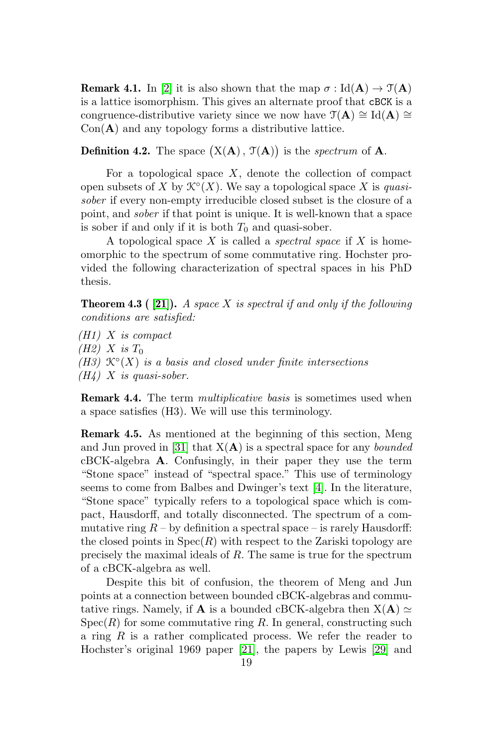**Remark 4.1.** In [2] it is also shown that the map $\sigma : \mathrm{Id}(\mathbf{A}) \to \mathcal{T}(\mathbf{A})$ is a lattice isomorphism. This gives an alternate proof that cBCK is a congruence-distributive variety since we now have $\mathcal{T}(\mathbf{A}) \cong \mathrm{Id}(\mathbf{A}) \cong \mathrm{Con}(\mathbf{A})$ and any topology forms a distributive lattice.

**Definition 4.2.** The space $\big(\mathrm{X}(\mathbf{A})\,,\,\mathcal{T}(\mathbf{A})\big)$ is the *spectrum* of $\mathbf{A}$.

For a topological space $X$, denote the collection of compact open subsets of $X$ by $\mathcal{K}^{\circ}(X)$. We say a topological space $X$ is *quasi-sober* if every non-empty irreducible closed subset is the closure of a point, and *sober* if that point is unique. It is well-known that a space is sober if and only if it is both $T_0$ and quasi-sober.

A topological space $X$ is called a *spectral space* if $X$ is homeomorphic to the spectrum of some commutative ring. Hochster provided the following characterization of spectral spaces in his PhD thesis.

**Theorem 4.3 ( [21]).** *A space $X$ is spectral if and only if the following conditions are satisfied:*

*(H1) $X$ is compact*
*(H2) $X$ is $T_0$*
*(H3) $\mathcal{K}^{\circ}(X)$ is a basis and closed under finite intersections*
*(H4) $X$ is quasi-sober.*

**Remark 4.4.** The term *multiplicative basis* is sometimes used when a space satisfies (H3). We will use this terminology.

**Remark 4.5.** As mentioned at the beginning of this section, Meng and Jun proved in [31] that $\mathrm{X}(\mathbf{A})$ is a spectral space for any *bounded* cBCK-algebra $\mathbf{A}$. Confusingly, in their paper they use the term "Stone space" instead of "spectral space." This use of terminology seems to come from Balbes and Dwinger's text [4]. In the literature, "Stone space" typically refers to a topological space which is compact, Hausdorff, and totally disconnected. The spectrum of a commutative ring $R$ – by definition a spectral space – is rarely Hausdorff: the closed points in $\mathrm{Spec}(R)$ with respect to the Zariski topology are precisely the maximal ideals of $R$. The same is true for the spectrum of a cBCK-algebra as well.

Despite this bit of confusion, the theorem of Meng and Jun points at a connection between bounded cBCK-algebras and commutative rings. Namely, if $\mathbf{A}$ is a bounded cBCK-algebra then $\mathrm{X}(\mathbf{A}) \simeq \mathrm{Spec}(R)$ for some commutative ring $R$. In general, constructing such a ring $R$ is a rather complicated process. We refer the reader to Hochster's original 1969 paper [21], the papers by Lewis [29] and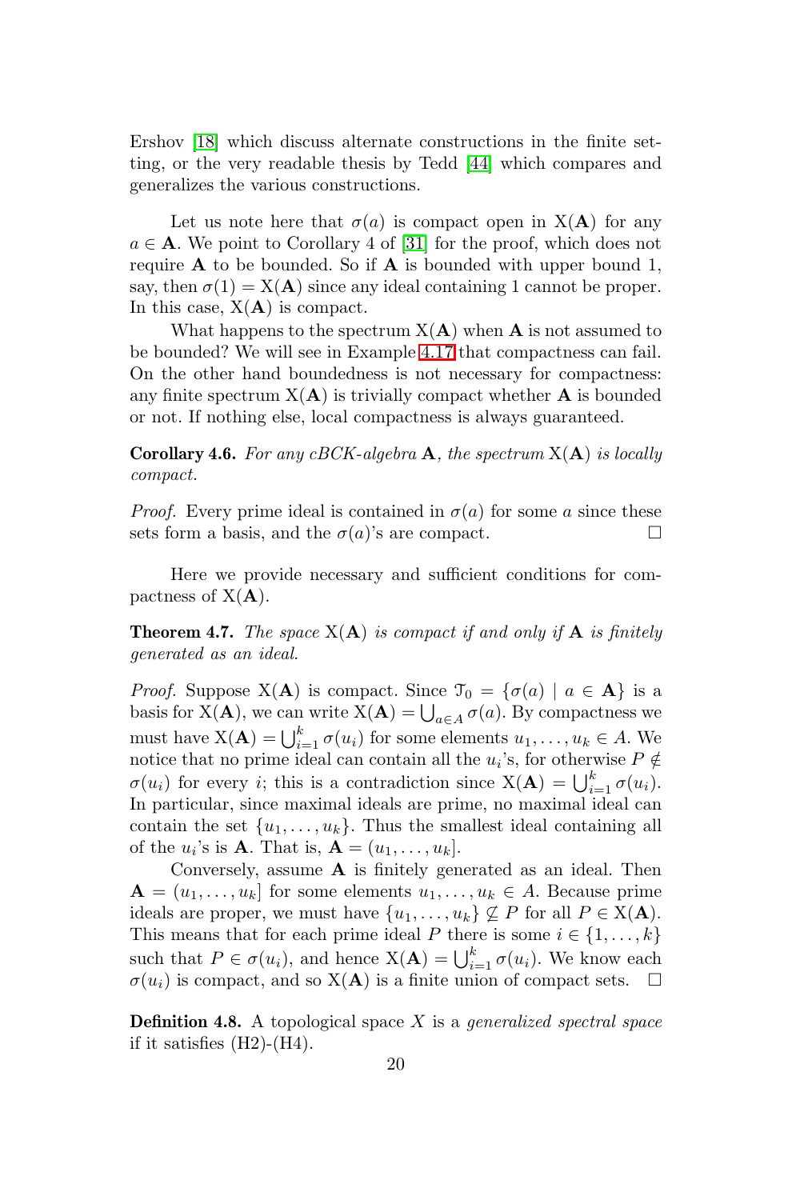Ershov [18] which discuss alternate constructions in the finite setting, or the very readable thesis by Tedd [44] which compares and generalizes the various constructions.

Let us note here that $\sigma(a)$ is compact open in $\mathrm{X}(\mathbf{A})$ for any $a \in \mathbf{A}$. We point to Corollary 4 of [31] for the proof, which does not require $\mathbf{A}$ to be bounded. So if $\mathbf{A}$ is bounded with upper bound 1, say, then $\sigma(1) = \mathrm{X}(\mathbf{A})$ since any ideal containing 1 cannot be proper. In this case, $\mathrm{X}(\mathbf{A})$ is compact.

What happens to the spectrum $\mathrm{X}(\mathbf{A})$ when $\mathbf{A}$ is not assumed to be bounded? We will see in Example 4.17 that compactness can fail. On the other hand boundedness is not necessary for compactness: any finite spectrum $\mathrm{X}(\mathbf{A})$ is trivially compact whether $\mathbf{A}$ is bounded or not. If nothing else, local compactness is always guaranteed.

**Corollary 4.6.** *For any cBCK-algebra $\mathbf{A}$, the spectrum $\mathrm{X}(\mathbf{A})$ is locally compact.*

*Proof.* Every prime ideal is contained in $\sigma(a)$ for some $a$ since these sets form a basis, and the $\sigma(a)$'s are compact. □

Here we provide necessary and sufficient conditions for compactness of $\mathrm{X}(\mathbf{A})$.

**Theorem 4.7.** *The space $\mathrm{X}(\mathbf{A})$ is compact if and only if $\mathbf{A}$ is finitely generated as an ideal.*

*Proof.* Suppose $\mathrm{X}(\mathbf{A})$ is compact. Since $\mathcal{T}_0 = \{\sigma(a) \mid a \in \mathbf{A}\}$ is a basis for $\mathrm{X}(\mathbf{A})$, we can write $\mathrm{X}(\mathbf{A}) = \bigcup_{a \in A} \sigma(a)$. By compactness we must have $\mathrm{X}(\mathbf{A}) = \bigcup_{i=1}^{k} \sigma(u_i)$ for some elements $u_1, \ldots, u_k \in A$. We notice that no prime ideal can contain all the $u_i$'s, for otherwise $P \notin \sigma(u_i)$ for every $i$; this is a contradiction since $\mathrm{X}(\mathbf{A}) = \bigcup_{i=1}^{k} \sigma(u_i)$. In particular, since maximal ideals are prime, no maximal ideal can contain the set $\{u_1, \ldots, u_k\}$. Thus the smallest ideal containing all of the $u_i$'s is $\mathbf{A}$. That is, $\mathbf{A} = (u_1, \ldots, u_k]$.

Conversely, assume $\mathbf{A}$ is finitely generated as an ideal. Then $\mathbf{A} = (u_1, \ldots, u_k]$ for some elements $u_1, \ldots, u_k \in A$. Because prime ideals are proper, we must have $\{u_1, \ldots, u_k\} \not\subseteq P$ for all $P \in \mathrm{X}(\mathbf{A})$. This means that for each prime ideal $P$ there is some $i \in \{1, \ldots, k\}$ such that $P \in \sigma(u_i)$, and hence $\mathrm{X}(\mathbf{A}) = \bigcup_{i=1}^{k} \sigma(u_i)$. We know each $\sigma(u_i)$ is compact, and so $\mathrm{X}(\mathbf{A})$ is a finite union of compact sets. □

**Definition 4.8.** A topological space $X$ is a *generalized spectral space* if it satisfies (H2)-(H4).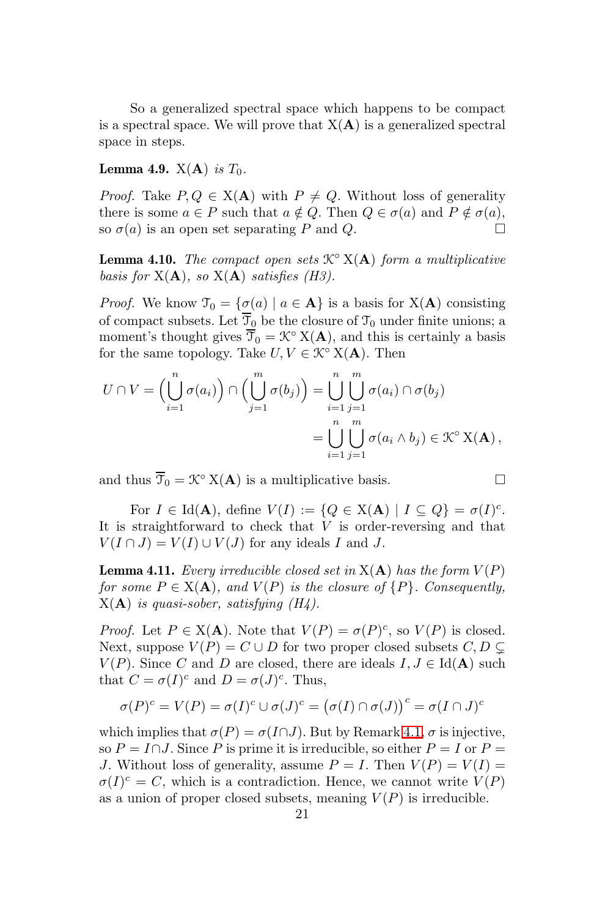So a generalized spectral space which happens to be compact is a spectral space. We will prove that $\mathrm{X}(\mathbf{A})$ is a generalized spectral space in steps.

**Lemma 4.9.** *$\mathrm{X}(\mathbf{A})$ is $T_0$.*

*Proof.* Take $P, Q \in \mathrm{X}(\mathbf{A})$ with $P \neq Q$. Without loss of generality there is some $a \in P$ such that $a \notin Q$. Then $Q \in \sigma(a)$ and $P \notin \sigma(a)$, so $\sigma(a)$ is an open set separating $P$ and $Q$. □

**Lemma 4.10.** *The compact open sets $\mathcal{K}^\circ\, \mathrm{X}(\mathbf{A})$ form a multiplicative basis for $\mathrm{X}(\mathbf{A})$, so $\mathrm{X}(\mathbf{A})$ satisfies (H3).*

*Proof.* We know $\mathcal{T}_0 = \{\sigma(a) \mid a \in \mathbf{A}\}$ is a basis for $\mathrm{X}(\mathbf{A})$ consisting of compact subsets. Let $\overline{\mathcal{T}}_0$ be the closure of $\mathcal{T}_0$ under finite unions; a moment's thought gives $\overline{\mathcal{T}}_0 = \mathcal{K}^\circ\, \mathrm{X}(\mathbf{A})$, and this is certainly a basis for the same topology. Take $U, V \in \mathcal{K}^\circ\, \mathrm{X}(\mathbf{A})$. Then

$$
\begin{aligned}
U \cap V = \Big(\bigcup_{i=1}^{n} \sigma(a_i)\Big) \cap \Big(\bigcup_{j=1}^{m} \sigma(b_j)\Big) &= \bigcup_{i=1}^{n} \bigcup_{j=1}^{m} \sigma(a_i) \cap \sigma(b_j) \\
&= \bigcup_{i=1}^{n} \bigcup_{j=1}^{m} \sigma(a_i \wedge b_j) \in \mathcal{K}^\circ\, \mathrm{X}(\mathbf{A}),
\end{aligned}
$$

and thus $\overline{\mathcal{T}}_0 = \mathcal{K}^\circ\, \mathrm{X}(\mathbf{A})$ is a multiplicative basis. □

For $I \in \mathrm{Id}(\mathbf{A})$, define $V(I) := \{Q \in \mathrm{X}(\mathbf{A}) \mid I \subseteq Q\} = \sigma(I)^c$. It is straightforward to check that $V$ is order-reversing and that $V(I \cap J) = V(I) \cup V(J)$ for any ideals $I$ and $J$.

**Lemma 4.11.** *Every irreducible closed set in $\mathrm{X}(\mathbf{A})$ has the form $V(P)$ for some $P \in \mathrm{X}(\mathbf{A})$, and $V(P)$ is the closure of $\{P\}$. Consequently, $\mathrm{X}(\mathbf{A})$ is quasi-sober, satisfying (H4).*

*Proof.* Let $P \in \mathrm{X}(\mathbf{A})$. Note that $V(P) = \sigma(P)^c$, so $V(P)$ is closed. Next, suppose $V(P) = C \cup D$ for two proper closed subsets $C, D \subsetneq V(P)$. Since $C$ and $D$ are closed, there are ideals $I, J \in \mathrm{Id}(\mathbf{A})$ such that $C = \sigma(I)^c$ and $D = \sigma(J)^c$. Thus,

$$
\sigma(P)^c = V(P) = \sigma(I)^c \cup \sigma(J)^c = \big(\sigma(I) \cap \sigma(J)\big)^c = \sigma(I \cap J)^c
$$

which implies that $\sigma(P) = \sigma(I \cap J)$. But by Remark 4.1, $\sigma$ is injective, so $P = I \cap J$. Since $P$ is prime it is irreducible, so either $P = I$ or $P = J$. Without loss of generality, assume $P = I$. Then $V(P) = V(I) = \sigma(I)^c = C$, which is a contradiction. Hence, we cannot write $V(P)$ as a union of proper closed subsets, meaning $V(P)$ is irreducible.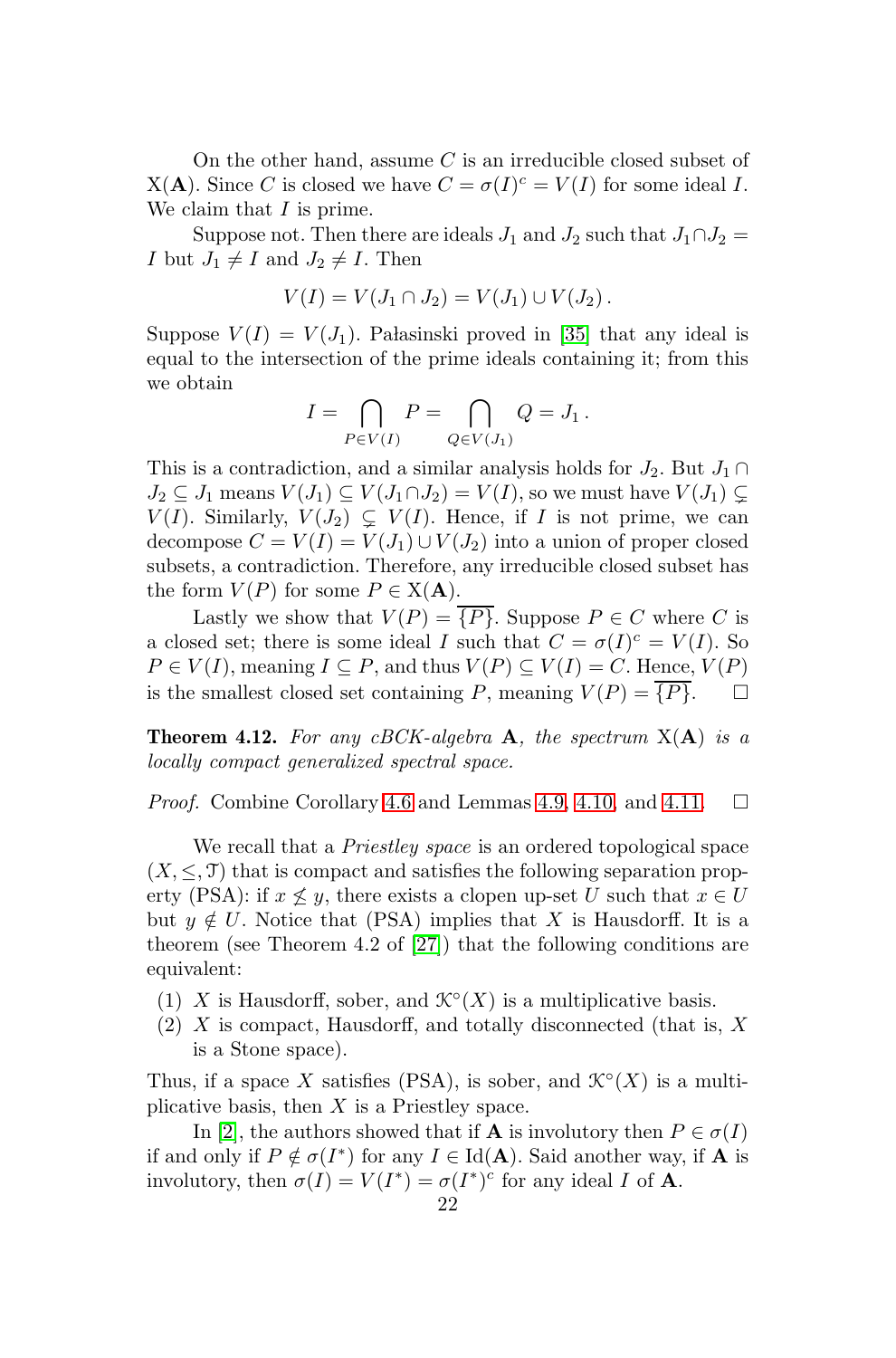On the other hand, assume $C$ is an irreducible closed subset of $\mathrm{X}(\mathbf{A})$. Since $C$ is closed we have $C = \sigma(I)^c = V(I)$ for some ideal $I$. We claim that $I$ is prime.

Suppose not. Then there are ideals $J_1$ and $J_2$ such that $J_1 \cap J_2 = I$ but $J_1 \neq I$ and $J_2 \neq I$. Then

$$V(I) = V(J_1 \cap J_2) = V(J_1) \cup V(J_2)\,.$$

Suppose $V(I) = V(J_1)$. Pałasinski proved in [35] that any ideal is equal to the intersection of the prime ideals containing it; from this we obtain

$$I = \bigcap_{P \in V(I)} P = \bigcap_{Q \in V(J_1)} Q = J_1\,.$$

This is a contradiction, and a similar analysis holds for $J_2$. But $J_1 \cap J_2 \subseteq J_1$ means $V(J_1) \subseteq V(J_1 \cap J_2) = V(I)$, so we must have $V(J_1) \subsetneq V(I)$. Similarly, $V(J_2) \subsetneq V(I)$. Hence, if $I$ is not prime, we can decompose $C = V(I) = V(J_1) \cup V(J_2)$ into a union of proper closed subsets, a contradiction. Therefore, any irreducible closed subset has the form $V(P)$ for some $P \in \mathrm{X}(\mathbf{A})$.

Lastly we show that $V(P) = \overline{\{P\}}$. Suppose $P \in C$ where $C$ is a closed set; there is some ideal $I$ such that $C = \sigma(I)^c = V(I)$. So $P \in V(I)$, meaning $I \subseteq P$, and thus $V(P) \subseteq V(I) = C$. Hence, $V(P)$ is the smallest closed set containing $P$, meaning $V(P) = \overline{\{P\}}$. □

**Theorem 4.12.** *For any cBCK-algebra $\mathbf{A}$, the spectrum $\mathrm{X}(\mathbf{A})$ is a locally compact generalized spectral space.*

*Proof.* Combine Corollary 4.6 and Lemmas 4.9, 4.10, and 4.11. □

We recall that a *Priestley space* is an ordered topological space $(X, \leq, \mathcal{T})$ that is compact and satisfies the following separation property (PSA): if $x \not\leq y$, there exists a clopen up-set $U$ such that $x \in U$ but $y \notin U$. Notice that (PSA) implies that $X$ is Hausdorff. It is a theorem (see Theorem 4.2 of [27]) that the following conditions are equivalent:

(1) $X$ is Hausdorff, sober, and $\mathcal{K}^\circ(X)$ is a multiplicative basis.
(2) $X$ is compact, Hausdorff, and totally disconnected (that is, $X$ is a Stone space).

Thus, if a space $X$ satisfies (PSA), is sober, and $\mathcal{K}^\circ(X)$ is a multiplicative basis, then $X$ is a Priestley space.

In [2], the authors showed that if $\mathbf{A}$ is involutory then $P \in \sigma(I)$ if and only if $P \notin \sigma(I^*)$ for any $I \in \mathrm{Id}(\mathbf{A})$. Said another way, if $\mathbf{A}$ is involutory, then $\sigma(I) = V(I^*) = \sigma(I^*)^c$ for any ideal $I$ of $\mathbf{A}$.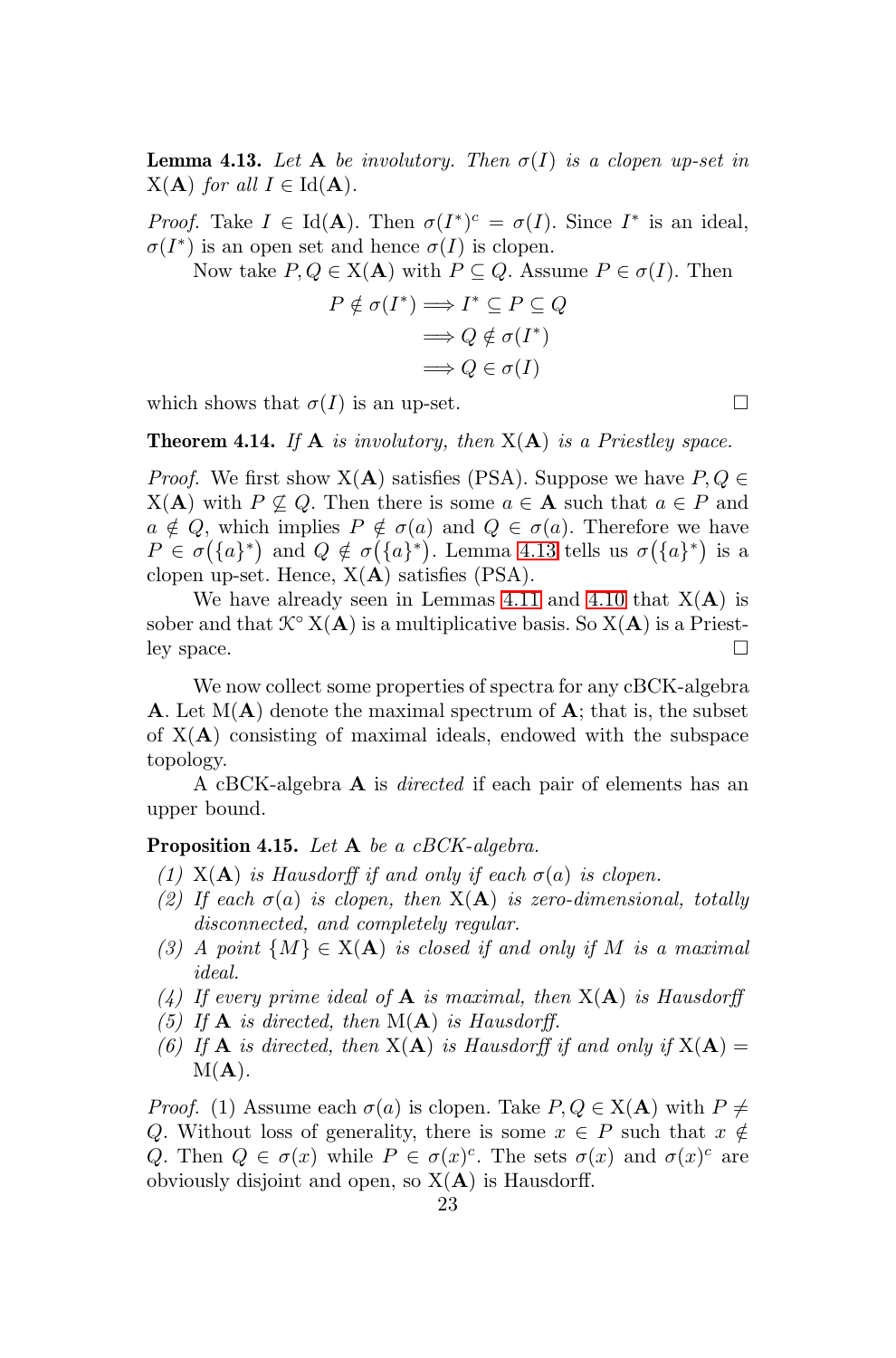**Lemma 4.13.** *Let* $\mathbf{A}$ *be involutory. Then* $\sigma(I)$ *is a clopen up-set in* $\mathrm{X}(\mathbf{A})$ *for all* $I \in \mathrm{Id}(\mathbf{A})$*.*

*Proof.* Take $I \in \mathrm{Id}(\mathbf{A})$. Then $\sigma(I^*)^c = \sigma(I)$. Since $I^*$ is an ideal, $\sigma(I^*)$ is an open set and hence $\sigma(I)$ is clopen.

Now take $P, Q \in \mathrm{X}(\mathbf{A})$ with $P \subseteq Q$. Assume $P \in \sigma(I)$. Then

$$\begin{aligned} P \notin \sigma(I^*) &\Longrightarrow I^* \subseteq P \subseteq Q \\ &\Longrightarrow Q \notin \sigma(I^*) \\ &\Longrightarrow Q \in \sigma(I) \end{aligned}$$

which shows that $\sigma(I)$ is an up-set. □

**Theorem 4.14.** *If* $\mathbf{A}$ *is involutory, then* $\mathrm{X}(\mathbf{A})$ *is a Priestley space.*

*Proof.* We first show $\mathrm{X}(\mathbf{A})$ satisfies (PSA). Suppose we have $P, Q \in \mathrm{X}(\mathbf{A})$ with $P \nsubseteq Q$. Then there is some $a \in \mathbf{A}$ such that $a \in P$ and $a \notin Q$, which implies $P \notin \sigma(a)$ and $Q \in \sigma(a)$. Therefore we have $P \in \sigma(\{a\}^*)$ and $Q \notin \sigma(\{a\}^*)$. Lemma 4.13 tells us $\sigma(\{a\}^*)$ is a clopen up-set. Hence, $\mathrm{X}(\mathbf{A})$ satisfies (PSA).

We have already seen in Lemmas 4.11 and 4.10 that $\mathrm{X}(\mathbf{A})$ is sober and that $\mathcal{K}^\circ\,\mathrm{X}(\mathbf{A})$ is a multiplicative basis. So $\mathrm{X}(\mathbf{A})$ is a Priestley space. □

We now collect some properties of spectra for any cBCK-algebra $\mathbf{A}$. Let $\mathrm{M}(\mathbf{A})$ denote the maximal spectrum of $\mathbf{A}$; that is, the subset of $\mathrm{X}(\mathbf{A})$ consisting of maximal ideals, endowed with the subspace topology.

A cBCK-algebra $\mathbf{A}$ is *directed* if each pair of elements has an upper bound.

**Proposition 4.15.** *Let* $\mathbf{A}$ *be a cBCK-algebra.*

*(1)* $\mathrm{X}(\mathbf{A})$ *is Hausdorff if and only if each* $\sigma(a)$ *is clopen.*
*(2) If each* $\sigma(a)$ *is clopen, then* $\mathrm{X}(\mathbf{A})$ *is zero-dimensional, totally disconnected, and completely regular.*
*(3) A point* $\{M\} \in \mathrm{X}(\mathbf{A})$ *is closed if and only if* $M$ *is a maximal ideal.*
*(4) If every prime ideal of* $\mathbf{A}$ *is maximal, then* $\mathrm{X}(\mathbf{A})$ *is Hausdorff*
*(5) If* $\mathbf{A}$ *is directed, then* $\mathrm{M}(\mathbf{A})$ *is Hausdorff.*
*(6) If* $\mathbf{A}$ *is directed, then* $\mathrm{X}(\mathbf{A})$ *is Hausdorff if and only if* $\mathrm{X}(\mathbf{A}) = \mathrm{M}(\mathbf{A})$*.*

*Proof.* (1) Assume each $\sigma(a)$ is clopen. Take $P, Q \in \mathrm{X}(\mathbf{A})$ with $P \neq Q$. Without loss of generality, there is some $x \in P$ such that $x \notin Q$. Then $Q \in \sigma(x)$ while $P \in \sigma(x)^c$. The sets $\sigma(x)$ and $\sigma(x)^c$ are obviously disjoint and open, so $\mathrm{X}(\mathbf{A})$ is Hausdorff.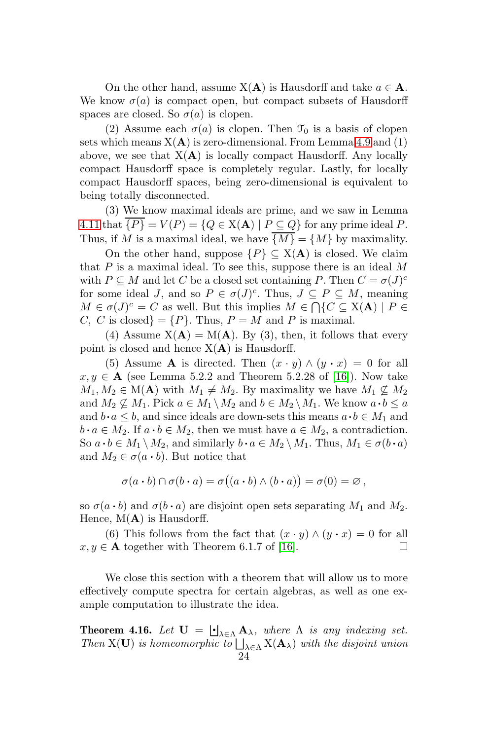On the other hand, assume $\mathrm{X}(\mathbf{A})$ is Hausdorff and take $a \in \mathbf{A}$. We know $\sigma(a)$ is compact open, but compact subsets of Hausdorff spaces are closed. So $\sigma(a)$ is clopen.

(2) Assume each $\sigma(a)$ is clopen. Then $\mathfrak{T}_0$ is a basis of clopen sets which means $\mathrm{X}(\mathbf{A})$ is zero-dimensional. From Lemma 4.9 and (1) above, we see that $\mathrm{X}(\mathbf{A})$ is locally compact Hausdorff. Any locally compact Hausdorff space is completely regular. Lastly, for locally compact Hausdorff spaces, being zero-dimensional is equivalent to being totally disconnected.

(3) We know maximal ideals are prime, and we saw in Lemma 4.11 that $\overline{\{P\}} = V(P) = \{Q \in \mathrm{X}(\mathbf{A}) \mid P \subseteq Q\}$ for any prime ideal $P$. Thus, if $M$ is a maximal ideal, we have $\overline{\{M\}} = \{M\}$ by maximality.

On the other hand, suppose $\{P\} \subseteq \mathrm{X}(\mathbf{A})$ is closed. We claim that $P$ is a maximal ideal. To see this, suppose there is an ideal $M$ with $P \subseteq M$ and let $C$ be a closed set containing $P$. Then $C = \sigma(J)^c$ for some ideal $J$, and so $P \in \sigma(J)^c$. Thus, $J \subseteq P \subseteq M$, meaning $M \in \sigma(J)^c = C$ as well. But this implies $M \in \bigcap\{C \subseteq \mathrm{X}(\mathbf{A}) \mid P \in C,\ C \text{ is closed}\} = \{P\}$. Thus, $P = M$ and $P$ is maximal.

(4) Assume $\mathrm{X}(\mathbf{A}) = \mathrm{M}(\mathbf{A})$. By (3), then, it follows that every point is closed and hence $\mathrm{X}(\mathbf{A})$ is Hausdorff.

(5) Assume $\mathbf{A}$ is directed. Then $(x \cdot y) \wedge (y \cdot x) = 0$ for all $x, y \in \mathbf{A}$ (see Lemma 5.2.2 and Theorem 5.2.28 of [16]). Now take $M_1, M_2 \in \mathrm{M}(\mathbf{A})$ with $M_1 \neq M_2$. By maximality we have $M_1 \not\subseteq M_2$ and $M_2 \not\subseteq M_1$. Pick $a \in M_1 \setminus M_2$ and $b \in M_2 \setminus M_1$. We know $a \cdot b \leq a$ and $b \cdot a \leq b$, and since ideals are down-sets this means $a \cdot b \in M_1$ and $b \cdot a \in M_2$. If $a \cdot b \in M_2$, then we must have $a \in M_2$, a contradiction. So $a \cdot b \in M_1 \setminus M_2$, and similarly $b \cdot a \in M_2 \setminus M_1$. Thus, $M_1 \in \sigma(b \cdot a)$ and $M_2 \in \sigma(a \cdot b)$. But notice that

$$\sigma(a \cdot b) \cap \sigma(b \cdot a) = \sigma\big((a \cdot b) \wedge (b \cdot a)\big) = \sigma(0) = \varnothing\,,$$

so $\sigma(a \cdot b)$ and $\sigma(b \cdot a)$ are disjoint open sets separating $M_1$ and $M_2$. Hence, $\mathrm{M}(\mathbf{A})$ is Hausdorff.

(6) This follows from the fact that $(x \cdot y) \wedge (y \cdot x) = 0$ for all $x, y \in \mathbf{A}$ together with Theorem 6.1.7 of [16]. □

We close this section with a theorem that will allow us to more effectively compute spectra for certain algebras, as well as one example computation to illustrate the idea.

**Theorem 4.16.** *Let $\mathbf{U} = \biguplus_{\lambda \in \Lambda} \mathbf{A}_\lambda$, where $\Lambda$ is any indexing set. Then $\mathrm{X}(\mathbf{U})$ is homeomorphic to $\bigsqcup_{\lambda \in \Lambda} \mathrm{X}(\mathbf{A}_\lambda)$ with the disjoint union*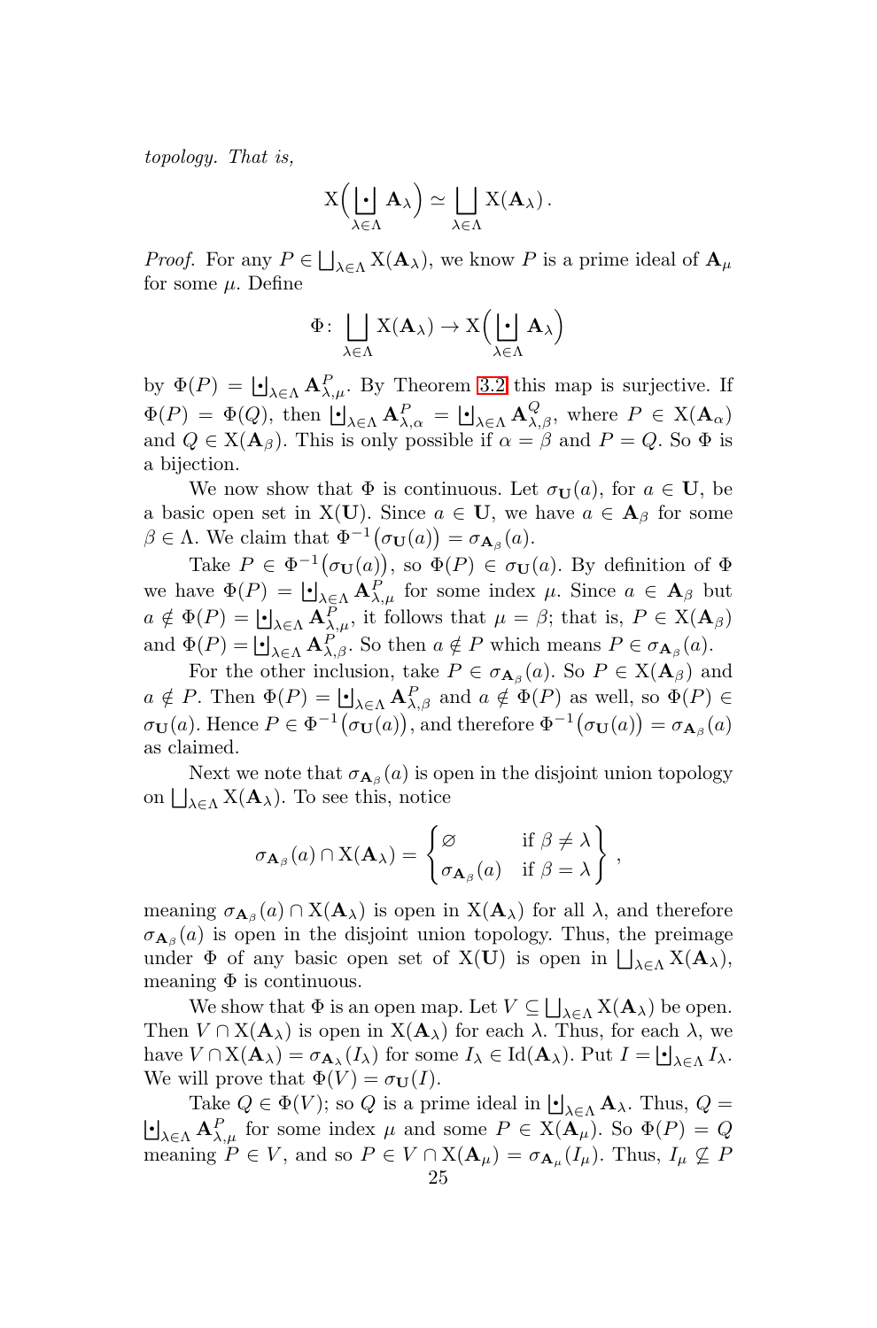*topology. That is,*

$$\mathrm{X}\Big(\biguplus_{\lambda\in\Lambda} \mathbf{A}_\lambda\Big) \simeq \bigsqcup_{\lambda\in\Lambda} \mathrm{X}(\mathbf{A}_\lambda)\,.$$

*Proof.* For any $P \in \bigsqcup_{\lambda\in\Lambda} \mathrm{X}(\mathbf{A}_\lambda)$, we know $P$ is a prime ideal of $\mathbf{A}_\mu$ for some $\mu$. Define

$$\Phi\colon \bigsqcup_{\lambda\in\Lambda} \mathrm{X}(\mathbf{A}_\lambda) \to \mathrm{X}\Big(\biguplus_{\lambda\in\Lambda} \mathbf{A}_\lambda\Big)$$

by $\Phi(P) = \biguplus_{\lambda\in\Lambda} \mathbf{A}^P_{\lambda,\mu}$. By Theorem 3.2 this map is surjective. If $\Phi(P) = \Phi(Q)$, then $\biguplus_{\lambda\in\Lambda} \mathbf{A}^P_{\lambda,\alpha} = \biguplus_{\lambda\in\Lambda} \mathbf{A}^Q_{\lambda,\beta}$, where $P \in \mathrm{X}(\mathbf{A}_\alpha)$ and $Q \in \mathrm{X}(\mathbf{A}_\beta)$. This is only possible if $\alpha = \beta$ and $P = Q$. So $\Phi$ is a bijection.

We now show that $\Phi$ is continuous. Let $\sigma_{\mathbf{U}}(a)$, for $a \in \mathbf{U}$, be a basic open set in $\mathrm{X}(\mathbf{U})$. Since $a \in \mathbf{U}$, we have $a \in \mathbf{A}_\beta$ for some $\beta \in \Lambda$. We claim that $\Phi^{-1}\big(\sigma_{\mathbf{U}}(a)\big) = \sigma_{\mathbf{A}_\beta}(a)$.

Take $P \in \Phi^{-1}\big(\sigma_{\mathbf{U}}(a)\big)$, so $\Phi(P) \in \sigma_{\mathbf{U}}(a)$. By definition of $\Phi$ we have $\Phi(P) = \biguplus_{\lambda\in\Lambda} \mathbf{A}^P_{\lambda,\mu}$ for some index $\mu$. Since $a \in \mathbf{A}_\beta$ but $a \notin \Phi(P) = \biguplus_{\lambda\in\Lambda} \mathbf{A}^P_{\lambda,\mu}$, it follows that $\mu = \beta$; that is, $P \in \mathrm{X}(\mathbf{A}_\beta)$ and $\Phi(P) = \biguplus_{\lambda\in\Lambda} \mathbf{A}^P_{\lambda,\beta}$. So then $a \notin P$ which means $P \in \sigma_{\mathbf{A}_\beta}(a)$.

For the other inclusion, take $P \in \sigma_{\mathbf{A}_\beta}(a)$. So $P \in \mathrm{X}(\mathbf{A}_\beta)$ and $a \notin P$. Then $\Phi(P) = \biguplus_{\lambda\in\Lambda} \mathbf{A}^P_{\lambda,\beta}$ and $a \notin \Phi(P)$ as well, so $\Phi(P) \in \sigma_{\mathbf{U}}(a)$. Hence $P \in \Phi^{-1}\big(\sigma_{\mathbf{U}}(a)\big)$, and therefore $\Phi^{-1}\big(\sigma_{\mathbf{U}}(a)\big) = \sigma_{\mathbf{A}_\beta}(a)$ as claimed.

Next we note that $\sigma_{\mathbf{A}_\beta}(a)$ is open in the disjoint union topology on $\bigsqcup_{\lambda\in\Lambda} \mathrm{X}(\mathbf{A}_\lambda)$. To see this, notice

$$\sigma_{\mathbf{A}_\beta}(a) \cap \mathrm{X}(\mathbf{A}_\lambda) = \begin{Bmatrix} \varnothing & \text{if } \beta \neq \lambda \\ \sigma_{\mathbf{A}_\beta}(a) & \text{if } \beta = \lambda \end{Bmatrix}\,,$$

meaning $\sigma_{\mathbf{A}_\beta}(a) \cap \mathrm{X}(\mathbf{A}_\lambda)$ is open in $\mathrm{X}(\mathbf{A}_\lambda)$ for all $\lambda$, and therefore $\sigma_{\mathbf{A}_\beta}(a)$ is open in the disjoint union topology. Thus, the preimage under $\Phi$ of any basic open set of $\mathrm{X}(\mathbf{U})$ is open in $\bigsqcup_{\lambda\in\Lambda} \mathrm{X}(\mathbf{A}_\lambda)$, meaning $\Phi$ is continuous.

We show that $\Phi$ is an open map. Let $V \subseteq \bigsqcup_{\lambda\in\Lambda} \mathrm{X}(\mathbf{A}_\lambda)$ be open. Then $V \cap \mathrm{X}(\mathbf{A}_\lambda)$ is open in $\mathrm{X}(\mathbf{A}_\lambda)$ for each $\lambda$. Thus, for each $\lambda$, we have $V \cap \mathrm{X}(\mathbf{A}_\lambda) = \sigma_{\mathbf{A}_\lambda}(I_\lambda)$ for some $I_\lambda \in \mathrm{Id}(\mathbf{A}_\lambda)$. Put $I = \biguplus_{\lambda\in\Lambda} I_\lambda$. We will prove that $\Phi(V) = \sigma_{\mathbf{U}}(I)$.

Take $Q \in \Phi(V)$; so $Q$ is a prime ideal in $\biguplus_{\lambda\in\Lambda} \mathbf{A}_\lambda$. Thus, $Q = \biguplus_{\lambda\in\Lambda} \mathbf{A}^P_{\lambda,\mu}$ for some index $\mu$ and some $P \in \mathrm{X}(\mathbf{A}_\mu)$. So $\Phi(P) = Q$ meaning $P \in V$, and so $P \in V \cap \mathrm{X}(\mathbf{A}_\mu) = \sigma_{\mathbf{A}_\mu}(I_\mu)$. Thus, $I_\mu \not\subseteq P$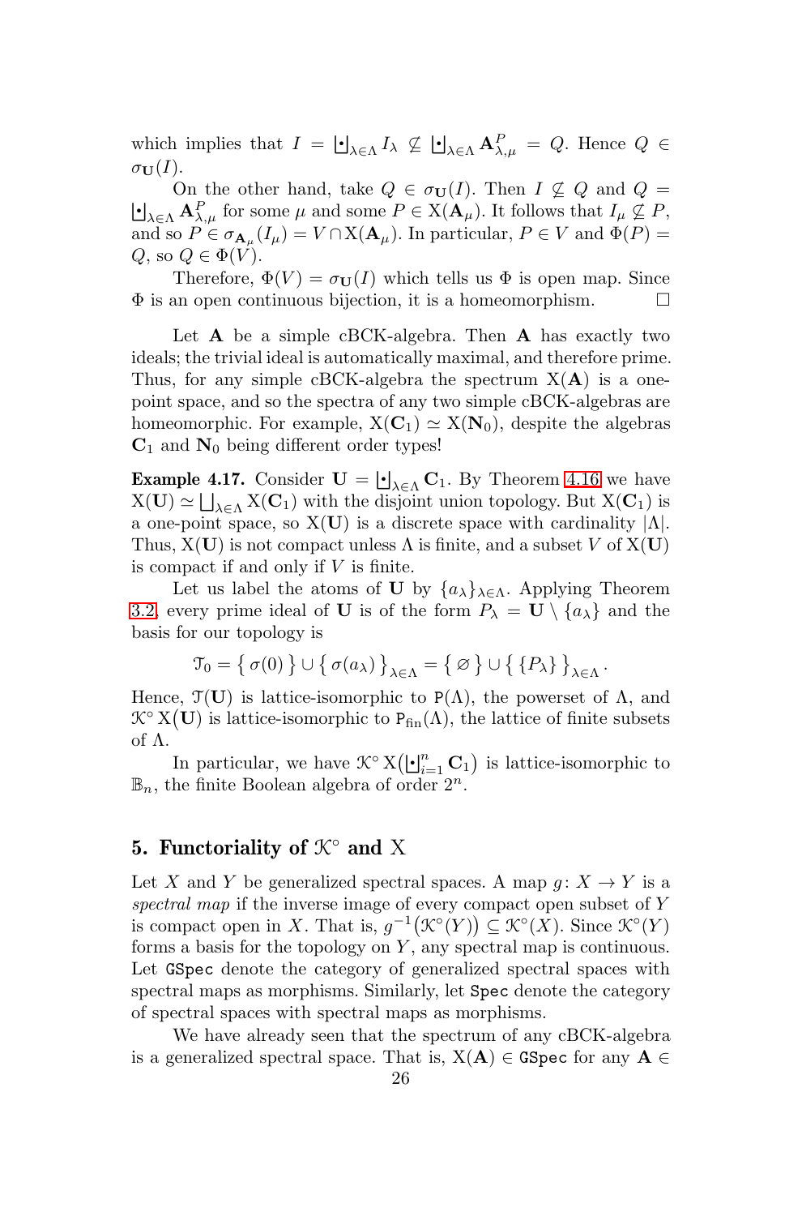which implies that $I = \biguplus_{\lambda\in\Lambda} I_\lambda \nsubseteq \biguplus_{\lambda\in\Lambda} \mathbf{A}^P_{\lambda,\mu} = Q$. Hence $Q \in \sigma_{\mathbf{U}}(I)$.

On the other hand, take $Q \in \sigma_{\mathbf{U}}(I)$. Then $I \nsubseteq Q$ and $Q = \biguplus_{\lambda\in\Lambda} \mathbf{A}^P_{\lambda,\mu}$ for some $\mu$ and some $P \in \mathrm{X}(\mathbf{A}_\mu)$. It follows that $I_\mu \nsubseteq P$, and so $P \in \sigma_{\mathbf{A}_\mu}(I_\mu) = V \cap \mathrm{X}(\mathbf{A}_\mu)$. In particular, $P \in V$ and $\Phi(P) = Q$, so $Q \in \Phi(V)$.

Therefore, $\Phi(V) = \sigma_{\mathbf{U}}(I)$ which tells us $\Phi$ is open map. Since $\Phi$ is an open continuous bijection, it is a homeomorphism. □

Let $\mathbf{A}$ be a simple cBCK-algebra. Then $\mathbf{A}$ has exactly two ideals; the trivial ideal is automatically maximal, and therefore prime. Thus, for any simple cBCK-algebra the spectrum $\mathrm{X}(\mathbf{A})$ is a one-point space, and so the spectra of any two simple cBCK-algebras are homeomorphic. For example, $\mathrm{X}(\mathbf{C}_1) \simeq \mathrm{X}(\mathbf{N}_0)$, despite the algebras $\mathbf{C}_1$ and $\mathbf{N}_0$ being different order types!

**Example 4.17.** Consider $\mathbf{U} = \biguplus_{\lambda\in\Lambda} \mathbf{C}_1$. By Theorem 4.16 we have $\mathrm{X}(\mathbf{U}) \simeq \bigsqcup_{\lambda\in\Lambda} \mathrm{X}(\mathbf{C}_1)$ with the disjoint union topology. But $\mathrm{X}(\mathbf{C}_1)$ is a one-point space, so $\mathrm{X}(\mathbf{U})$ is a discrete space with cardinality $|\Lambda|$. Thus, $\mathrm{X}(\mathbf{U})$ is not compact unless $\Lambda$ is finite, and a subset $V$ of $\mathrm{X}(\mathbf{U})$ is compact if and only if $V$ is finite.

Let us label the atoms of $\mathbf{U}$ by $\{a_\lambda\}_{\lambda\in\Lambda}$. Applying Theorem 3.2, every prime ideal of $\mathbf{U}$ is of the form $P_\lambda = \mathbf{U} \setminus \{a_\lambda\}$ and the basis for our topology is

$$\mathcal{T}_0 = \{\, \sigma(0) \,\} \cup \{\, \sigma(a_\lambda) \,\}_{\lambda\in\Lambda} = \{\, \varnothing \,\} \cup \{\, \{P_\lambda\} \,\}_{\lambda\in\Lambda}.$$

Hence, $\mathcal{T}(\mathbf{U})$ is lattice-isomorphic to $\mathsf{P}(\Lambda)$, the powerset of $\Lambda$, and $\mathcal{K}^\circ\,\mathrm{X}(\mathbf{U})$ is lattice-isomorphic to $\mathsf{P}_{\mathrm{fin}}(\Lambda)$, the lattice of finite subsets of $\Lambda$.

In particular, we have $\mathcal{K}^\circ\,\mathrm{X}\big(\biguplus_{i=1}^n \mathbf{C}_1\big)$ is lattice-isomorphic to $\mathbb{B}_n$, the finite Boolean algebra of order $2^n$.

## 5. Functoriality of $\mathcal{K}^\circ$ and X

Let $X$ and $Y$ be generalized spectral spaces. A map $g\colon X \to Y$ is a *spectral map* if the inverse image of every compact open subset of $Y$ is compact open in $X$. That is, $g^{-1}\big(\mathcal{K}^\circ(Y)\big) \subseteq \mathcal{K}^\circ(X)$. Since $\mathcal{K}^\circ(Y)$ forms a basis for the topology on $Y$, any spectral map is continuous. Let GSpec denote the category of generalized spectral spaces with spectral maps as morphisms. Similarly, let Spec denote the category of spectral spaces with spectral maps as morphisms.

We have already seen that the spectrum of any cBCK-algebra is a generalized spectral space. That is, $\mathrm{X}(\mathbf{A}) \in$ GSpec for any $\mathbf{A} \in$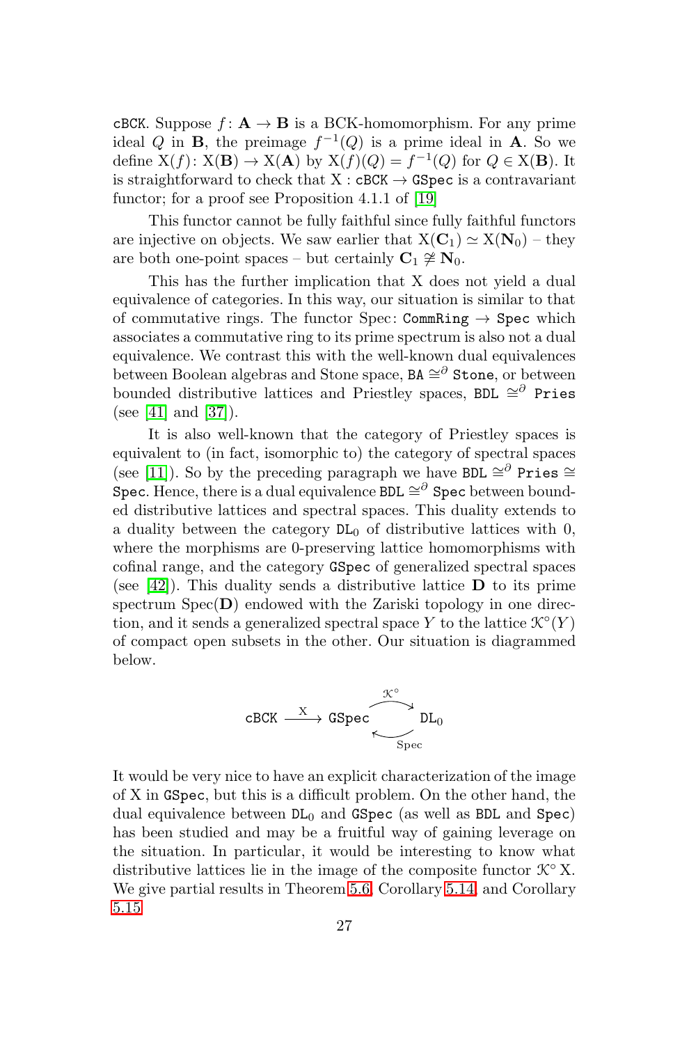cBCK. Suppose $f\colon \mathbf{A} \to \mathbf{B}$ is a BCK-homomorphism. For any prime ideal $Q$ in $\mathbf{B}$, the preimage $f^{-1}(Q)$ is a prime ideal in $\mathbf{A}$. So we define $\mathrm{X}(f)\colon \mathrm{X}(\mathbf{B}) \to \mathrm{X}(\mathbf{A})$ by $\mathrm{X}(f)(Q) = f^{-1}(Q)$ for $Q \in \mathrm{X}(\mathbf{B})$. It is straightforward to check that $\mathrm{X} : \mathtt{cBCK} \to \mathtt{GSpec}$ is a contravariant functor; for a proof see Proposition 4.1.1 of [19]

This functor cannot be fully faithful since fully faithful functors are injective on objects. We saw earlier that $\mathrm{X}(\mathbf{C}_1) \simeq \mathrm{X}(\mathbf{N}_0)$ – they are both one-point spaces – but certainly $\mathbf{C}_1 \not\cong \mathbf{N}_0$.

This has the further implication that X does not yield a dual equivalence of categories. In this way, our situation is similar to that of commutative rings. The functor $\mathrm{Spec}\colon \mathtt{CommRing} \to \mathtt{Spec}$ which associates a commutative ring to its prime spectrum is also not a dual equivalence. We contrast this with the well-known dual equivalences between Boolean algebras and Stone space, $\mathtt{BA} \cong^{\partial} \mathtt{Stone}$, or between bounded distributive lattices and Priestley spaces, $\mathtt{BDL} \cong^{\partial} \mathtt{Pries}$ (see [41] and [37]).

It is also well-known that the category of Priestley spaces is equivalent to (in fact, isomorphic to) the category of spectral spaces (see [11]). So by the preceding paragraph we have $\mathtt{BDL} \cong^{\partial} \mathtt{Pries} \cong \mathtt{Spec}$. Hence, there is a dual equivalence $\mathtt{BDL} \cong^{\partial} \mathtt{Spec}$ between bounded distributive lattices and spectral spaces. This duality extends to a duality between the category $\mathtt{DL}_0$ of distributive lattices with 0, where the morphisms are 0-preserving lattice homomorphisms with cofinal range, and the category $\mathtt{GSpec}$ of generalized spectral spaces (see [42]). This duality sends a distributive lattice $\mathbf{D}$ to its prime spectrum $\mathrm{Spec}(\mathbf{D})$ endowed with the Zariski topology in one direction, and it sends a generalized spectral space $Y$ to the lattice $\mathcal{K}^{\circ}(Y)$ of compact open subsets in the other. Our situation is diagrammed below.

$$\mathtt{cBCK} \xrightarrow{\mathrm{X}} \mathtt{GSpec} \underset{\mathrm{Spec}}{\overset{\mathcal{K}^{\circ}}{\rightleftarrows}} \mathtt{DL}_0$$

It would be very nice to have an explicit characterization of the image of X in $\mathtt{GSpec}$, but this is a difficult problem. On the other hand, the dual equivalence between $\mathtt{DL}_0$ and $\mathtt{GSpec}$ (as well as $\mathtt{BDL}$ and $\mathtt{Spec}$) has been studied and may be a fruitful way of gaining leverage on the situation. In particular, it would be interesting to know what distributive lattices lie in the image of the composite functor $\mathcal{K}^{\circ}\,\mathrm{X}$. We give partial results in Theorem 5.6, Corollary 5.14, and Corollary 5.15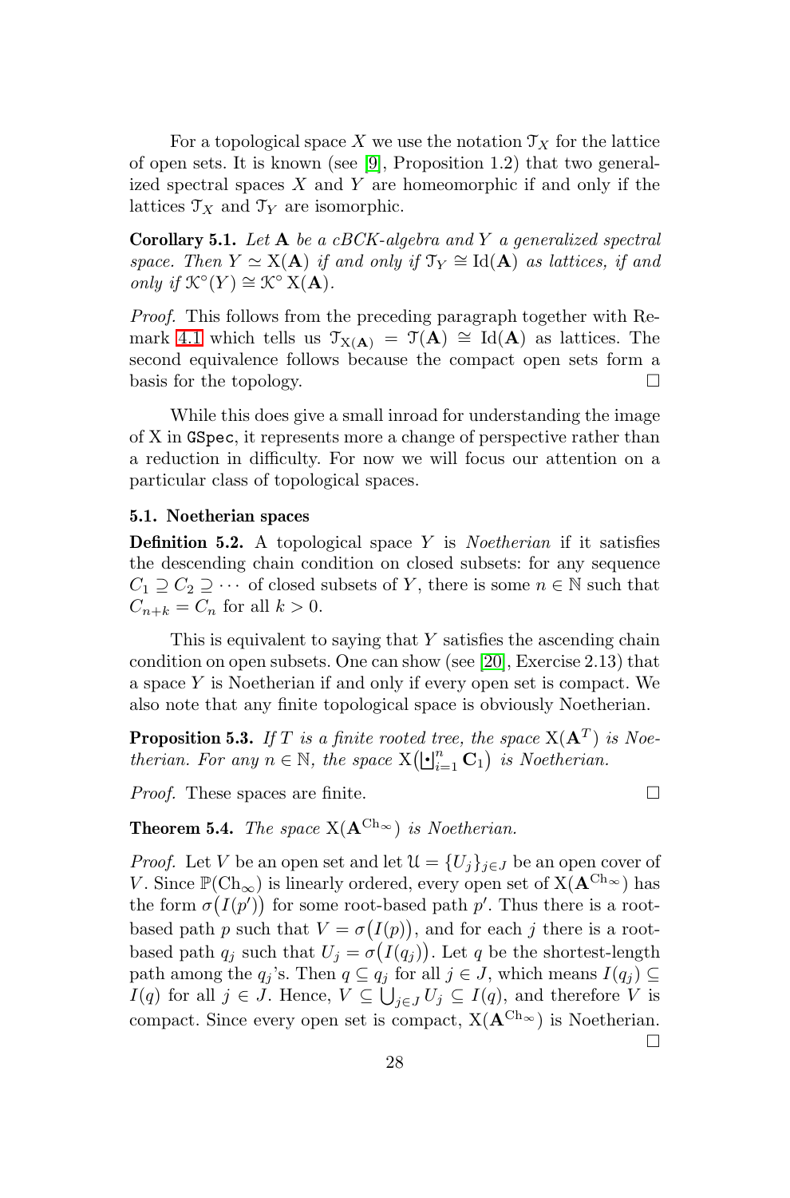For a topological space $X$ we use the notation $\mathcal{T}_X$ for the lattice of open sets. It is known (see [9], Proposition 1.2) that two generalized spectral spaces $X$ and $Y$ are homeomorphic if and only if the lattices $\mathcal{T}_X$ and $\mathcal{T}_Y$ are isomorphic.

**Corollary 5.1.** *Let $\mathbf{A}$ be a cBCK-algebra and $Y$ a generalized spectral space. Then $Y \simeq \mathrm{X}(\mathbf{A})$ if and only if $\mathcal{T}_Y \cong \mathrm{Id}(\mathbf{A})$ as lattices, if and only if $\mathcal{K}^\circ(Y) \cong \mathcal{K}^\circ\,\mathrm{X}(\mathbf{A})$.*

*Proof.* This follows from the preceding paragraph together with Remark 4.1 which tells us $\mathcal{T}_{\mathrm{X}(\mathbf{A})} = \mathcal{T}(\mathbf{A}) \cong \mathrm{Id}(\mathbf{A})$ as lattices. The second equivalence follows because the compact open sets form a basis for the topology. $\square$

While this does give a small inroad for understanding the image of X in `GSpec`, it represents more a change of perspective rather than a reduction in difficulty. For now we will focus our attention on a particular class of topological spaces.

### 5.1. Noetherian spaces

**Definition 5.2.** A topological space $Y$ is *Noetherian* if it satisfies the descending chain condition on closed subsets: for any sequence $C_1 \supseteq C_2 \supseteq \cdots$ of closed subsets of $Y$, there is some $n \in \mathbb{N}$ such that $C_{n+k} = C_n$ for all $k > 0$.

This is equivalent to saying that $Y$ satisfies the ascending chain condition on open subsets. One can show (see [20], Exercise 2.13) that a space $Y$ is Noetherian if and only if every open set is compact. We also note that any finite topological space is obviously Noetherian.

**Proposition 5.3.** *If $T$ is a finite rooted tree, the space $\mathrm{X}(\mathbf{A}^T)$ is Noetherian. For any $n \in \mathbb{N}$, the space $\mathrm{X}\big(\biguplus_{i=1}^n \mathbf{C}_1\big)$ is Noetherian.*

*Proof.* These spaces are finite. $\square$

**Theorem 5.4.** *The space $\mathrm{X}(\mathbf{A}^{\mathrm{Ch}_\infty})$ is Noetherian.*

*Proof.* Let $V$ be an open set and let $\mathcal{U} = \{U_j\}_{j \in J}$ be an open cover of $V$. Since $\mathbb{P}(\mathrm{Ch}_\infty)$ is linearly ordered, every open set of $\mathrm{X}(\mathbf{A}^{\mathrm{Ch}_\infty})$ has the form $\sigma\big(I(p')\big)$ for some root-based path $p'$. Thus there is a root-based path $p$ such that $V = \sigma\big(I(p)\big)$, and for each $j$ there is a root-based path $q_j$ such that $U_j = \sigma\big(I(q_j)\big)$. Let $q$ be the shortest-length path among the $q_j$'s. Then $q \subseteq q_j$ for all $j \in J$, which means $I(q_j) \subseteq I(q)$ for all $j \in J$. Hence, $V \subseteq \bigcup_{j \in J} U_j \subseteq I(q)$, and therefore $V$ is compact. Since every open set is compact, $\mathrm{X}(\mathbf{A}^{\mathrm{Ch}_\infty})$ is Noetherian. $\square$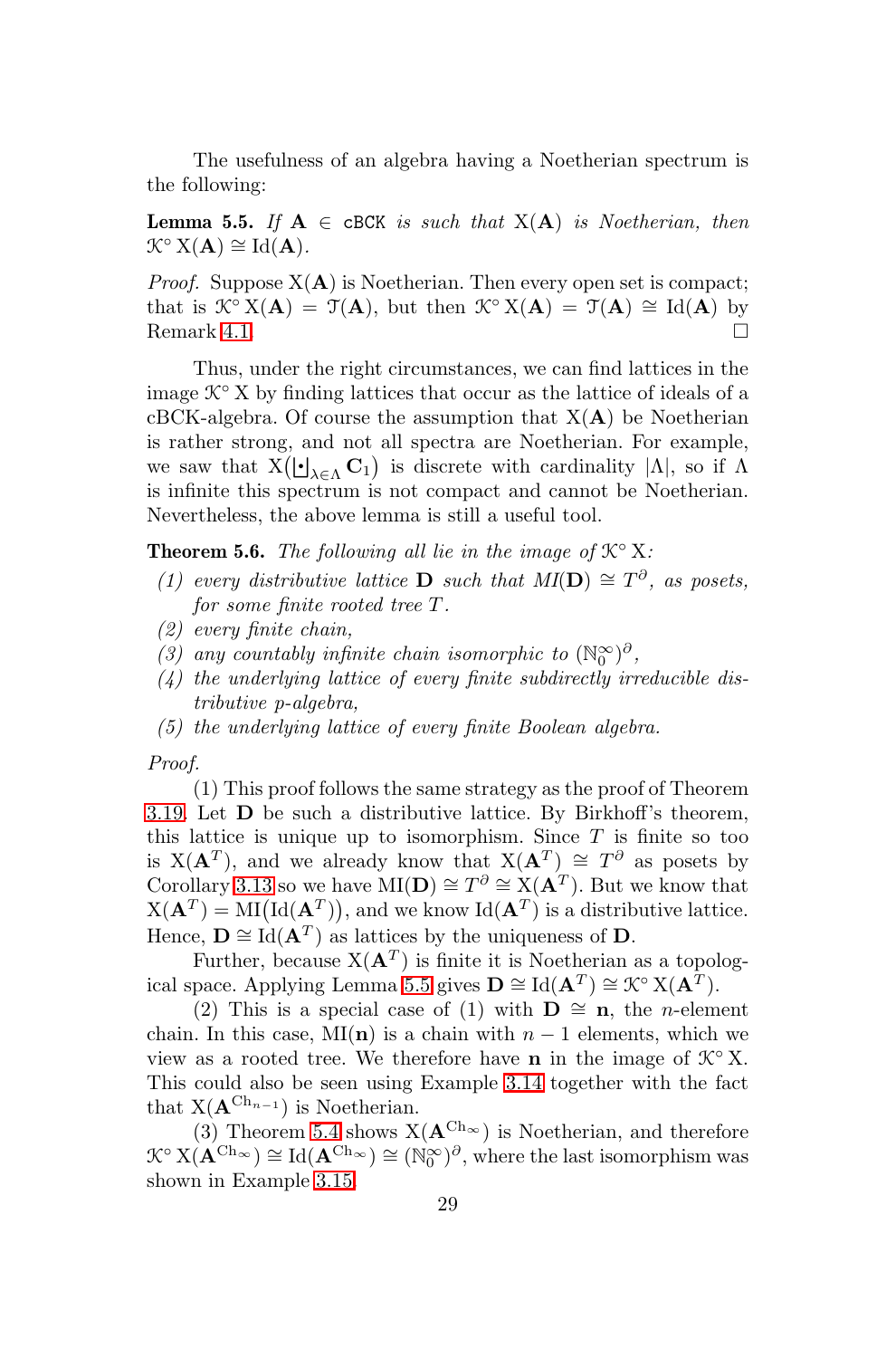The usefulness of an algebra having a Noetherian spectrum is the following:

**Lemma 5.5.** *If $\mathbf{A} \in$ `cBCK` is such that $\mathrm{X}(\mathbf{A})$ is Noetherian, then $\mathcal{K}^\circ\,\mathrm{X}(\mathbf{A}) \cong \mathrm{Id}(\mathbf{A})$.*

*Proof.* Suppose $\mathrm{X}(\mathbf{A})$ is Noetherian. Then every open set is compact; that is $\mathcal{K}^\circ\,\mathrm{X}(\mathbf{A}) = \mathcal{T}(\mathbf{A})$, but then $\mathcal{K}^\circ\,\mathrm{X}(\mathbf{A}) = \mathcal{T}(\mathbf{A}) \cong \mathrm{Id}(\mathbf{A})$ by Remark 4.1. □

Thus, under the right circumstances, we can find lattices in the image $\mathcal{K}^\circ\,\mathrm{X}$ by finding lattices that occur as the lattice of ideals of a cBCK-algebra. Of course the assumption that $\mathrm{X}(\mathbf{A})$ be Noetherian is rather strong, and not all spectra are Noetherian. For example, we saw that $\mathrm{X}\big(\biguplus_{\lambda\in\Lambda}\mathbf{C}_1\big)$ is discrete with cardinality $|\Lambda|$, so if $\Lambda$ is infinite this spectrum is not compact and cannot be Noetherian. Nevertheless, the above lemma is still a useful tool.

**Theorem 5.6.** *The following all lie in the image of $\mathcal{K}^\circ\,\mathrm{X}$:*

1. *every distributive lattice $\mathbf{D}$ such that $MI(\mathbf{D}) \cong T^\partial$, as posets, for some finite rooted tree $T$.*
2. *every finite chain,*
3. *any countably infinite chain isomorphic to $(\mathbb{N}_0^\infty)^\partial$,*
4. *the underlying lattice of every finite subdirectly irreducible distributive p-algebra,*
5. *the underlying lattice of every finite Boolean algebra.*

*Proof.*

(1) This proof follows the same strategy as the proof of Theorem 3.19. Let $\mathbf{D}$ be such a distributive lattice. By Birkhoff's theorem, this lattice is unique up to isomorphism. Since $T$ is finite so too is $\mathrm{X}(\mathbf{A}^T)$, and we already know that $\mathrm{X}(\mathbf{A}^T) \cong T^\partial$ as posets by Corollary 3.13 so we have $\mathrm{MI}(\mathbf{D}) \cong T^\partial \cong \mathrm{X}(\mathbf{A}^T)$. But we know that $\mathrm{X}(\mathbf{A}^T) = \mathrm{MI}\big(\mathrm{Id}(\mathbf{A}^T)\big)$, and we know $\mathrm{Id}(\mathbf{A}^T)$ is a distributive lattice. Hence, $\mathbf{D} \cong \mathrm{Id}(\mathbf{A}^T)$ as lattices by the uniqueness of $\mathbf{D}$.

Further, because $\mathrm{X}(\mathbf{A}^T)$ is finite it is Noetherian as a topological space. Applying Lemma 5.5 gives $\mathbf{D} \cong \mathrm{Id}(\mathbf{A}^T) \cong \mathcal{K}^\circ\,\mathrm{X}(\mathbf{A}^T)$.

(2) This is a special case of (1) with $\mathbf{D} \cong \mathbf{n}$, the $n$-element chain. In this case, $\mathrm{MI}(\mathbf{n})$ is a chain with $n-1$ elements, which we view as a rooted tree. We therefore have $\mathbf{n}$ in the image of $\mathcal{K}^\circ\,\mathrm{X}$. This could also be seen using Example 3.14 together with the fact that $\mathrm{X}(\mathbf{A}^{\mathrm{Ch}_{n-1}})$ is Noetherian.

(3) Theorem 5.4 shows $\mathrm{X}(\mathbf{A}^{\mathrm{Ch}_\infty})$ is Noetherian, and therefore $\mathcal{K}^\circ\,\mathrm{X}(\mathbf{A}^{\mathrm{Ch}_\infty}) \cong \mathrm{Id}(\mathbf{A}^{\mathrm{Ch}_\infty}) \cong (\mathbb{N}_0^\infty)^\partial$, where the last isomorphism was shown in Example 3.15.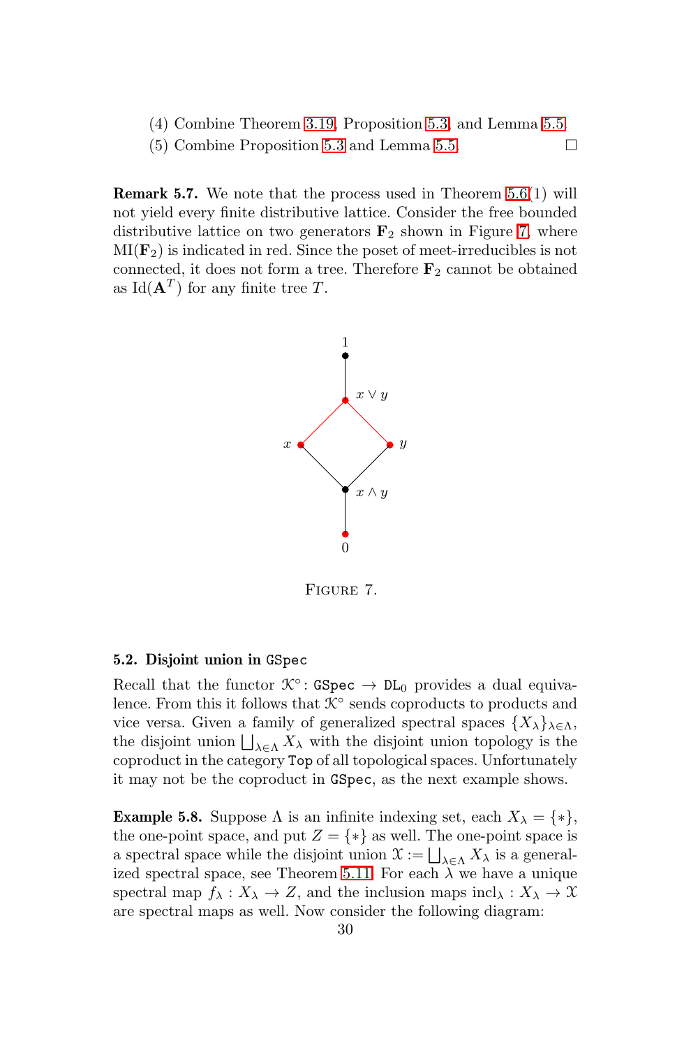(4) Combine Theorem 3.19, Proposition 5.3, and Lemma 5.5.

(5) Combine Proposition 5.3 and Lemma 5.5. □

**Remark 5.7.** We note that the process used in Theorem 5.6(1) will not yield every finite distributive lattice. Consider the free bounded distributive lattice on two generators $\mathbf{F}_2$ shown in Figure 7, where $\mathrm{MI}(\mathbf{F}_2)$ is indicated in red. Since the poset of meet-irreducibles is not connected, it does not form a tree. Therefore $\mathbf{F}_2$ cannot be obtained as $\mathrm{Id}(\mathbf{A}^T)$ for any finite tree $T$.

Figure 7.

### 5.2. Disjoint union in GSpec

Recall that the functor $\mathcal{K}^\circ\colon \mathtt{GSpec} \to \mathtt{DL}_0$ provides a dual equivalence. From this it follows that $\mathcal{K}^\circ$ sends coproducts to products and vice versa. Given a family of generalized spectral spaces $\{X_\lambda\}_{\lambda\in\Lambda}$, the disjoint union $\bigsqcup_{\lambda\in\Lambda} X_\lambda$ with the disjoint union topology is the coproduct in the category Top of all topological spaces. Unfortunately it may not be the coproduct in GSpec, as the next example shows.

**Example 5.8.** Suppose $\Lambda$ is an infinite indexing set, each $X_\lambda = \{*\}$, the one-point space, and put $Z = \{*\}$ as well. The one-point space is a spectral space while the disjoint union $\mathcal{X} := \bigsqcup_{\lambda\in\Lambda} X_\lambda$ is a generalized spectral space, see Theorem 5.11. For each $\lambda$ we have a unique spectral map $f_\lambda : X_\lambda \to Z$, and the inclusion maps $\mathrm{incl}_\lambda : X_\lambda \to \mathcal{X}$ are spectral maps as well. Now consider the following diagram: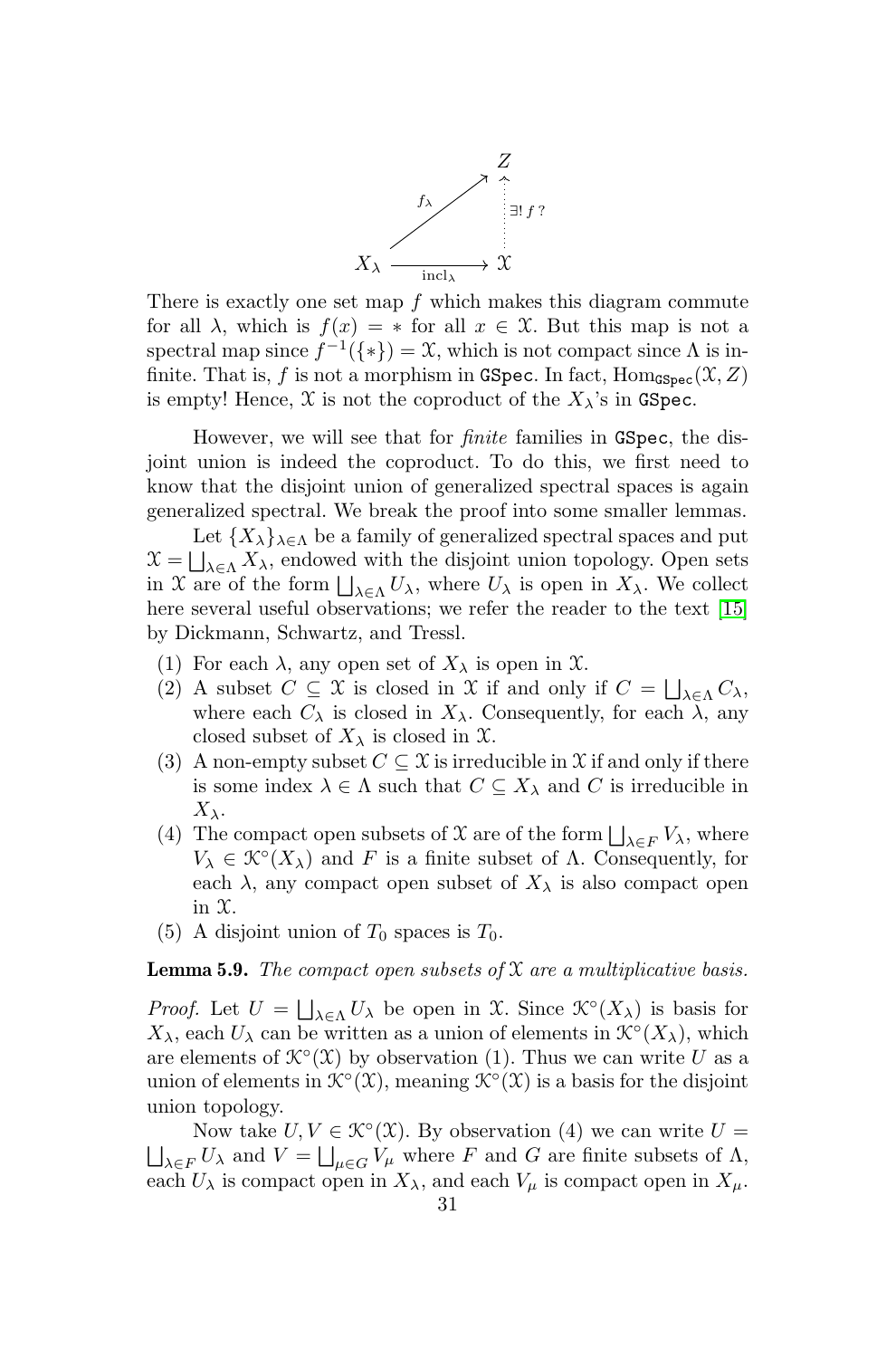$$\begin{array}{ccc} & & Z \\ & \overset{f_\lambda}{\nearrow} & \uparrow \exists!\, f\,? \\ X_\lambda & \xrightarrow[\text{incl}_\lambda]{} & \mathcal{X} \end{array}$$

There is exactly one set map $f$ which makes this diagram commute for all $\lambda$, which is $f(x) = *$ for all $x \in \mathcal{X}$. But this map is not a spectral map since $f^{-1}(\{*\}) = \mathcal{X}$, which is not compact since $\Lambda$ is infinite. That is, $f$ is not a morphism in GSpec. In fact, $\text{Hom}_{\texttt{GSpec}}(\mathcal{X}, Z)$ is empty! Hence, $\mathcal{X}$ is not the coproduct of the $X_\lambda$'s in GSpec.

However, we will see that for *finite* families in GSpec, the disjoint union is indeed the coproduct. To do this, we first need to know that the disjoint union of generalized spectral spaces is again generalized spectral. We break the proof into some smaller lemmas.

Let $\{X_\lambda\}_{\lambda \in \Lambda}$ be a family of generalized spectral spaces and put $\mathcal{X} = \bigsqcup_{\lambda \in \Lambda} X_\lambda$, endowed with the disjoint union topology. Open sets in $\mathcal{X}$ are of the form $\bigsqcup_{\lambda \in \Lambda} U_\lambda$, where $U_\lambda$ is open in $X_\lambda$. We collect here several useful observations; we refer the reader to the text [15] by Dickmann, Schwartz, and Tressl.

1. For each $\lambda$, any open set of $X_\lambda$ is open in $\mathcal{X}$.
2. A subset $C \subseteq \mathcal{X}$ is closed in $\mathcal{X}$ if and only if $C = \bigsqcup_{\lambda \in \Lambda} C_\lambda$, where each $C_\lambda$ is closed in $X_\lambda$. Consequently, for each $\lambda$, any closed subset of $X_\lambda$ is closed in $\mathcal{X}$.
3. A non-empty subset $C \subseteq \mathcal{X}$ is irreducible in $\mathcal{X}$ if and only if there is some index $\lambda \in \Lambda$ such that $C \subseteq X_\lambda$ and $C$ is irreducible in $X_\lambda$.
4. The compact open subsets of $\mathcal{X}$ are of the form $\bigsqcup_{\lambda \in F} V_\lambda$, where $V_\lambda \in \mathcal{K}^\circ(X_\lambda)$ and $F$ is a finite subset of $\Lambda$. Consequently, for each $\lambda$, any compact open subset of $X_\lambda$ is also compact open in $\mathcal{X}$.
5. A disjoint union of $T_0$ spaces is $T_0$.

**Lemma 5.9.** *The compact open subsets of $\mathcal{X}$ are a multiplicative basis.*

*Proof.* Let $U = \bigsqcup_{\lambda \in \Lambda} U_\lambda$ be open in $\mathcal{X}$. Since $\mathcal{K}^\circ(X_\lambda)$ is basis for $X_\lambda$, each $U_\lambda$ can be written as a union of elements in $\mathcal{K}^\circ(X_\lambda)$, which are elements of $\mathcal{K}^\circ(\mathcal{X})$ by observation (1). Thus we can write $U$ as a union of elements in $\mathcal{K}^\circ(\mathcal{X})$, meaning $\mathcal{K}^\circ(\mathcal{X})$ is a basis for the disjoint union topology.

Now take $U, V \in \mathcal{K}^\circ(\mathcal{X})$. By observation (4) we can write $U = \bigsqcup_{\lambda \in F} U_\lambda$ and $V = \bigsqcup_{\mu \in G} V_\mu$ where $F$ and $G$ are finite subsets of $\Lambda$, each $U_\lambda$ is compact open in $X_\lambda$, and each $V_\mu$ is compact open in $X_\mu$.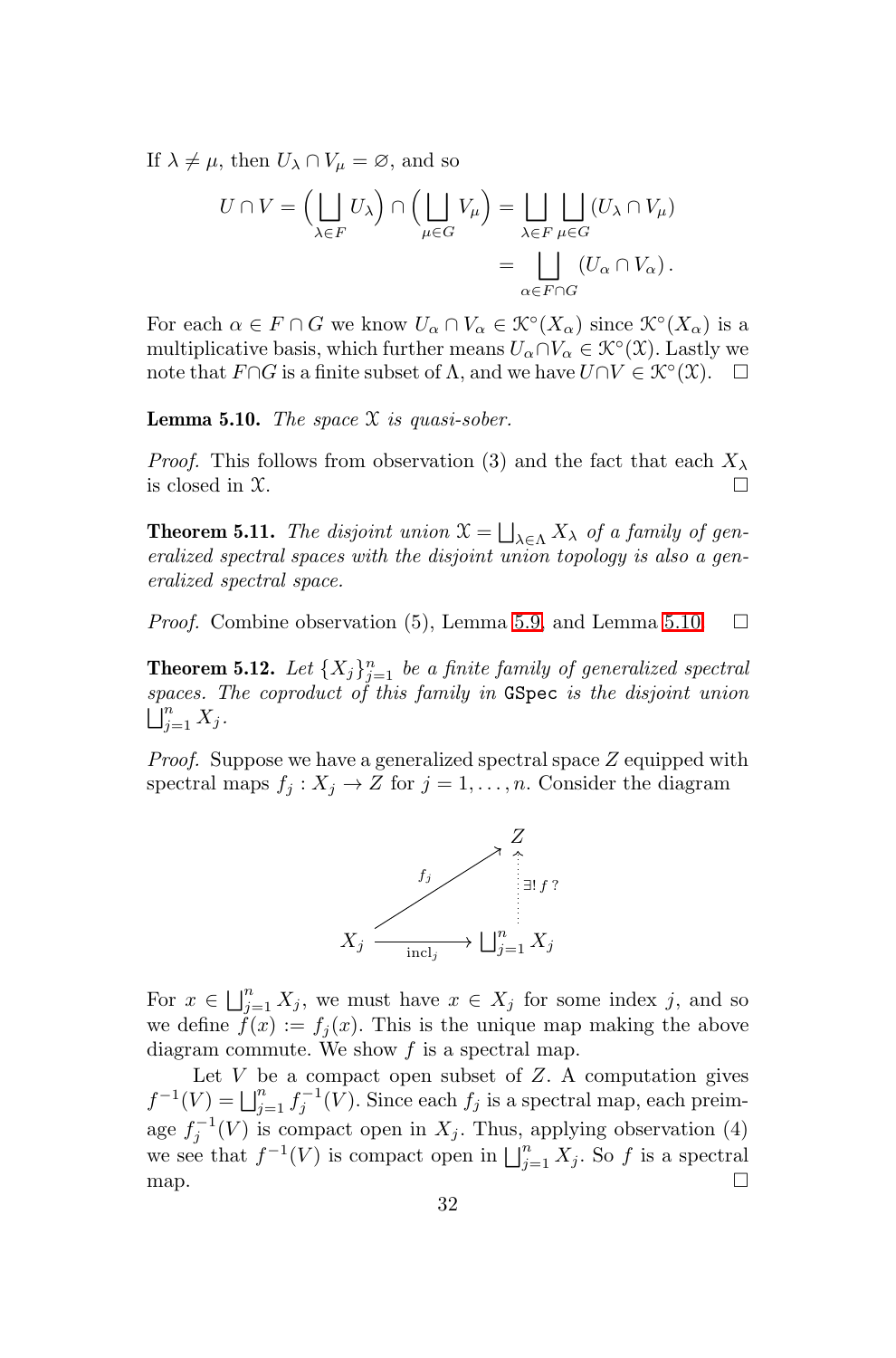If $\lambda \neq \mu$, then $U_\lambda \cap V_\mu = \varnothing$, and so

$$U \cap V = \Big( \bigsqcup_{\lambda \in F} U_\lambda \Big) \cap \Big( \bigsqcup_{\mu \in G} V_\mu \Big) = \bigsqcup_{\lambda \in F} \bigsqcup_{\mu \in G} (U_\lambda \cap V_\mu)$$
$$= \bigsqcup_{\alpha \in F \cap G} (U_\alpha \cap V_\alpha).$$

For each $\alpha \in F \cap G$ we know $U_\alpha \cap V_\alpha \in \mathcal{K}^\circ(X_\alpha)$ since $\mathcal{K}^\circ(X_\alpha)$ is a multiplicative basis, which further means $U_\alpha \cap V_\alpha \in \mathcal{K}^\circ(\mathcal{X})$. Lastly we note that $F \cap G$ is a finite subset of $\Lambda$, and we have $U \cap V \in \mathcal{K}^\circ(\mathcal{X})$. $\square$

**Lemma 5.10.** *The space $\mathcal{X}$ is quasi-sober.*

*Proof.* This follows from observation (3) and the fact that each $X_\lambda$ is closed in $\mathcal{X}$. $\square$

**Theorem 5.11.** *The disjoint union $\mathcal{X} = \bigsqcup_{\lambda \in \Lambda} X_\lambda$ of a family of generalized spectral spaces with the disjoint union topology is also a generalized spectral space.*

*Proof.* Combine observation (5), Lemma 5.9, and Lemma 5.10. $\square$

**Theorem 5.12.** *Let $\{X_j\}_{j=1}^n$ be a finite family of generalized spectral spaces. The coproduct of this family in* `GSpec` *is the disjoint union $\bigsqcup_{j=1}^n X_j$.*

*Proof.* Suppose we have a generalized spectral space $Z$ equipped with spectral maps $f_j : X_j \to Z$ for $j = 1, \ldots, n$. Consider the diagram

$$\begin{array}{ccc} & & Z \\ & \overset{f_j}{\nearrow} & \uparrow \exists!\, f\,? \\ X_j & \xrightarrow[\text{incl}_j]{} & \bigsqcup_{j=1}^n X_j \end{array}$$

For $x \in \bigsqcup_{j=1}^n X_j$, we must have $x \in X_j$ for some index $j$, and so we define $f(x) := f_j(x)$. This is the unique map making the above diagram commute. We show $f$ is a spectral map.

Let $V$ be a compact open subset of $Z$. A computation gives $f^{-1}(V) = \bigsqcup_{j=1}^n f_j^{-1}(V)$. Since each $f_j$ is a spectral map, each preimage $f_j^{-1}(V)$ is compact open in $X_j$. Thus, applying observation (4) we see that $f^{-1}(V)$ is compact open in $\bigsqcup_{j=1}^n X_j$. So $f$ is a spectral map. $\square$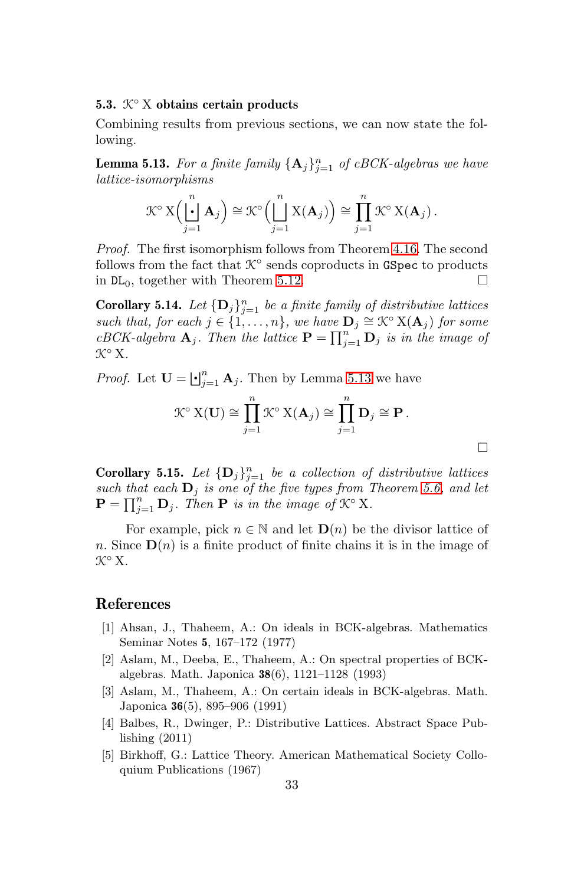### 5.3. $\mathcal{K}^\circ\,\mathrm{X}$ obtains certain products

Combining results from previous sections, we can now state the following.

**Lemma 5.13.** *For a finite family $\{\mathbf{A}_j\}_{j=1}^n$ of cBCK-algebras we have lattice-isomorphisms*

$$\mathcal{K}^\circ\,\mathrm{X}\Big(\dot{\bigsqcup_{j=1}^{n}}\mathbf{A}_j\Big) \cong \mathcal{K}^\circ\Big(\bigsqcup_{j=1}^{n}\mathrm{X}(\mathbf{A}_j)\Big) \cong \prod_{j=1}^{n}\mathcal{K}^\circ\,\mathrm{X}(\mathbf{A}_j)\,.$$

*Proof.* The first isomorphism follows from Theorem 4.16. The second follows from the fact that $\mathcal{K}^\circ$ sends coproducts in `GSpec` to products in $\mathtt{DL}_0$, together with Theorem 5.12. □

**Corollary 5.14.** *Let $\{\mathbf{D}_j\}_{j=1}^n$ be a finite family of distributive lattices such that, for each $j \in \{1,\dots,n\}$, we have $\mathbf{D}_j \cong \mathcal{K}^\circ\,\mathrm{X}(\mathbf{A}_j)$ for some cBCK-algebra $\mathbf{A}_j$. Then the lattice $\mathbf{P} = \prod_{j=1}^n \mathbf{D}_j$ is in the image of $\mathcal{K}^\circ\,\mathrm{X}$.*

*Proof.* Let $\mathbf{U} = \dot{\bigsqcup}_{j=1}^n \mathbf{A}_j$. Then by Lemma 5.13 we have

$$\mathcal{K}^\circ\,\mathrm{X}(\mathbf{U}) \cong \prod_{j=1}^{n}\mathcal{K}^\circ\,\mathrm{X}(\mathbf{A}_j) \cong \prod_{j=1}^{n}\mathbf{D}_j \cong \mathbf{P}\,.$$

□

**Corollary 5.15.** *Let $\{\mathbf{D}_j\}_{j=1}^n$ be a collection of distributive lattices such that each $\mathbf{D}_j$ is one of the five types from Theorem 5.6, and let $\mathbf{P} = \prod_{j=1}^n \mathbf{D}_j$. Then $\mathbf{P}$ is in the image of $\mathcal{K}^\circ\,\mathrm{X}$.*

For example, pick $n \in \mathbb{N}$ and let $\mathbf{D}(n)$ be the divisor lattice of $n$. Since $\mathbf{D}(n)$ is a finite product of finite chains it is in the image of $\mathcal{K}^\circ\,\mathrm{X}$.

## References

[1] Ahsan, J., Thaheem, A.: On ideals in BCK-algebras. Mathematics Seminar Notes **5**, 167–172 (1977)

[2] Aslam, M., Deeba, E., Thaheem, A.: On spectral properties of BCK-algebras. Math. Japonica **38**(6), 1121–1128 (1993)

[3] Aslam, M., Thaheem, A.: On certain ideals in BCK-algebras. Math. Japonica **36**(5), 895–906 (1991)

[4] Balbes, R., Dwinger, P.: Distributive Lattices. Abstract Space Publishing (2011)

[5] Birkhoff, G.: Lattice Theory. American Mathematical Society Colloquium Publications (1967)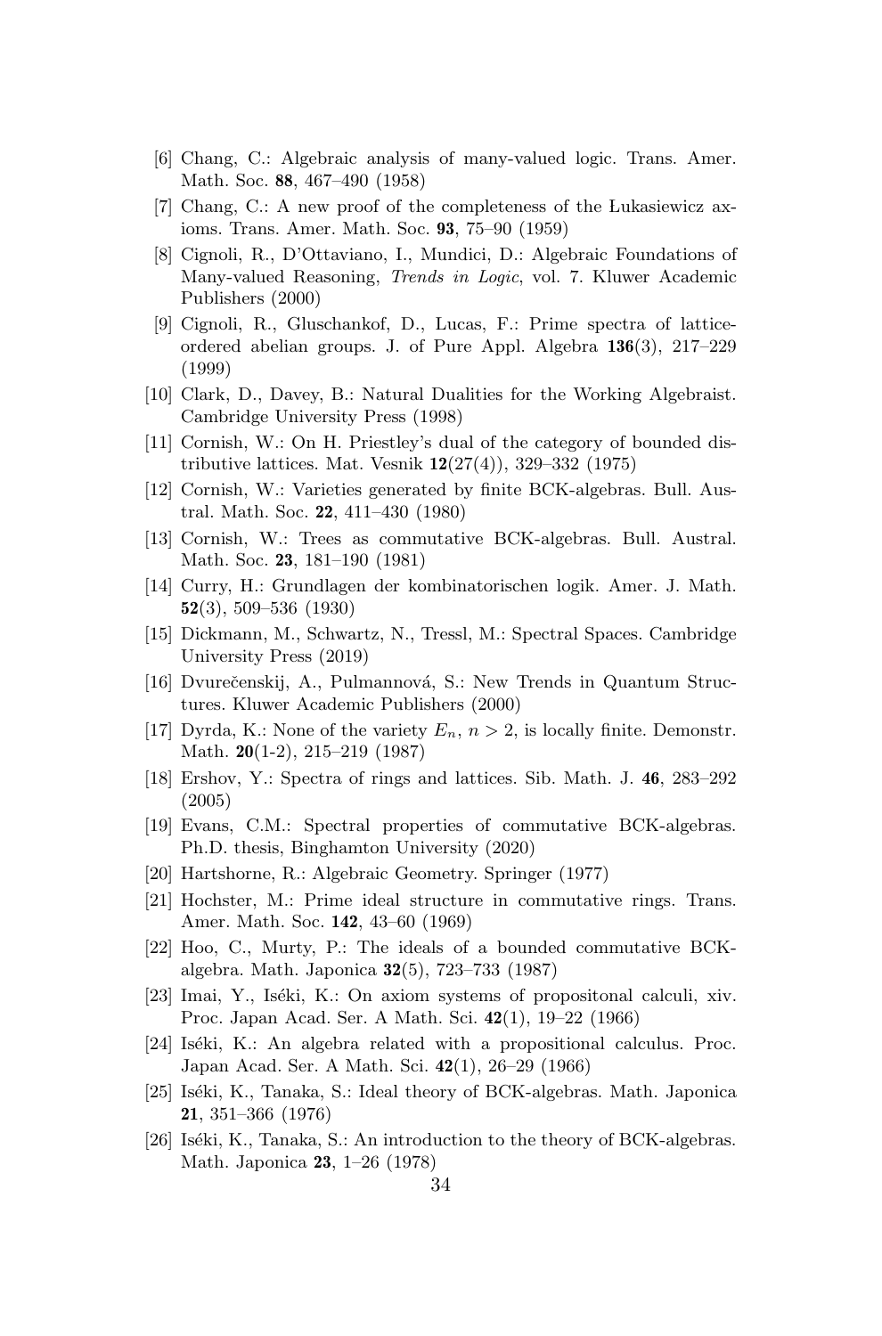[6] Chang, C.: Algebraic analysis of many-valued logic. Trans. Amer. Math. Soc. **88**, 467–490 (1958)

[7] Chang, C.: A new proof of the completeness of the Łukasiewicz axioms. Trans. Amer. Math. Soc. **93**, 75–90 (1959)

[8] Cignoli, R., D'Ottaviano, I., Mundici, D.: Algebraic Foundations of Many-valued Reasoning, *Trends in Logic*, vol. 7. Kluwer Academic Publishers (2000)

[9] Cignoli, R., Gluschankof, D., Lucas, F.: Prime spectra of lattice-ordered abelian groups. J. of Pure Appl. Algebra **136**(3), 217–229 (1999)

[10] Clark, D., Davey, B.: Natural Dualities for the Working Algebraist. Cambridge University Press (1998)

[11] Cornish, W.: On H. Priestley's dual of the category of bounded distributive lattices. Mat. Vesnik **12**(27(4)), 329–332 (1975)

[12] Cornish, W.: Varieties generated by finite BCK-algebras. Bull. Austral. Math. Soc. **22**, 411–430 (1980)

[13] Cornish, W.: Trees as commutative BCK-algebras. Bull. Austral. Math. Soc. **23**, 181–190 (1981)

[14] Curry, H.: Grundlagen der kombinatorischen logik. Amer. J. Math. **52**(3), 509–536 (1930)

[15] Dickmann, M., Schwartz, N., Tressl, M.: Spectral Spaces. Cambridge University Press (2019)

[16] Dvurečenskij, A., Pulmannová, S.: New Trends in Quantum Structures. Kluwer Academic Publishers (2000)

[17] Dyrda, K.: None of the variety $E_n$, $n > 2$, is locally finite. Demonstr. Math. **20**(1-2), 215–219 (1987)

[18] Ershov, Y.: Spectra of rings and lattices. Sib. Math. J. **46**, 283–292 (2005)

[19] Evans, C.M.: Spectral properties of commutative BCK-algebras. Ph.D. thesis, Binghamton University (2020)

[20] Hartshorne, R.: Algebraic Geometry. Springer (1977)

[21] Hochster, M.: Prime ideal structure in commutative rings. Trans. Amer. Math. Soc. **142**, 43–60 (1969)

[22] Hoo, C., Murty, P.: The ideals of a bounded commutative BCK-algebra. Math. Japonica **32**(5), 723–733 (1987)

[23] Imai, Y., Iséki, K.: On axiom systems of propositonal calculi, xiv. Proc. Japan Acad. Ser. A Math. Sci. **42**(1), 19–22 (1966)

[24] Iséki, K.: An algebra related with a propositional calculus. Proc. Japan Acad. Ser. A Math. Sci. **42**(1), 26–29 (1966)

[25] Iséki, K., Tanaka, S.: Ideal theory of BCK-algebras. Math. Japonica **21**, 351–366 (1976)

[26] Iséki, K., Tanaka, S.: An introduction to the theory of BCK-algebras. Math. Japonica **23**, 1–26 (1978)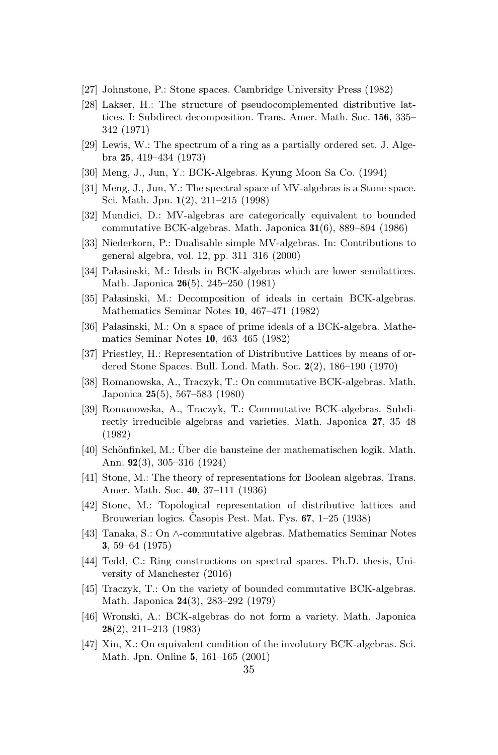[27] Johnstone, P.: Stone spaces. Cambridge University Press (1982)

[28] Lakser, H.: The structure of pseudocomplemented distributive lattices. I: Subdirect decomposition. Trans. Amer. Math. Soc. **156**, 335–342 (1971)

[29] Lewis, W.: The spectrum of a ring as a partially ordered set. J. Algebra **25**, 419–434 (1973)

[30] Meng, J., Jun, Y.: BCK-Algebras. Kyung Moon Sa Co. (1994)

[31] Meng, J., Jun, Y.: The spectral space of MV-algebras is a Stone space. Sci. Math. Jpn. **1**(2), 211–215 (1998)

[32] Mundici, D.: MV-algebras are categorically equivalent to bounded commutative BCK-algebras. Math. Japonica **31**(6), 889–894 (1986)

[33] Niederkorn, P.: Dualisable simple MV-algebras. In: Contributions to general algebra, vol. 12, pp. 311–316 (2000)

[34] Pałasinski, M.: Ideals in BCK-algebras which are lower semilattices. Math. Japonica **26**(5), 245–250 (1981)

[35] Pałasinski, M.: Decomposition of ideals in certain BCK-algebras. Mathematics Seminar Notes **10**, 467–471 (1982)

[36] Pałasinski, M.: On a space of prime ideals of a BCK-algebra. Mathematics Seminar Notes **10**, 463–465 (1982)

[37] Priestley, H.: Representation of Distributive Lattices by means of ordered Stone Spaces. Bull. Lond. Math. Soc. **2**(2), 186–190 (1970)

[38] Romanowska, A., Traczyk, T.: On commutative BCK-algebras. Math. Japonica **25**(5), 567–583 (1980)

[39] Romanowska, A., Traczyk, T.: Commutative BCK-algebras. Subdirectly irreducible algebras and varieties. Math. Japonica **27**, 35–48 (1982)

[40] Schönfinkel, M.: Über die bausteine der mathematischen logik. Math. Ann. **92**(3), 305–316 (1924)

[41] Stone, M.: The theory of representations for Boolean algebras. Trans. Amer. Math. Soc. **40**, 37–111 (1936)

[42] Stone, M.: Topological representation of distributive lattices and Brouwerian logics. Časopis Pest. Mat. Fys. **67**, 1–25 (1938)

[43] Tanaka, S.: On $\wedge$-commutative algebras. Mathematics Seminar Notes **3**, 59–64 (1975)

[44] Tedd, C.: Ring constructions on spectral spaces. Ph.D. thesis, University of Manchester (2016)

[45] Traczyk, T.: On the variety of bounded commutative BCK-algebras. Math. Japonica **24**(3), 283–292 (1979)

[46] Wronski, A.: BCK-algebras do not form a variety. Math. Japonica **28**(2), 211–213 (1983)

[47] Xin, X.: On equivalent condition of the involutory BCK-algebras. Sci. Math. Jpn. Online **5**, 161–165 (2001)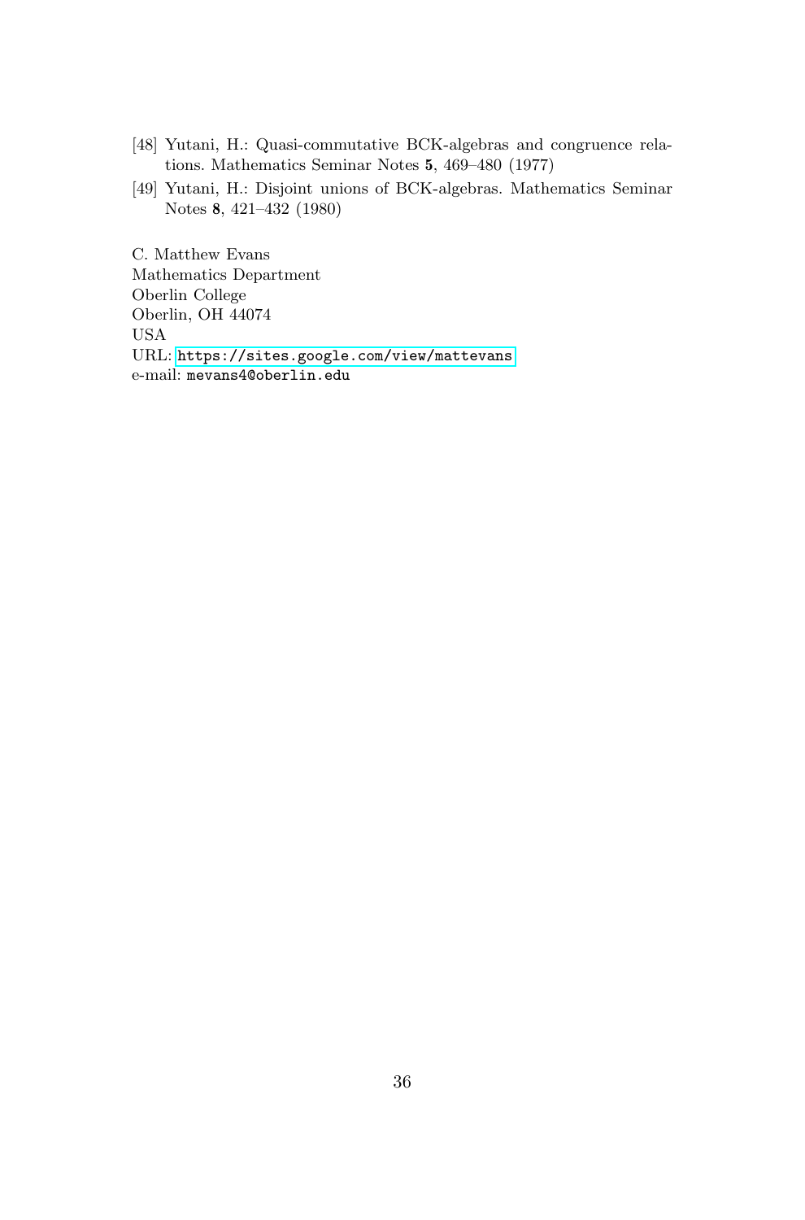[48] Yutani, H.: Quasi-commutative BCK-algebras and congruence relations. Mathematics Seminar Notes **5**, 469–480 (1977)

[49] Yutani, H.: Disjoint unions of BCK-algebras. Mathematics Seminar Notes **8**, 421–432 (1980)

C. Matthew Evans  
Mathematics Department  
Oberlin College  
Oberlin, OH 44074  
USA  
URL: https://sites.google.com/view/mattevans  
e-mail: mevans4@oberlin.edu